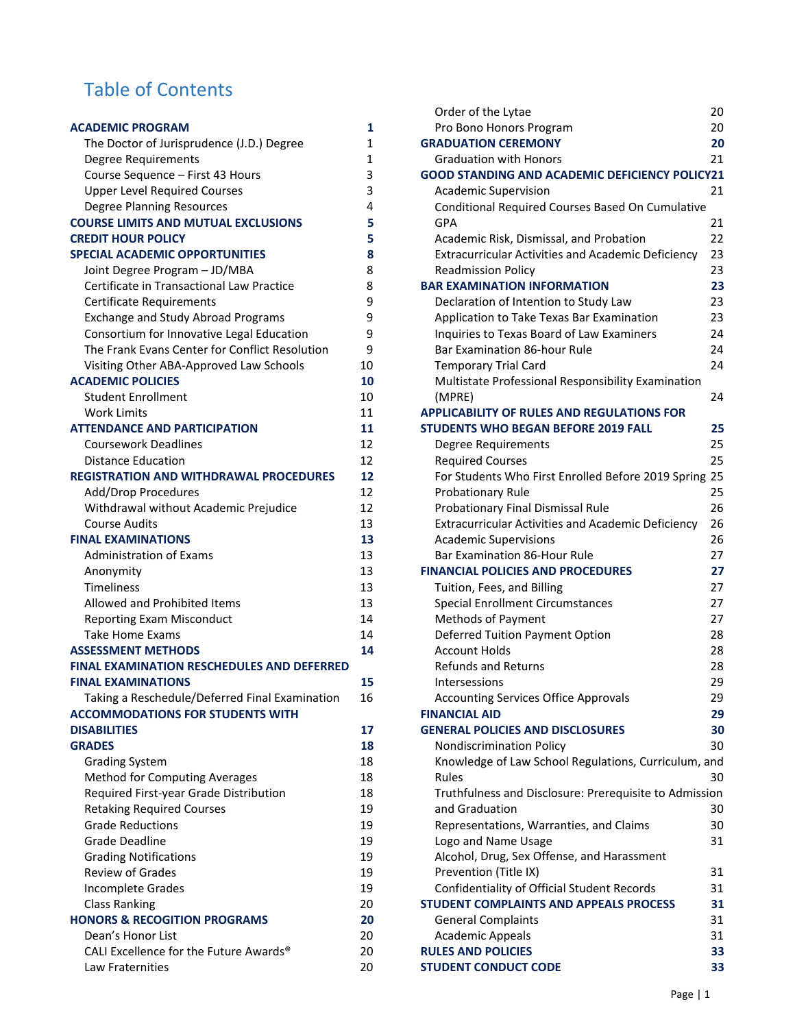# Table of Contents

| | |
|---|---|
| **ACADEMIC PROGRAM** | **1** |
| The Doctor of Jurisprudence (J.D.) Degree | 1 |
| Degree Requirements | 1 |
| Course Sequence – First 43 Hours | 3 |
| Upper Level Required Courses | 3 |
| Degree Planning Resources | 4 |
| **COURSE LIMITS AND MUTUAL EXCLUSIONS** | **5** |
| **CREDIT HOUR POLICY** | **5** |
| **SPECIAL ACADEMIC OPPORTUNITIES** | **8** |
| Joint Degree Program – JD/MBA | 8 |
| Certificate in Transactional Law Practice | 8 |
| Certificate Requirements | 9 |
| Exchange and Study Abroad Programs | 9 |
| Consortium for Innovative Legal Education | 9 |
| The Frank Evans Center for Conflict Resolution | 9 |
| Visiting Other ABA-Approved Law Schools | 10 |
| **ACADEMIC POLICIES** | **10** |
| Student Enrollment | 10 |
| Work Limits | 11 |
| **ATTENDANCE AND PARTICIPATION** | **11** |
| Coursework Deadlines | 12 |
| Distance Education | 12 |
| **REGISTRATION AND WITHDRAWAL PROCEDURES** | **12** |
| Add/Drop Procedures | 12 |
| Withdrawal without Academic Prejudice | 12 |
| Course Audits | 13 |
| **FINAL EXAMINATIONS** | **13** |
| Administration of Exams | 13 |
| Anonymity | 13 |
| Timeliness | 13 |
| Allowed and Prohibited Items | 13 |
| Reporting Exam Misconduct | 14 |
| Take Home Exams | 14 |
| **ASSESSMENT METHODS** | **14** |
| **FINAL EXAMINATION RESCHEDULES AND DEFERRED FINAL EXAMINATIONS** | **15** |
| Taking a Reschedule/Deferred Final Examination | 16 |
| **ACCOMMODATIONS FOR STUDENTS WITH DISABILITIES** | **17** |
| **GRADES** | **18** |
| Grading System | 18 |
| Method for Computing Averages | 18 |
| Required First-year Grade Distribution | 18 |
| Retaking Required Courses | 19 |
| Grade Reductions | 19 |
| Grade Deadline | 19 |
| Grading Notifications | 19 |
| Review of Grades | 19 |
| Incomplete Grades | 19 |
| Class Ranking | 20 |
| **HONORS & RECOGITION PROGRAMS** | **20** |
| Dean's Honor List | 20 |
| CALI Excellence for the Future Awards® | 20 |
| Law Fraternities | 20 |
| Order of the Lytae | 20 |
| Pro Bono Honors Program | 20 |
| **GRADUATION CEREMONY** | **20** |
| Graduation with Honors | 21 |
| **GOOD STANDING AND ACADEMIC DEFICIENCY POLICY** | **21** |
| Academic Supervision | 21 |
| Conditional Required Courses Based On Cumulative GPA | 21 |
| Academic Risk, Dismissal, and Probation | 22 |
| Extracurricular Activities and Academic Deficiency | 23 |
| Readmission Policy | 23 |
| **BAR EXAMINATION INFORMATION** | **23** |
| Declaration of Intention to Study Law | 23 |
| Application to Take Texas Bar Examination | 23 |
| Inquiries to Texas Board of Law Examiners | 24 |
| Bar Examination 86-hour Rule | 24 |
| Temporary Trial Card | 24 |
| Multistate Professional Responsibility Examination (MPRE) | 24 |
| **APPLICABILITY OF RULES AND REGULATIONS FOR STUDENTS WHO BEGAN BEFORE 2019 FALL** | **25** |
| Degree Requirements | 25 |
| Required Courses | 25 |
| For Students Who First Enrolled Before 2019 Spring | 25 |
| Probationary Rule | 25 |
| Probationary Final Dismissal Rule | 26 |
| Extracurricular Activities and Academic Deficiency | 26 |
| Academic Supervisions | 26 |
| Bar Examination 86-Hour Rule | 27 |
| **FINANCIAL POLICIES AND PROCEDURES** | **27** |
| Tuition, Fees, and Billing | 27 |
| Special Enrollment Circumstances | 27 |
| Methods of Payment | 27 |
| Deferred Tuition Payment Option | 28 |
| Account Holds | 28 |
| Refunds and Returns | 28 |
| Intersessions | 29 |
| Accounting Services Office Approvals | 29 |
| **FINANCIAL AID** | **29** |
| **GENERAL POLICIES AND DISCLOSURES** | **30** |
| Nondiscrimination Policy | 30 |
| Knowledge of Law School Regulations, Curriculum, and Rules | 30 |
| Truthfulness and Disclosure: Prerequisite to Admission and Graduation | 30 |
| Representations, Warranties, and Claims | 30 |
| Logo and Name Usage | 31 |
| Alcohol, Drug, Sex Offense, and Harassment Prevention (Title IX) | 31 |
| Confidentiality of Official Student Records | 31 |
| **STUDENT COMPLAINTS AND APPEALS PROCESS** | **31** |
| General Complaints | 31 |
| Academic Appeals | 31 |
| **RULES AND POLICIES** | **33** |
| **STUDENT CONDUCT CODE** | **33** |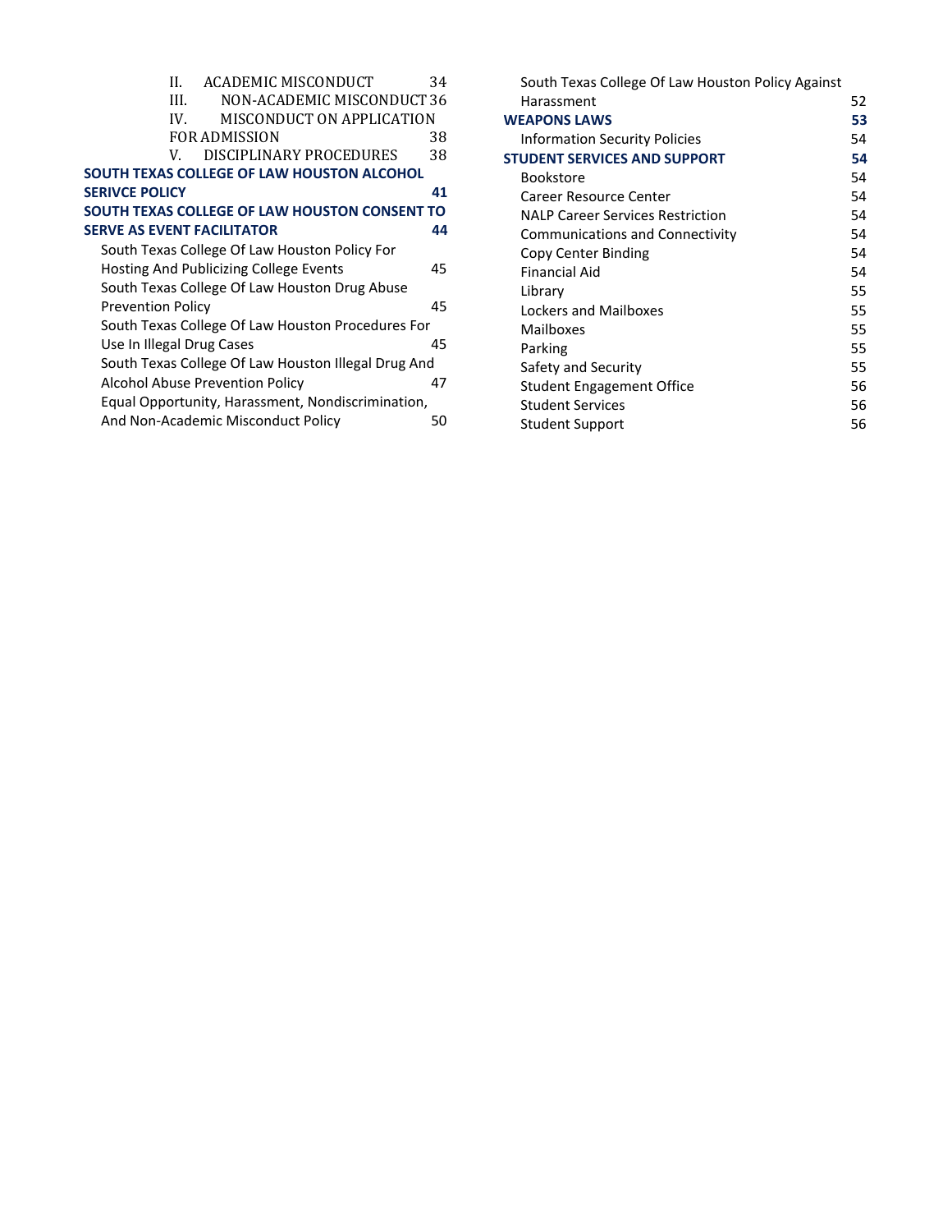II. ACADEMIC MISCONDUCT 34

III. NON-ACADEMIC MISCONDUCT 36

IV. MISCONDUCT ON APPLICATION FOR ADMISSION 38

V. DISCIPLINARY PROCEDURES 38

**SOUTH TEXAS COLLEGE OF LAW HOUSTON ALCOHOL SERIVCE POLICY 41**

**SOUTH TEXAS COLLEGE OF LAW HOUSTON CONSENT TO SERVE AS EVENT FACILITATOR 44**

South Texas College Of Law Houston Policy For Hosting And Publicizing College Events 45

South Texas College Of Law Houston Drug Abuse Prevention Policy 45

South Texas College Of Law Houston Procedures For Use In Illegal Drug Cases 45

South Texas College Of Law Houston Illegal Drug And Alcohol Abuse Prevention Policy 47

Equal Opportunity, Harassment, Nondiscrimination, And Non-Academic Misconduct Policy 50

South Texas College Of Law Houston Policy Against Harassment 52

**WEAPONS LAWS 53**

Information Security Policies 54

**STUDENT SERVICES AND SUPPORT 54**

Bookstore 54

Career Resource Center 54

NALP Career Services Restriction 54

Communications and Connectivity 54

Copy Center Binding 54

Financial Aid 54

Library 55

Lockers and Mailboxes 55

Mailboxes 55

Parking 55

Safety and Security 55

Student Engagement Office 56

Student Services 56

Student Support 56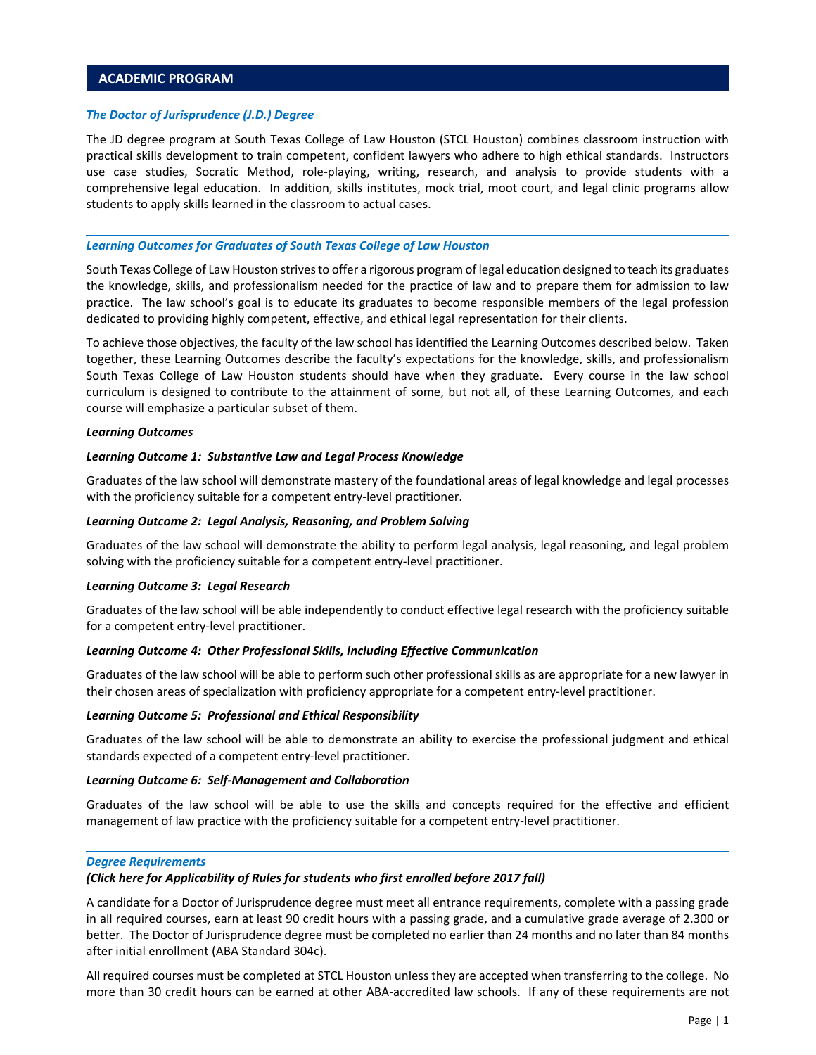## ACADEMIC PROGRAM

### *The Doctor of Jurisprudence (J.D.) Degree*

The JD degree program at South Texas College of Law Houston (STCL Houston) combines classroom instruction with practical skills development to train competent, confident lawyers who adhere to high ethical standards. Instructors use case studies, Socratic Method, role-playing, writing, research, and analysis to provide students with a comprehensive legal education. In addition, skills institutes, mock trial, moot court, and legal clinic programs allow students to apply skills learned in the classroom to actual cases.

### *Learning Outcomes for Graduates of South Texas College of Law Houston*

South Texas College of Law Houston strives to offer a rigorous program of legal education designed to teach its graduates the knowledge, skills, and professionalism needed for the practice of law and to prepare them for admission to law practice. The law school's goal is to educate its graduates to become responsible members of the legal profession dedicated to providing highly competent, effective, and ethical legal representation for their clients.

To achieve those objectives, the faculty of the law school has identified the Learning Outcomes described below. Taken together, these Learning Outcomes describe the faculty's expectations for the knowledge, skills, and professionalism South Texas College of Law Houston students should have when they graduate. Every course in the law school curriculum is designed to contribute to the attainment of some, but not all, of these Learning Outcomes, and each course will emphasize a particular subset of them.

***Learning Outcomes***

***Learning Outcome 1: Substantive Law and Legal Process Knowledge***

Graduates of the law school will demonstrate mastery of the foundational areas of legal knowledge and legal processes with the proficiency suitable for a competent entry-level practitioner.

***Learning Outcome 2: Legal Analysis, Reasoning, and Problem Solving***

Graduates of the law school will demonstrate the ability to perform legal analysis, legal reasoning, and legal problem solving with the proficiency suitable for a competent entry-level practitioner.

***Learning Outcome 3: Legal Research***

Graduates of the law school will be able independently to conduct effective legal research with the proficiency suitable for a competent entry-level practitioner.

***Learning Outcome 4: Other Professional Skills, Including Effective Communication***

Graduates of the law school will be able to perform such other professional skills as are appropriate for a new lawyer in their chosen areas of specialization with proficiency appropriate for a competent entry-level practitioner.

***Learning Outcome 5: Professional and Ethical Responsibility***

Graduates of the law school will be able to demonstrate an ability to exercise the professional judgment and ethical standards expected of a competent entry-level practitioner.

***Learning Outcome 6: Self-Management and Collaboration***

Graduates of the law school will be able to use the skills and concepts required for the effective and efficient management of law practice with the proficiency suitable for a competent entry-level practitioner.

### *Degree Requirements*

***(Click here for Applicability of Rules for students who first enrolled before 2017 fall)***

A candidate for a Doctor of Jurisprudence degree must meet all entrance requirements, complete with a passing grade in all required courses, earn at least 90 credit hours with a passing grade, and a cumulative grade average of 2.300 or better. The Doctor of Jurisprudence degree must be completed no earlier than 24 months and no later than 84 months after initial enrollment (ABA Standard 304c).

All required courses must be completed at STCL Houston unless they are accepted when transferring to the college. No more than 30 credit hours can be earned at other ABA-accredited law schools. If any of these requirements are not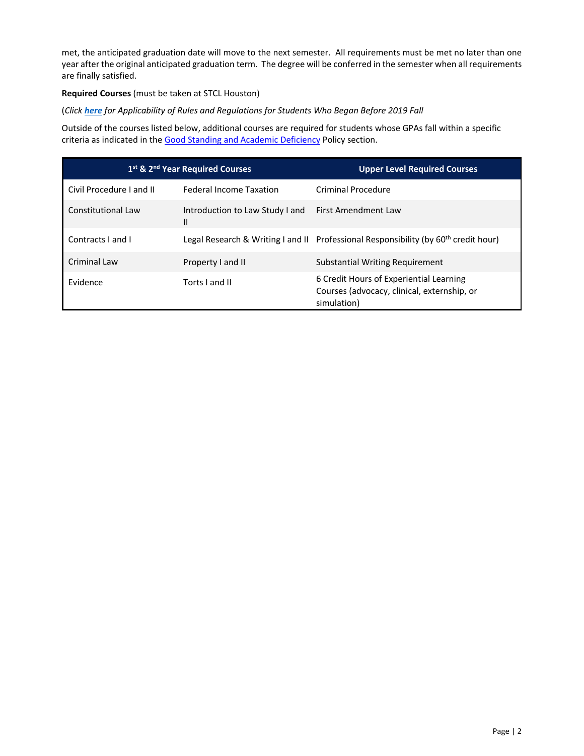met, the anticipated graduation date will move to the next semester. All requirements must be met no later than one year after the original anticipated graduation term. The degree will be conferred in the semester when all requirements are finally satisfied.

**Required Courses** (must be taken at STCL Houston)

(*Click* [***here***]() *for Applicability of Rules and Regulations for Students Who Began Before 2019 Fall*

Outside of the courses listed below, additional courses are required for students whose GPAs fall within a specific criteria as indicated in the [Good Standing and Academic Deficiency]() Policy section.

| 1st & 2nd Year Required Courses | | Upper Level Required Courses |
|---|---|---|
| Civil Procedure I and II | Federal Income Taxation | Criminal Procedure |
| Constitutional Law | Introduction to Law Study I and II | First Amendment Law |
| Contracts I and I | Legal Research & Writing I and II | Professional Responsibility (by 60th credit hour) |
| Criminal Law | Property I and II | Substantial Writing Requirement |
| Evidence | Torts I and II | 6 Credit Hours of Experiential Learning Courses (advocacy, clinical, externship, or simulation) |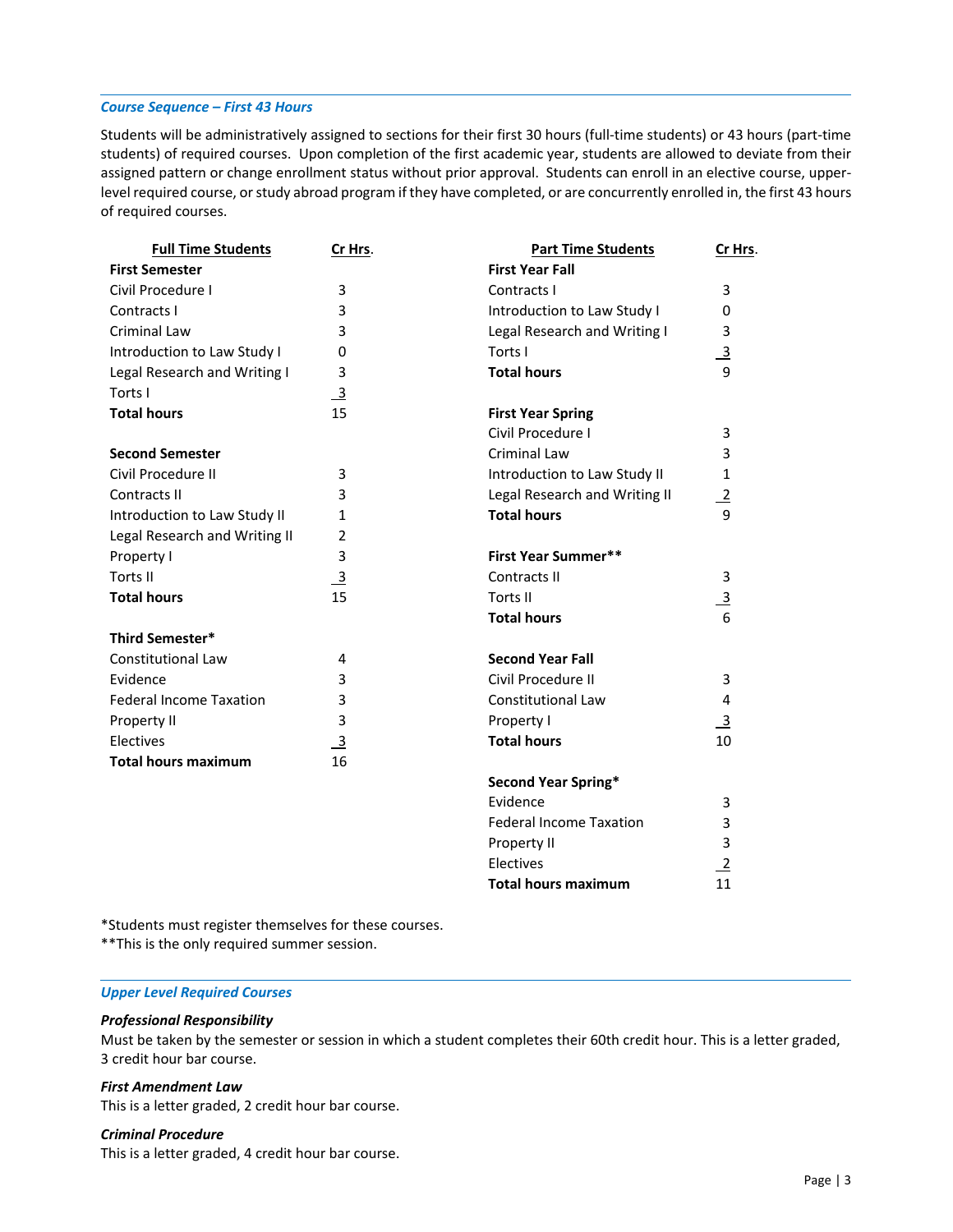### *Course Sequence – First 43 Hours*

Students will be administratively assigned to sections for their first 30 hours (full-time students) or 43 hours (part-time students) of required courses. Upon completion of the first academic year, students are allowed to deviate from their assigned pattern or change enrollment status without prior approval. Students can enroll in an elective course, upper-level required course, or study abroad program if they have completed, or are concurrently enrolled in, the first 43 hours of required courses.

| Full Time Students | Cr Hrs. |
|---|---|
| **First Semester** | |
| Civil Procedure I | 3 |
| Contracts I | 3 |
| Criminal Law | 3 |
| Introduction to Law Study I | 0 |
| Legal Research and Writing I | 3 |
| Torts I | 3 |
| **Total hours** | 15 |
| **Second Semester** | |
| Civil Procedure II | 3 |
| Contracts II | 3 |
| Introduction to Law Study II | 1 |
| Legal Research and Writing II | 2 |
| Property I | 3 |
| Torts II | 3 |
| **Total hours** | 15 |
| **Third Semester*** | |
| Constitutional Law | 4 |
| Evidence | 3 |
| Federal Income Taxation | 3 |
| Property II | 3 |
| Electives | 3 |
| **Total hours maximum** | 16 |

| Part Time Students | Cr Hrs. |
|---|---|
| **First Year Fall** | |
| Contracts I | 3 |
| Introduction to Law Study I | 0 |
| Legal Research and Writing I | 3 |
| Torts I | 3 |
| **Total hours** | 9 |
| **First Year Spring** | |
| Civil Procedure I | 3 |
| Criminal Law | 3 |
| Introduction to Law Study II | 1 |
| Legal Research and Writing II | 2 |
| **Total hours** | 9 |
| **First Year Summer**** | |
| Contracts II | 3 |
| Torts II | 3 |
| **Total hours** | 6 |
| **Second Year Fall** | |
| Civil Procedure II | 3 |
| Constitutional Law | 4 |
| Property I | 3 |
| **Total hours** | 10 |
| **Second Year Spring*** | |
| Evidence | 3 |
| Federal Income Taxation | 3 |
| Property II | 3 |
| Electives | 2 |
| **Total hours maximum** | 11 |

*Students must register themselves for these courses.
**This is the only required summer session.

### *Upper Level Required Courses*

***Professional Responsibility***
Must be taken by the semester or session in which a student completes their 60th credit hour. This is a letter graded, 3 credit hour bar course.

***First Amendment Law***
This is a letter graded, 2 credit hour bar course.

***Criminal Procedure***
This is a letter graded, 4 credit hour bar course.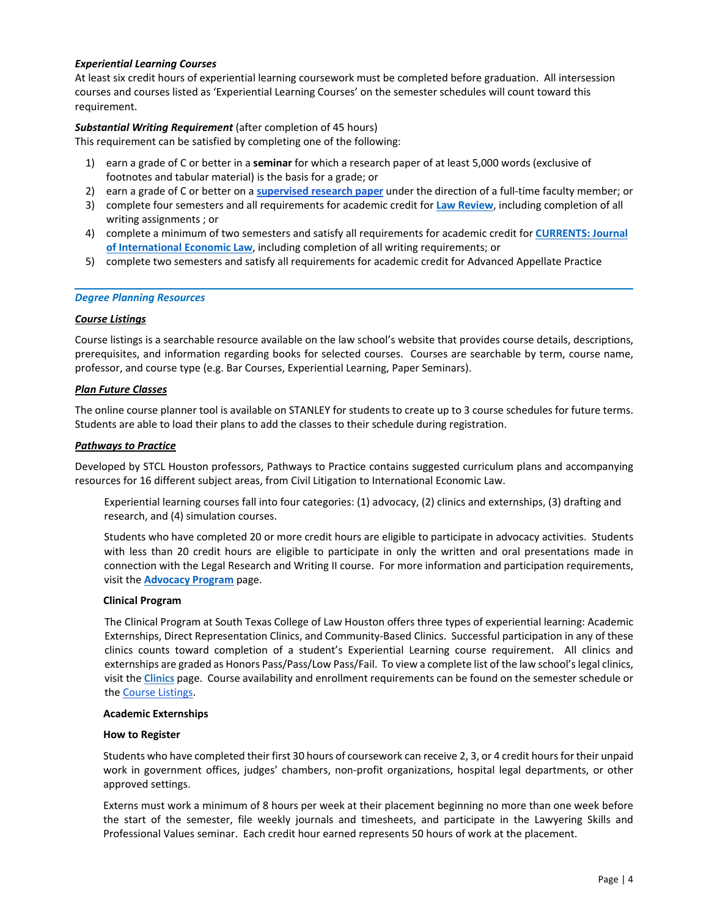***Experiential Learning Courses***

At least six credit hours of experiential learning coursework must be completed before graduation. All intersession courses and courses listed as 'Experiential Learning Courses' on the semester schedules will count toward this requirement.

***Substantial Writing Requirement*** (after completion of 45 hours)

This requirement can be satisfied by completing one of the following:

1) earn a grade of C or better in a **seminar** for which a research paper of at least 5,000 words (exclusive of footnotes and tabular material) is the basis for a grade; or
2) earn a grade of C or better on a **supervised research paper** under the direction of a full-time faculty member; or
3) complete four semesters and all requirements for academic credit for **Law Review**, including completion of all writing assignments ; or
4) complete a minimum of two semesters and satisfy all requirements for academic credit for **CURRENTS: Journal of International Economic Law**, including completion of all writing requirements; or
5) complete two semesters and satisfy all requirements for academic credit for Advanced Appellate Practice

---

***Degree Planning Resources***

***Course Listings***

Course listings is a searchable resource available on the law school's website that provides course details, descriptions, prerequisites, and information regarding books for selected courses. Courses are searchable by term, course name, professor, and course type (e.g. Bar Courses, Experiential Learning, Paper Seminars).

***Plan Future Classes***

The online course planner tool is available on STANLEY for students to create up to 3 course schedules for future terms. Students are able to load their plans to add the classes to their schedule during registration.

***Pathways to Practice***

Developed by STCL Houston professors, Pathways to Practice contains suggested curriculum plans and accompanying resources for 16 different subject areas, from Civil Litigation to International Economic Law.

Experiential learning courses fall into four categories: (1) advocacy, (2) clinics and externships, (3) drafting and research, and (4) simulation courses.

Students who have completed 20 or more credit hours are eligible to participate in advocacy activities. Students with less than 20 credit hours are eligible to participate in only the written and oral presentations made in connection with the Legal Research and Writing II course. For more information and participation requirements, visit the **Advocacy Program** page.

**Clinical Program**

The Clinical Program at South Texas College of Law Houston offers three types of experiential learning: Academic Externships, Direct Representation Clinics, and Community-Based Clinics. Successful participation in any of these clinics counts toward completion of a student's Experiential Learning course requirement. All clinics and externships are graded as Honors Pass/Pass/Low Pass/Fail. To view a complete list of the law school's legal clinics, visit the **Clinics** page. Course availability and enrollment requirements can be found on the semester schedule or the Course Listings.

**Academic Externships**

**How to Register**

Students who have completed their first 30 hours of coursework can receive 2, 3, or 4 credit hours for their unpaid work in government offices, judges' chambers, non-profit organizations, hospital legal departments, or other approved settings.

Externs must work a minimum of 8 hours per week at their placement beginning no more than one week before the start of the semester, file weekly journals and timesheets, and participate in the Lawyering Skills and Professional Values seminar. Each credit hour earned represents 50 hours of work at the placement.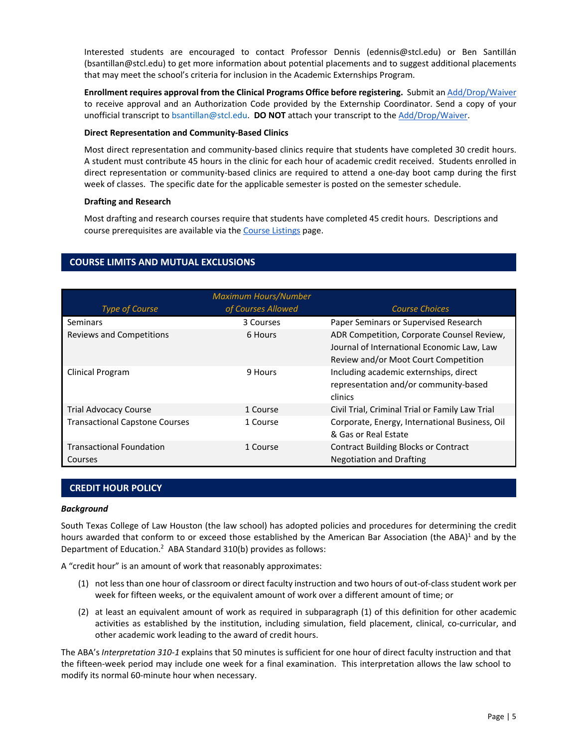Interested students are encouraged to contact Professor Dennis (edennis@stcl.edu) or Ben Santillán (bsantillan@stcl.edu) to get more information about potential placements and to suggest additional placements that may meet the school's criteria for inclusion in the Academic Externships Program.

**Enrollment requires approval from the Clinical Programs Office before registering.** Submit an Add/Drop/Waiver to receive approval and an Authorization Code provided by the Externship Coordinator. Send a copy of your unofficial transcript to bsantillan@stcl.edu. **DO NOT** attach your transcript to the Add/Drop/Waiver.

**Direct Representation and Community-Based Clinics**

Most direct representation and community-based clinics require that students have completed 30 credit hours. A student must contribute 45 hours in the clinic for each hour of academic credit received. Students enrolled in direct representation or community-based clinics are required to attend a one-day boot camp during the first week of classes. The specific date for the applicable semester is posted on the semester schedule.

**Drafting and Research**

Most drafting and research courses require that students have completed 45 credit hours. Descriptions and course prerequisites are available via the Course Listings page.

## COURSE LIMITS AND MUTUAL EXCLUSIONS

| *Type of Course* | *Maximum Hours/Number of Courses Allowed* | *Course Choices* |
|---|---|---|
| Seminars | 3 Courses | Paper Seminars or Supervised Research |
| Reviews and Competitions | 6 Hours | ADR Competition, Corporate Counsel Review, Journal of International Economic Law, Law Review and/or Moot Court Competition |
| Clinical Program | 9 Hours | Including academic externships, direct representation and/or community-based clinics |
| Trial Advocacy Course | 1 Course | Civil Trial, Criminal Trial or Family Law Trial |
| Transactional Capstone Courses | 1 Course | Corporate, Energy, International Business, Oil & Gas or Real Estate |
| Transactional Foundation Courses | 1 Course | Contract Building Blocks or Contract Negotiation and Drafting |

## CREDIT HOUR POLICY

***Background***

South Texas College of Law Houston (the law school) has adopted policies and procedures for determining the credit hours awarded that conform to or exceed those established by the American Bar Association (the ABA)[1] and by the Department of Education.[2] ABA Standard 310(b) provides as follows:

A "credit hour" is an amount of work that reasonably approximates:

(1) not less than one hour of classroom or direct faculty instruction and two hours of out-of-class student work per week for fifteen weeks, or the equivalent amount of work over a different amount of time; or

(2) at least an equivalent amount of work as required in subparagraph (1) of this definition for other academic activities as established by the institution, including simulation, field placement, clinical, co-curricular, and other academic work leading to the award of credit hours.

The ABA's *Interpretation 310-1* explains that 50 minutes is sufficient for one hour of direct faculty instruction and that the fifteen-week period may include one week for a final examination. This interpretation allows the law school to modify its normal 60-minute hour when necessary.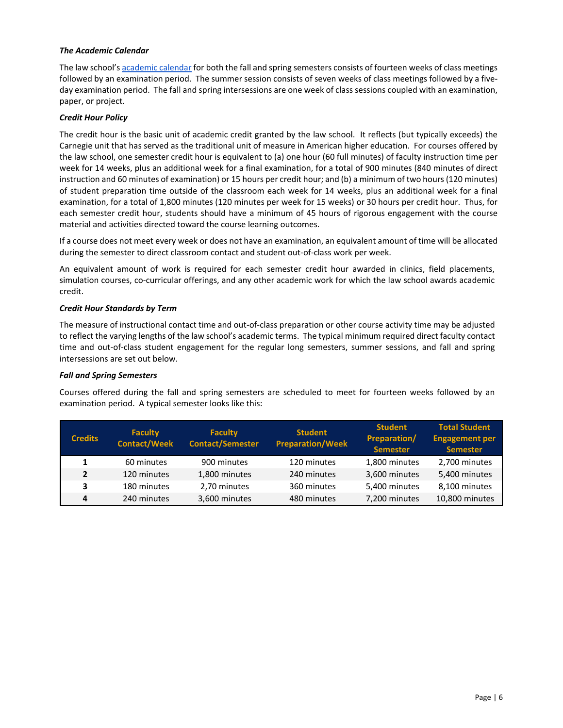### *The Academic Calendar*

The law school's [academic calendar](academic calendar) for both the fall and spring semesters consists of fourteen weeks of class meetings followed by an examination period. The summer session consists of seven weeks of class meetings followed by a five-day examination period. The fall and spring intersessions are one week of class sessions coupled with an examination, paper, or project.

### *Credit Hour Policy*

The credit hour is the basic unit of academic credit granted by the law school. It reflects (but typically exceeds) the Carnegie unit that has served as the traditional unit of measure in American higher education. For courses offered by the law school, one semester credit hour is equivalent to (a) one hour (60 full minutes) of faculty instruction time per week for 14 weeks, plus an additional week for a final examination, for a total of 900 minutes (840 minutes of direct instruction and 60 minutes of examination) or 15 hours per credit hour; and (b) a minimum of two hours (120 minutes) of student preparation time outside of the classroom each week for 14 weeks, plus an additional week for a final examination, for a total of 1,800 minutes (120 minutes per week for 15 weeks) or 30 hours per credit hour. Thus, for each semester credit hour, students should have a minimum of 45 hours of rigorous engagement with the course material and activities directed toward the course learning outcomes.

If a course does not meet every week or does not have an examination, an equivalent amount of time will be allocated during the semester to direct classroom contact and student out-of-class work per week.

An equivalent amount of work is required for each semester credit hour awarded in clinics, field placements, simulation courses, co-curricular offerings, and any other academic work for which the law school awards academic credit.

### *Credit Hour Standards by Term*

The measure of instructional contact time and out-of-class preparation or other course activity time may be adjusted to reflect the varying lengths of the law school's academic terms. The typical minimum required direct faculty contact time and out-of-class student engagement for the regular long semesters, summer sessions, and fall and spring intersessions are set out below.

#### *Fall and Spring Semesters*

Courses offered during the fall and spring semesters are scheduled to meet for fourteen weeks followed by an examination period. A typical semester looks like this:

| Credits | Faculty Contact/Week | Faculty Contact/Semester | Student Preparation/Week | Student Preparation/ Semester | Total Student Engagement per Semester |
|---|---|---|---|---|---|
| **1** | 60 minutes | 900 minutes | 120 minutes | 1,800 minutes | 2,700 minutes |
| **2** | 120 minutes | 1,800 minutes | 240 minutes | 3,600 minutes | 5,400 minutes |
| **3** | 180 minutes | 2,70 minutes | 360 minutes | 5,400 minutes | 8,100 minutes |
| **4** | 240 minutes | 3,600 minutes | 480 minutes | 7,200 minutes | 10,800 minutes |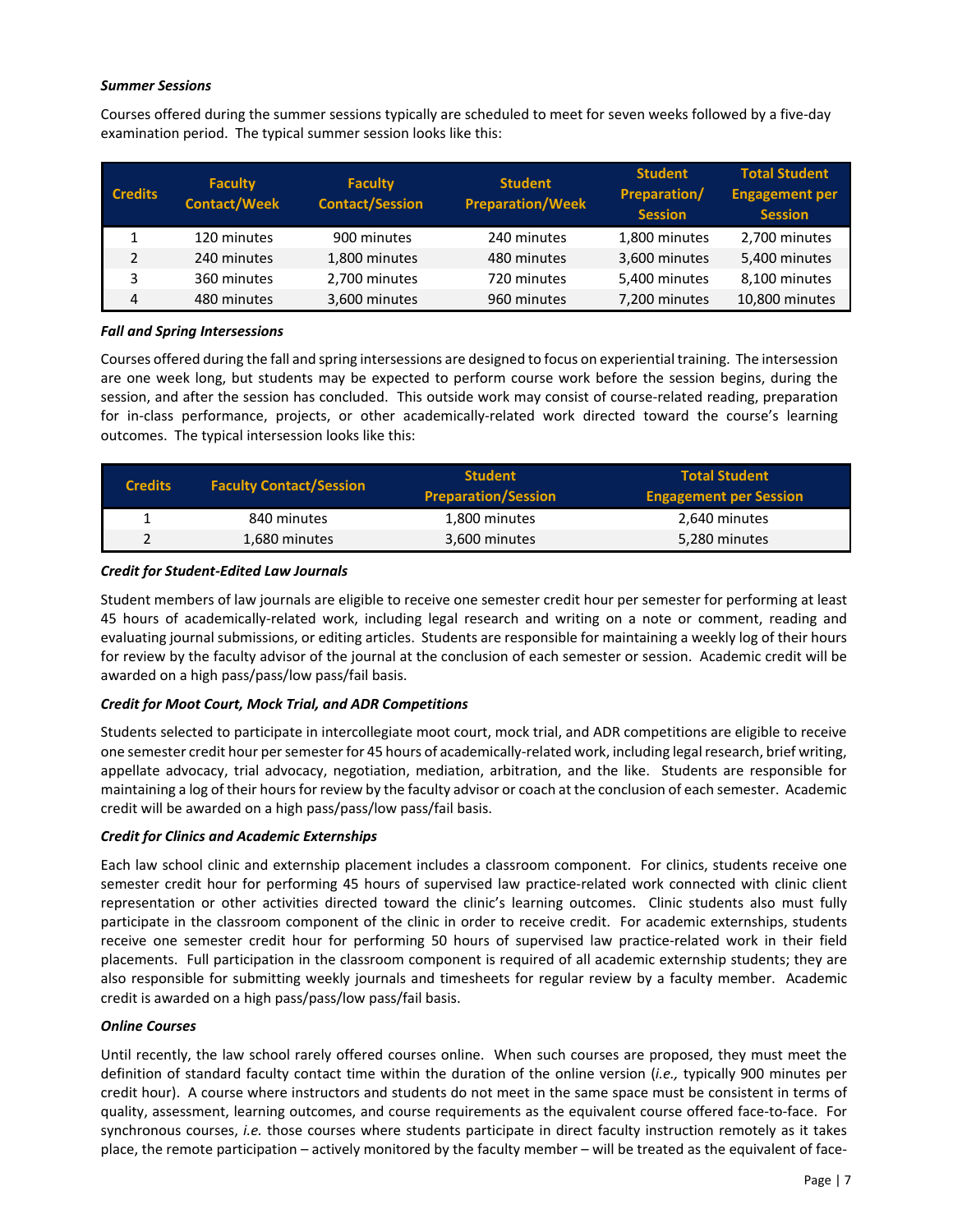***Summer Sessions***

Courses offered during the summer sessions typically are scheduled to meet for seven weeks followed by a five-day examination period. The typical summer session looks like this:

| Credits | Faculty Contact/Week | Faculty Contact/Session | Student Preparation/Week | Student Preparation/ Session | Total Student Engagement per Session |
|---|---|---|---|---|---|
| 1 | 120 minutes | 900 minutes | 240 minutes | 1,800 minutes | 2,700 minutes |
| 2 | 240 minutes | 1,800 minutes | 480 minutes | 3,600 minutes | 5,400 minutes |
| 3 | 360 minutes | 2,700 minutes | 720 minutes | 5,400 minutes | 8,100 minutes |
| 4 | 480 minutes | 3,600 minutes | 960 minutes | 7,200 minutes | 10,800 minutes |

***Fall and Spring Intersessions***

Courses offered during the fall and spring intersessions are designed to focus on experiential training. The intersession are one week long, but students may be expected to perform course work before the session begins, during the session, and after the session has concluded. This outside work may consist of course-related reading, preparation for in-class performance, projects, or other academically-related work directed toward the course's learning outcomes. The typical intersession looks like this:

| Credits | Faculty Contact/Session | Student Preparation/Session | Total Student Engagement per Session |
|---|---|---|---|
| 1 | 840 minutes | 1,800 minutes | 2,640 minutes |
| 2 | 1,680 minutes | 3,600 minutes | 5,280 minutes |

***Credit for Student-Edited Law Journals***

Student members of law journals are eligible to receive one semester credit hour per semester for performing at least 45 hours of academically-related work, including legal research and writing on a note or comment, reading and evaluating journal submissions, or editing articles. Students are responsible for maintaining a weekly log of their hours for review by the faculty advisor of the journal at the conclusion of each semester or session. Academic credit will be awarded on a high pass/pass/low pass/fail basis.

***Credit for Moot Court, Mock Trial, and ADR Competitions***

Students selected to participate in intercollegiate moot court, mock trial, and ADR competitions are eligible to receive one semester credit hour per semester for 45 hours of academically-related work, including legal research, brief writing, appellate advocacy, trial advocacy, negotiation, mediation, arbitration, and the like. Students are responsible for maintaining a log of their hours for review by the faculty advisor or coach at the conclusion of each semester. Academic credit will be awarded on a high pass/pass/low pass/fail basis.

***Credit for Clinics and Academic Externships***

Each law school clinic and externship placement includes a classroom component. For clinics, students receive one semester credit hour for performing 45 hours of supervised law practice-related work connected with clinic client representation or other activities directed toward the clinic's learning outcomes. Clinic students also must fully participate in the classroom component of the clinic in order to receive credit. For academic externships, students receive one semester credit hour for performing 50 hours of supervised law practice-related work in their field placements. Full participation in the classroom component is required of all academic externship students; they are also responsible for submitting weekly journals and timesheets for regular review by a faculty member. Academic credit is awarded on a high pass/pass/low pass/fail basis.

***Online Courses***

Until recently, the law school rarely offered courses online. When such courses are proposed, they must meet the definition of standard faculty contact time within the duration of the online version (*i.e.,* typically 900 minutes per credit hour). A course where instructors and students do not meet in the same space must be consistent in terms of quality, assessment, learning outcomes, and course requirements as the equivalent course offered face-to-face. For synchronous courses, *i.e.* those courses where students participate in direct faculty instruction remotely as it takes place, the remote participation – actively monitored by the faculty member – will be treated as the equivalent of face-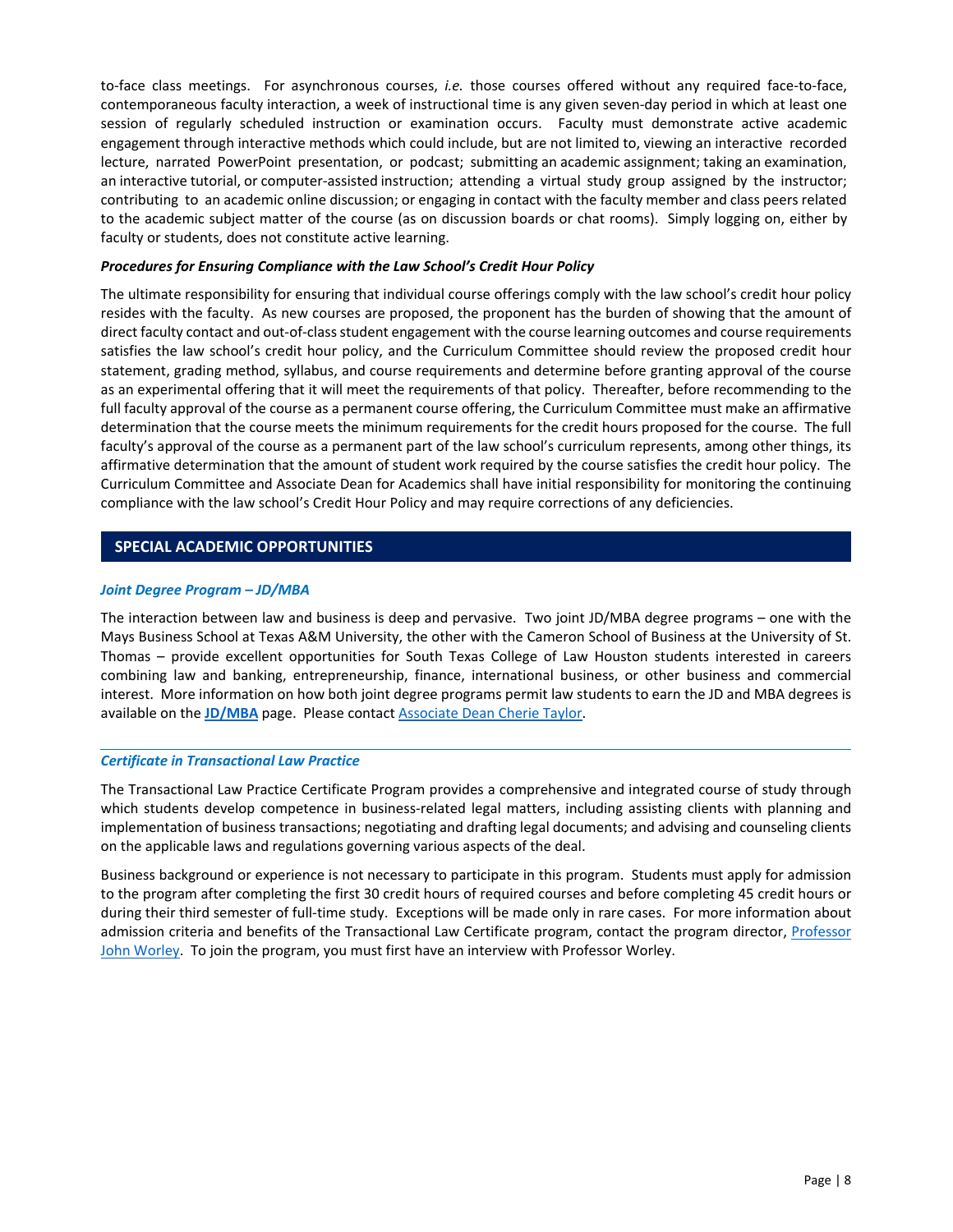to-face class meetings. For asynchronous courses, *i.e.* those courses offered without any required face-to-face, contemporaneous faculty interaction, a week of instructional time is any given seven-day period in which at least one session of regularly scheduled instruction or examination occurs. Faculty must demonstrate active academic engagement through interactive methods which could include, but are not limited to, viewing an interactive recorded lecture, narrated PowerPoint presentation, or podcast; submitting an academic assignment; taking an examination, an interactive tutorial, or computer-assisted instruction; attending a virtual study group assigned by the instructor; contributing to an academic online discussion; or engaging in contact with the faculty member and class peers related to the academic subject matter of the course (as on discussion boards or chat rooms). Simply logging on, either by faculty or students, does not constitute active learning.

***Procedures for Ensuring Compliance with the Law School's Credit Hour Policy***

The ultimate responsibility for ensuring that individual course offerings comply with the law school's credit hour policy resides with the faculty. As new courses are proposed, the proponent has the burden of showing that the amount of direct faculty contact and out-of-class student engagement with the course learning outcomes and course requirements satisfies the law school's credit hour policy, and the Curriculum Committee should review the proposed credit hour statement, grading method, syllabus, and course requirements and determine before granting approval of the course as an experimental offering that it will meet the requirements of that policy. Thereafter, before recommending to the full faculty approval of the course as a permanent course offering, the Curriculum Committee must make an affirmative determination that the course meets the minimum requirements for the credit hours proposed for the course. The full faculty's approval of the course as a permanent part of the law school's curriculum represents, among other things, its affirmative determination that the amount of student work required by the course satisfies the credit hour policy. The Curriculum Committee and Associate Dean for Academics shall have initial responsibility for monitoring the continuing compliance with the law school's Credit Hour Policy and may require corrections of any deficiencies.

## SPECIAL ACADEMIC OPPORTUNITIES

### *Joint Degree Program – JD/MBA*

The interaction between law and business is deep and pervasive. Two joint JD/MBA degree programs – one with the Mays Business School at Texas A&M University, the other with the Cameron School of Business at the University of St. Thomas – provide excellent opportunities for South Texas College of Law Houston students interested in careers combining law and banking, entrepreneurship, finance, international business, or other business and commercial interest. More information on how both joint degree programs permit law students to earn the JD and MBA degrees is available on the **JD/MBA** page. Please contact Associate Dean Cherie Taylor.

### *Certificate in Transactional Law Practice*

The Transactional Law Practice Certificate Program provides a comprehensive and integrated course of study through which students develop competence in business-related legal matters, including assisting clients with planning and implementation of business transactions; negotiating and drafting legal documents; and advising and counseling clients on the applicable laws and regulations governing various aspects of the deal.

Business background or experience is not necessary to participate in this program. Students must apply for admission to the program after completing the first 30 credit hours of required courses and before completing 45 credit hours or during their third semester of full-time study. Exceptions will be made only in rare cases. For more information about admission criteria and benefits of the Transactional Law Certificate program, contact the program director, Professor John Worley. To join the program, you must first have an interview with Professor Worley.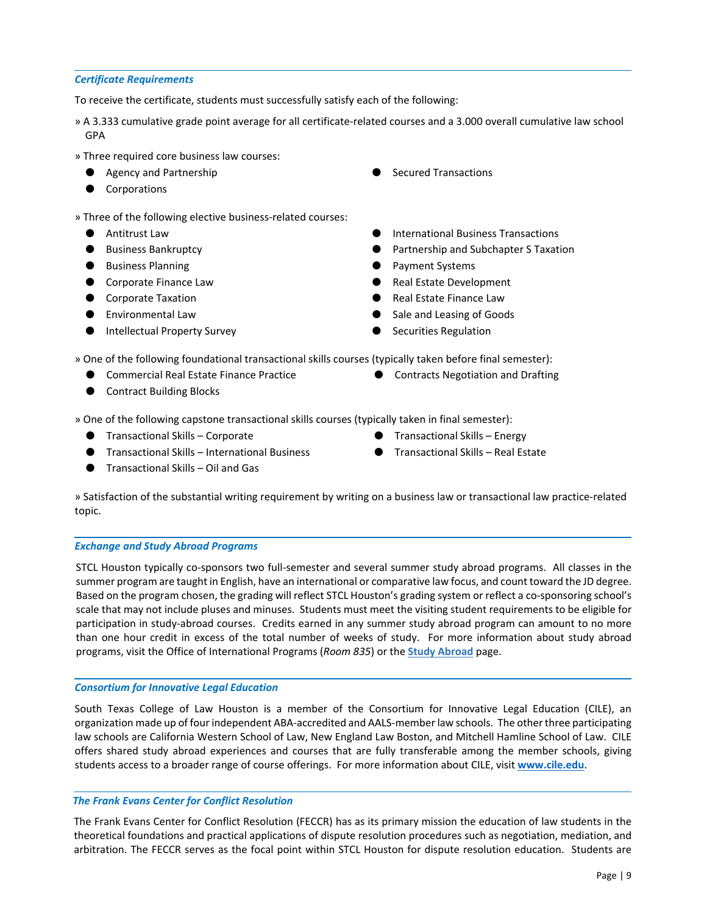### *Certificate Requirements*

To receive the certificate, students must successfully satisfy each of the following:

» A 3.333 cumulative grade point average for all certificate-related courses and a 3.000 overall cumulative law school GPA

» Three required core business law courses:

- Agency and Partnership
- Corporations
- Secured Transactions

» Three of the following elective business-related courses:

- Antitrust Law
- Business Bankruptcy
- Business Planning
- Corporate Finance Law
- Corporate Taxation
- Environmental Law
- Intellectual Property Survey
- International Business Transactions
- Partnership and Subchapter S Taxation
- Payment Systems
- Real Estate Development
- Real Estate Finance Law
- Sale and Leasing of Goods
- Securities Regulation

» One of the following foundational transactional skills courses (typically taken before final semester):

- Commercial Real Estate Finance Practice
- Contract Building Blocks
- Contracts Negotiation and Drafting

» One of the following capstone transactional skills courses (typically taken in final semester):

- Transactional Skills – Corporate
- Transactional Skills – International Business
- Transactional Skills – Oil and Gas
- Transactional Skills – Energy
- Transactional Skills – Real Estate

» Satisfaction of the substantial writing requirement by writing on a business law or transactional law practice-related topic.

### *Exchange and Study Abroad Programs*

STCL Houston typically co-sponsors two full-semester and several summer study abroad programs. All classes in the summer program are taught in English, have an international or comparative law focus, and count toward the JD degree. Based on the program chosen, the grading will reflect STCL Houston's grading system or reflect a co-sponsoring school's scale that may not include pluses and minuses. Students must meet the visiting student requirements to be eligible for participation in study-abroad courses. Credits earned in any summer study abroad program can amount to no more than one hour credit in excess of the total number of weeks of study. For more information about study abroad programs, visit the Office of International Programs (*Room 835*) or the **Study Abroad** page.

### *Consortium for Innovative Legal Education*

South Texas College of Law Houston is a member of the Consortium for Innovative Legal Education (CILE), an organization made up of four independent ABA-accredited and AALS-member law schools. The other three participating law schools are California Western School of Law, New England Law Boston, and Mitchell Hamline School of Law. CILE offers shared study abroad experiences and courses that are fully transferable among the member schools, giving students access to a broader range of course offerings. For more information about CILE, visit **www.cile.edu**.

### *The Frank Evans Center for Conflict Resolution*

The Frank Evans Center for Conflict Resolution (FECCR) has as its primary mission the education of law students in the theoretical foundations and practical applications of dispute resolution procedures such as negotiation, mediation, and arbitration. The FECCR serves as the focal point within STCL Houston for dispute resolution education. Students are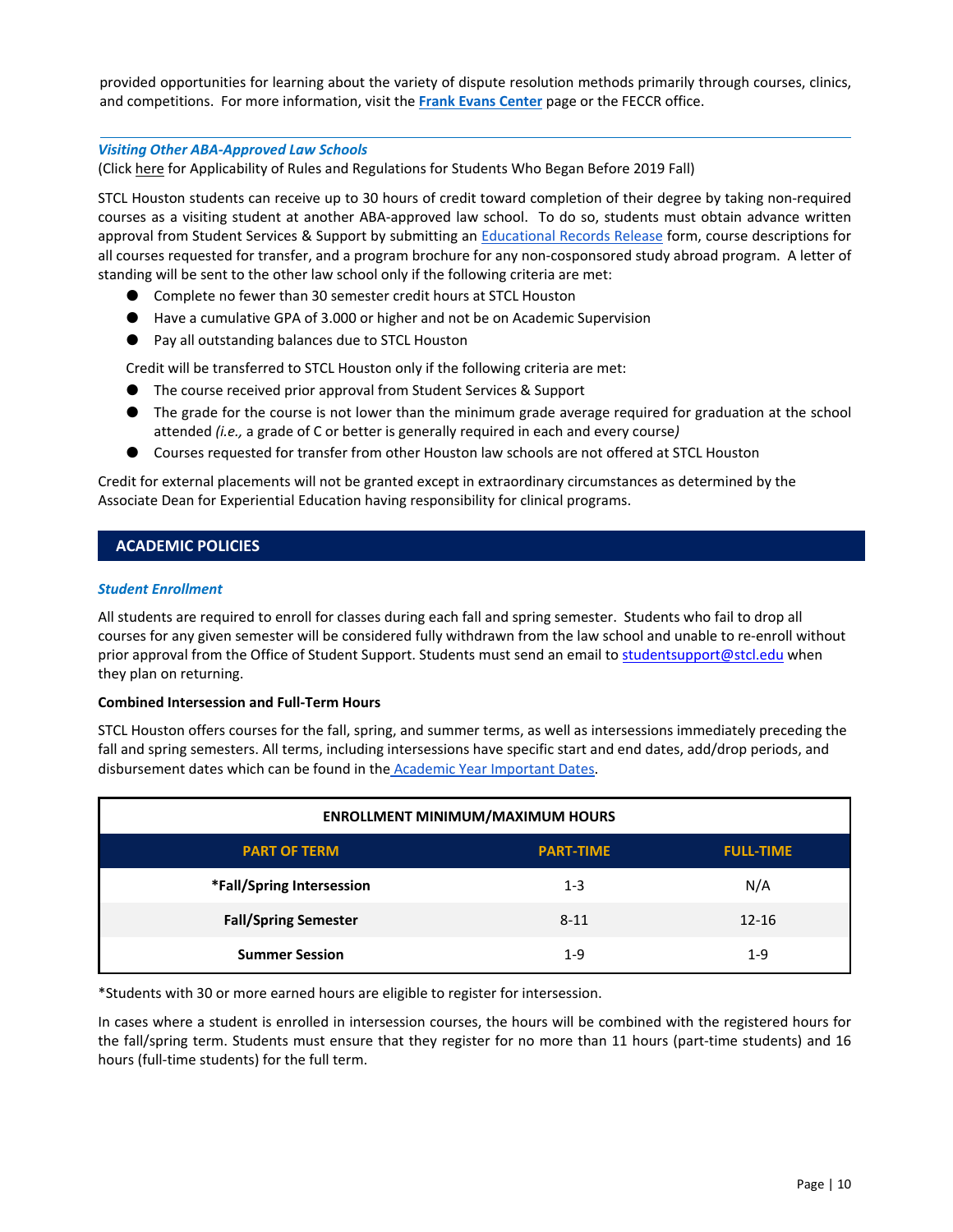provided opportunities for learning about the variety of dispute resolution methods primarily through courses, clinics, and competitions. For more information, visit the **[Frank Evans Center]** page or the FECCR office.

---

### *Visiting Other ABA-Approved Law Schools*

(Click here for Applicability of Rules and Regulations for Students Who Began Before 2019 Fall)

STCL Houston students can receive up to 30 hours of credit toward completion of their degree by taking non-required courses as a visiting student at another ABA-approved law school. To do so, students must obtain advance written approval from Student Services & Support by submitting an Educational Records Release form, course descriptions for all courses requested for transfer, and a program brochure for any non-cosponsored study abroad program. A letter of standing will be sent to the other law school only if the following criteria are met:

- Complete no fewer than 30 semester credit hours at STCL Houston
- Have a cumulative GPA of 3.000 or higher and not be on Academic Supervision
- Pay all outstanding balances due to STCL Houston

Credit will be transferred to STCL Houston only if the following criteria are met:

- The course received prior approval from Student Services & Support
- The grade for the course is not lower than the minimum grade average required for graduation at the school attended *(i.e.,* a grade of C or better is generally required in each and every course*)*
- Courses requested for transfer from other Houston law schools are not offered at STCL Houston

Credit for external placements will not be granted except in extraordinary circumstances as determined by the Associate Dean for Experiential Education having responsibility for clinical programs.

## ACADEMIC POLICIES

### *Student Enrollment*

All students are required to enroll for classes during each fall and spring semester. Students who fail to drop all courses for any given semester will be considered fully withdrawn from the law school and unable to re-enroll without prior approval from the Office of Student Support. Students must send an email to studentsupport@stcl.edu when they plan on returning.

**Combined Intersession and Full-Term Hours**

STCL Houston offers courses for the fall, spring, and summer terms, as well as intersessions immediately preceding the fall and spring semesters. All terms, including intersessions have specific start and end dates, add/drop periods, and disbursement dates which can be found in the Academic Year Important Dates.

| ENROLLMENT MINIMUM/MAXIMUM HOURS | | |
|---|---|---|
| **PART OF TERM** | **PART-TIME** | **FULL-TIME** |
| **\*Fall/Spring Intersession** | 1-3 | N/A |
| **Fall/Spring Semester** | 8-11 | 12-16 |
| **Summer Session** | 1-9 | 1-9 |

*Students with 30 or more earned hours are eligible to register for intersession.

In cases where a student is enrolled in intersession courses, the hours will be combined with the registered hours for the fall/spring term. Students must ensure that they register for no more than 11 hours (part-time students) and 16 hours (full-time students) for the full term.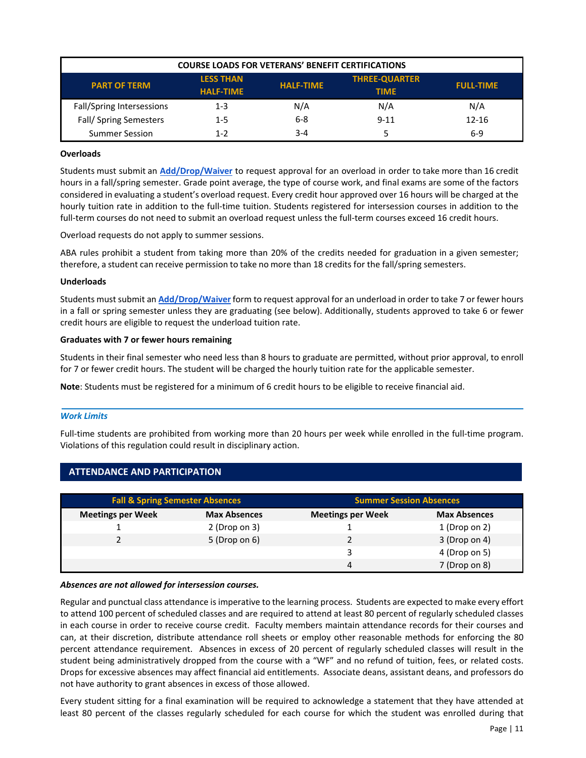| COURSE LOADS FOR VETERANS' BENEFIT CERTIFICATIONS | | | | |
|---|---|---|---|---|
| PART OF TERM | LESS THAN HALF-TIME | HALF-TIME | THREE-QUARTER TIME | FULL-TIME |
| Fall/Spring Intersessions | 1-3 | N/A | N/A | N/A |
| Fall/ Spring Semesters | 1-5 | 6-8 | 9-11 | 12-16 |
| Summer Session | 1-2 | 3-4 | 5 | 6-9 |

**Overloads**

Students must submit an **Add/Drop/Waiver** to request approval for an overload in order to take more than 16 credit hours in a fall/spring semester. Grade point average, the type of course work, and final exams are some of the factors considered in evaluating a student's overload request. Every credit hour approved over 16 hours will be charged at the hourly tuition rate in addition to the full-time tuition. Students registered for intersession courses in addition to the full-term courses do not need to submit an overload request unless the full-term courses exceed 16 credit hours.

Overload requests do not apply to summer sessions.

ABA rules prohibit a student from taking more than 20% of the credits needed for graduation in a given semester; therefore, a student can receive permission to take no more than 18 credits for the fall/spring semesters.

**Underloads**

Students must submit an **Add/Drop/Waiver** form to request approval for an underload in order to take 7 or fewer hours in a fall or spring semester unless they are graduating (see below). Additionally, students approved to take 6 or fewer credit hours are eligible to request the underload tuition rate.

**Graduates with 7 or fewer hours remaining**

Students in their final semester who need less than 8 hours to graduate are permitted, without prior approval, to enroll for 7 or fewer credit hours. The student will be charged the hourly tuition rate for the applicable semester.

**Note**: Students must be registered for a minimum of 6 credit hours to be eligible to receive financial aid.

### *Work Limits*

Full-time students are prohibited from working more than 20 hours per week while enrolled in the full-time program. Violations of this regulation could result in disciplinary action.

## ATTENDANCE AND PARTICIPATION

| Fall & Spring Semester Absences | | Summer Session Absences | |
|---|---|---|---|
| Meetings per Week | Max Absences | Meetings per Week | Max Absences |
| 1 | 2 (Drop on 3) | 1 | 1 (Drop on 2) |
| 2 | 5 (Drop on 6) | 2 | 3 (Drop on 4) |
| | | 3 | 4 (Drop on 5) |
| | | 4 | 7 (Drop on 8) |

***Absences are not allowed for intersession courses.***

Regular and punctual class attendance is imperative to the learning process. Students are expected to make every effort to attend 100 percent of scheduled classes and are required to attend at least 80 percent of regularly scheduled classes in each course in order to receive course credit. Faculty members maintain attendance records for their courses and can, at their discretion, distribute attendance roll sheets or employ other reasonable methods for enforcing the 80 percent attendance requirement. Absences in excess of 20 percent of regularly scheduled classes will result in the student being administratively dropped from the course with a "WF" and no refund of tuition, fees, or related costs. Drops for excessive absences may affect financial aid entitlements. Associate deans, assistant deans, and professors do not have authority to grant absences in excess of those allowed.

Every student sitting for a final examination will be required to acknowledge a statement that they have attended at least 80 percent of the classes regularly scheduled for each course for which the student was enrolled during that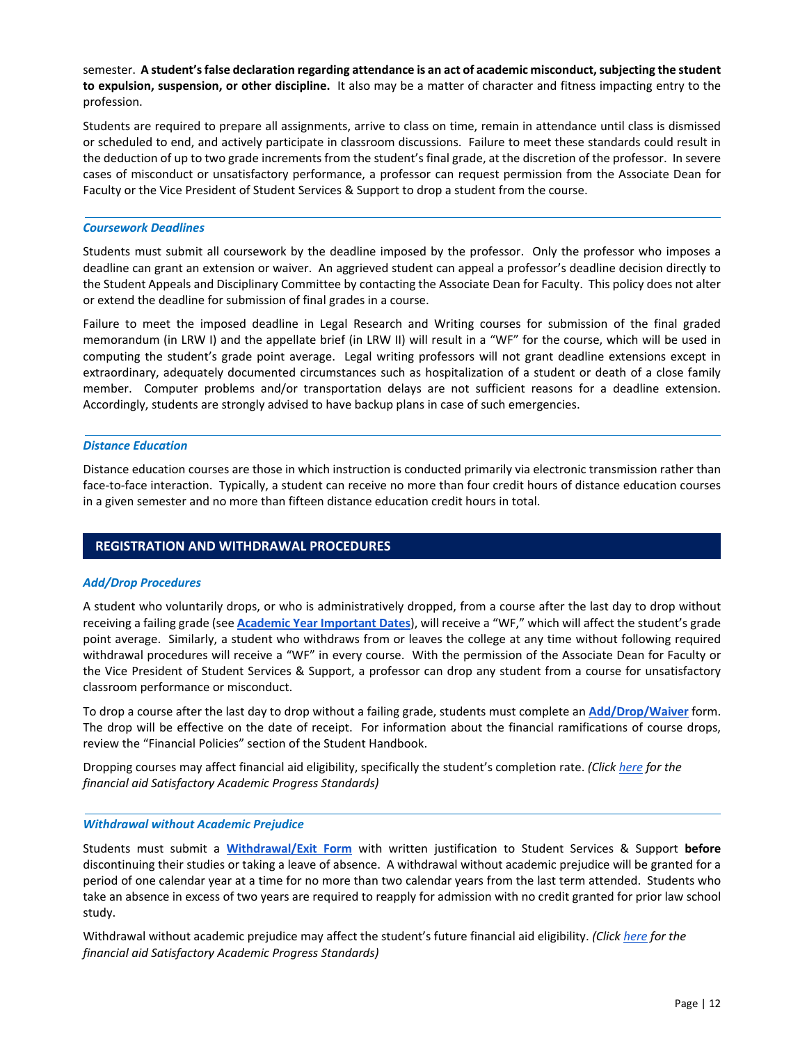semester. **A student's false declaration regarding attendance is an act of academic misconduct, subjecting the student to expulsion, suspension, or other discipline.** It also may be a matter of character and fitness impacting entry to the profession.

Students are required to prepare all assignments, arrive to class on time, remain in attendance until class is dismissed or scheduled to end, and actively participate in classroom discussions. Failure to meet these standards could result in the deduction of up to two grade increments from the student's final grade, at the discretion of the professor. In severe cases of misconduct or unsatisfactory performance, a professor can request permission from the Associate Dean for Faculty or the Vice President of Student Services & Support to drop a student from the course.

### *Coursework Deadlines*

Students must submit all coursework by the deadline imposed by the professor. Only the professor who imposes a deadline can grant an extension or waiver. An aggrieved student can appeal a professor's deadline decision directly to the Student Appeals and Disciplinary Committee by contacting the Associate Dean for Faculty. This policy does not alter or extend the deadline for submission of final grades in a course.

Failure to meet the imposed deadline in Legal Research and Writing courses for submission of the final graded memorandum (in LRW I) and the appellate brief (in LRW II) will result in a "WF" for the course, which will be used in computing the student's grade point average. Legal writing professors will not grant deadline extensions except in extraordinary, adequately documented circumstances such as hospitalization of a student or death of a close family member. Computer problems and/or transportation delays are not sufficient reasons for a deadline extension. Accordingly, students are strongly advised to have backup plans in case of such emergencies.

### *Distance Education*

Distance education courses are those in which instruction is conducted primarily via electronic transmission rather than face-to-face interaction. Typically, a student can receive no more than four credit hours of distance education courses in a given semester and no more than fifteen distance education credit hours in total.

## REGISTRATION AND WITHDRAWAL PROCEDURES

### *Add/Drop Procedures*

A student who voluntarily drops, or who is administratively dropped, from a course after the last day to drop without receiving a failing grade (see **Academic Year Important Dates**), will receive a "WF," which will affect the student's grade point average. Similarly, a student who withdraws from or leaves the college at any time without following required withdrawal procedures will receive a "WF" in every course. With the permission of the Associate Dean for Faculty or the Vice President of Student Services & Support, a professor can drop any student from a course for unsatisfactory classroom performance or misconduct.

To drop a course after the last day to drop without a failing grade, students must complete an **Add/Drop/Waiver** form. The drop will be effective on the date of receipt. For information about the financial ramifications of course drops, review the "Financial Policies" section of the Student Handbook.

Dropping courses may affect financial aid eligibility, specifically the student's completion rate. *(Click here for the financial aid Satisfactory Academic Progress Standards)*

### *Withdrawal without Academic Prejudice*

Students must submit a **Withdrawal/Exit Form** with written justification to Student Services & Support **before** discontinuing their studies or taking a leave of absence. A withdrawal without academic prejudice will be granted for a period of one calendar year at a time for no more than two calendar years from the last term attended. Students who take an absence in excess of two years are required to reapply for admission with no credit granted for prior law school study.

Withdrawal without academic prejudice may affect the student's future financial aid eligibility. *(Click here for the financial aid Satisfactory Academic Progress Standards)*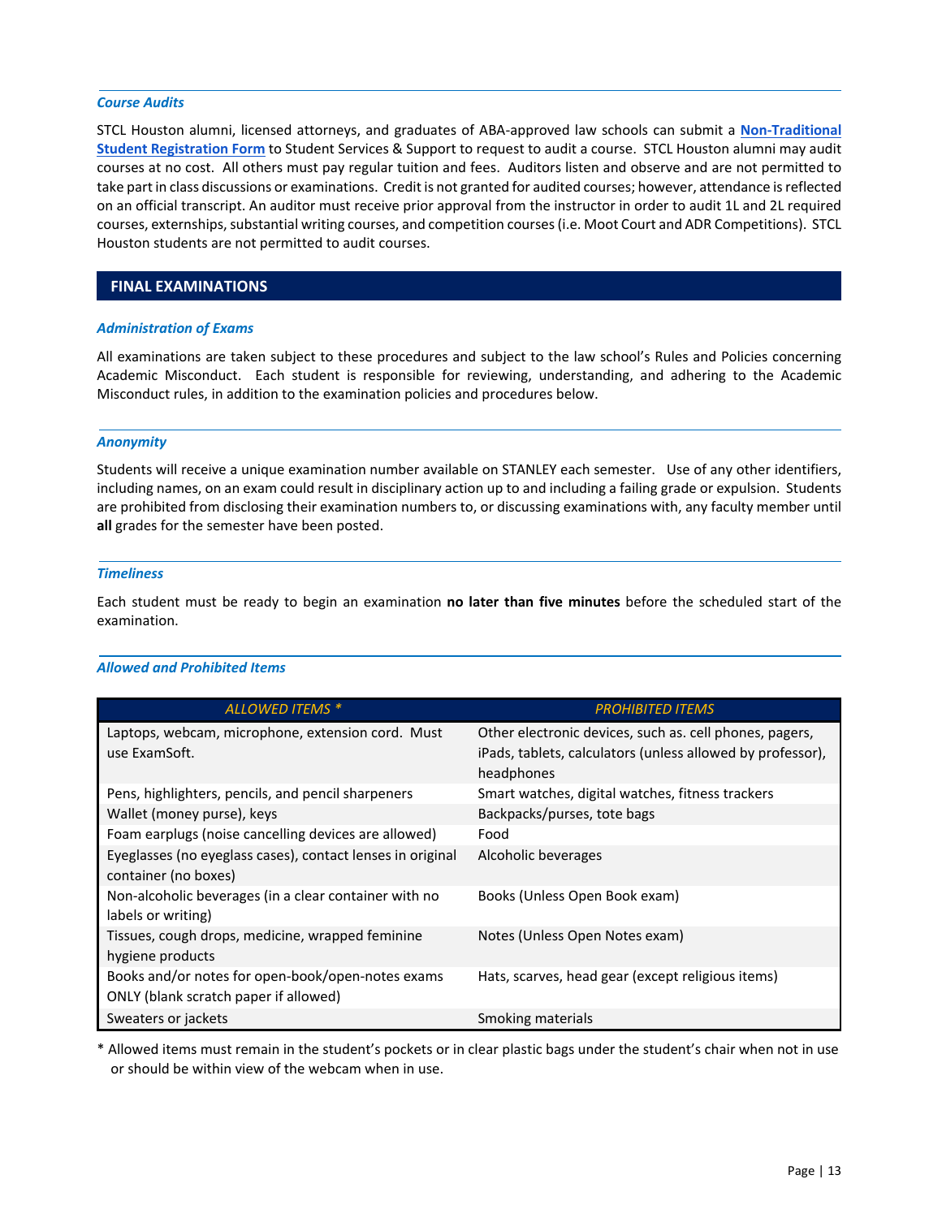### *Course Audits*

STCL Houston alumni, licensed attorneys, and graduates of ABA-approved law schools can submit a **Non-Traditional Student Registration Form** to Student Services & Support to request to audit a course. STCL Houston alumni may audit courses at no cost. All others must pay regular tuition and fees. Auditors listen and observe and are not permitted to take part in class discussions or examinations. Credit is not granted for audited courses; however, attendance is reflected on an official transcript. An auditor must receive prior approval from the instructor in order to audit 1L and 2L required courses, externships, substantial writing courses, and competition courses (i.e. Moot Court and ADR Competitions). STCL Houston students are not permitted to audit courses.

## FINAL EXAMINATIONS

### *Administration of Exams*

All examinations are taken subject to these procedures and subject to the law school's Rules and Policies concerning Academic Misconduct. Each student is responsible for reviewing, understanding, and adhering to the Academic Misconduct rules, in addition to the examination policies and procedures below.

### *Anonymity*

Students will receive a unique examination number available on STANLEY each semester. Use of any other identifiers, including names, on an exam could result in disciplinary action up to and including a failing grade or expulsion. Students are prohibited from disclosing their examination numbers to, or discussing examinations with, any faculty member until **all** grades for the semester have been posted.

### *Timeliness*

Each student must be ready to begin an examination **no later than five minutes** before the scheduled start of the examination.

### *Allowed and Prohibited Items*

| *ALLOWED ITEMS \** | *PROHIBITED ITEMS* |
|---|---|
| Laptops, webcam, microphone, extension cord. Must use ExamSoft. | Other electronic devices, such as. cell phones, pagers, iPads, tablets, calculators (unless allowed by professor), headphones |
| Pens, highlighters, pencils, and pencil sharpeners | Smart watches, digital watches, fitness trackers |
| Wallet (money purse), keys | Backpacks/purses, tote bags |
| Foam earplugs (noise cancelling devices are allowed) | Food |
| Eyeglasses (no eyeglass cases), contact lenses in original container (no boxes) | Alcoholic beverages |
| Non-alcoholic beverages (in a clear container with no labels or writing) | Books (Unless Open Book exam) |
| Tissues, cough drops, medicine, wrapped feminine hygiene products | Notes (Unless Open Notes exam) |
| Books and/or notes for open-book/open-notes exams ONLY (blank scratch paper if allowed) | Hats, scarves, head gear (except religious items) |
| Sweaters or jackets | Smoking materials |

\* Allowed items must remain in the student's pockets or in clear plastic bags under the student's chair when not in use or should be within view of the webcam when in use.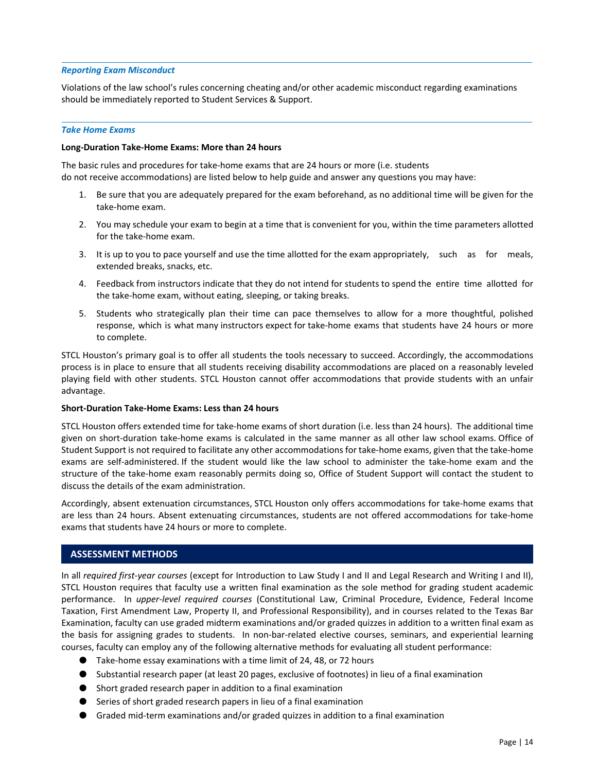### *Reporting Exam Misconduct*

Violations of the law school's rules concerning cheating and/or other academic misconduct regarding examinations should be immediately reported to Student Services & Support.

### *Take Home Exams*

**Long-Duration Take-Home Exams: More than 24 hours**

The basic rules and procedures for take-home exams that are 24 hours or more (i.e. students do not receive accommodations) are listed below to help guide and answer any questions you may have:

1. Be sure that you are adequately prepared for the exam beforehand, as no additional time will be given for the take-home exam.
2. You may schedule your exam to begin at a time that is convenient for you, within the time parameters allotted for the take-home exam.
3. It is up to you to pace yourself and use the time allotted for the exam appropriately, such as for meals, extended breaks, snacks, etc.
4. Feedback from instructors indicate that they do not intend for students to spend the entire time allotted for the take-home exam, without eating, sleeping, or taking breaks.
5. Students who strategically plan their time can pace themselves to allow for a more thoughtful, polished response, which is what many instructors expect for take-home exams that students have 24 hours or more to complete.

STCL Houston's primary goal is to offer all students the tools necessary to succeed. Accordingly, the accommodations process is in place to ensure that all students receiving disability accommodations are placed on a reasonably leveled playing field with other students. STCL Houston cannot offer accommodations that provide students with an unfair advantage.

**Short-Duration Take-Home Exams: Less than 24 hours**

STCL Houston offers extended time for take-home exams of short duration (i.e. less than 24 hours). The additional time given on short-duration take-home exams is calculated in the same manner as all other law school exams. Office of Student Support is not required to facilitate any other accommodations for take-home exams, given that the take-home exams are self-administered. If the student would like the law school to administer the take-home exam and the structure of the take-home exam reasonably permits doing so, Office of Student Support will contact the student to discuss the details of the exam administration.

Accordingly, absent extenuation circumstances, STCL Houston only offers accommodations for take-home exams that are less than 24 hours. Absent extenuating circumstances, students are not offered accommodations for take-home exams that students have 24 hours or more to complete.

## ASSESSMENT METHODS

In all *required first-year courses* (except for Introduction to Law Study I and II and Legal Research and Writing I and II), STCL Houston requires that faculty use a written final examination as the sole method for grading student academic performance. In *upper-level required courses* (Constitutional Law, Criminal Procedure, Evidence, Federal Income Taxation, First Amendment Law, Property II, and Professional Responsibility), and in courses related to the Texas Bar Examination, faculty can use graded midterm examinations and/or graded quizzes in addition to a written final exam as the basis for assigning grades to students. In non-bar-related elective courses, seminars, and experiential learning courses, faculty can employ any of the following alternative methods for evaluating all student performance:

- Take-home essay examinations with a time limit of 24, 48, or 72 hours
- Substantial research paper (at least 20 pages, exclusive of footnotes) in lieu of a final examination
- Short graded research paper in addition to a final examination
- Series of short graded research papers in lieu of a final examination
- Graded mid-term examinations and/or graded quizzes in addition to a final examination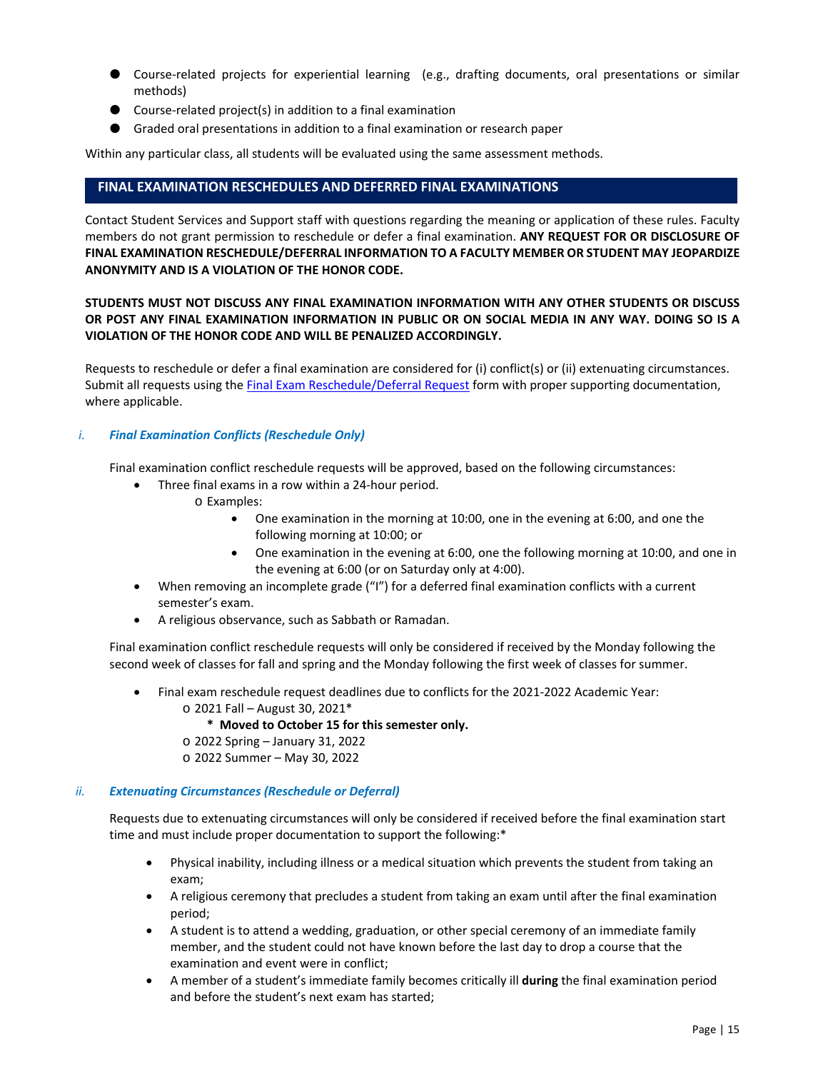- Course-related projects for experiential learning (e.g., drafting documents, oral presentations or similar methods)
- Course-related project(s) in addition to a final examination
- Graded oral presentations in addition to a final examination or research paper

Within any particular class, all students will be evaluated using the same assessment methods.

## FINAL EXAMINATION RESCHEDULES AND DEFERRED FINAL EXAMINATIONS

Contact Student Services and Support staff with questions regarding the meaning or application of these rules. Faculty members do not grant permission to reschedule or defer a final examination. **ANY REQUEST FOR OR DISCLOSURE OF FINAL EXAMINATION RESCHEDULE/DEFERRAL INFORMATION TO A FACULTY MEMBER OR STUDENT MAY JEOPARDIZE ANONYMITY AND IS A VIOLATION OF THE HONOR CODE.**

**STUDENTS MUST NOT DISCUSS ANY FINAL EXAMINATION INFORMATION WITH ANY OTHER STUDENTS OR DISCUSS OR POST ANY FINAL EXAMINATION INFORMATION IN PUBLIC OR ON SOCIAL MEDIA IN ANY WAY. DOING SO IS A VIOLATION OF THE HONOR CODE AND WILL BE PENALIZED ACCORDINGLY.**

Requests to reschedule or defer a final examination are considered for (i) conflict(s) or (ii) extenuating circumstances. Submit all requests using the [Final Exam Reschedule/Deferral Request]() form with proper supporting documentation, where applicable.

### *i. Final Examination Conflicts (Reschedule Only)*

Final examination conflict reschedule requests will be approved, based on the following circumstances:

- Three final exams in a row within a 24-hour period.
  - Examples:
    - One examination in the morning at 10:00, one in the evening at 6:00, and one the following morning at 10:00; or
    - One examination in the evening at 6:00, one the following morning at 10:00, and one in the evening at 6:00 (or on Saturday only at 4:00).
- When removing an incomplete grade ("I") for a deferred final examination conflicts with a current semester's exam.
- A religious observance, such as Sabbath or Ramadan.

Final examination conflict reschedule requests will only be considered if received by the Monday following the second week of classes for fall and spring and the Monday following the first week of classes for summer.

- Final exam reschedule request deadlines due to conflicts for the 2021-2022 Academic Year:
  - 2021 Fall – August 30, 2021*
    - **\* Moved to October 15 for this semester only.**
  - 2022 Spring – January 31, 2022
  - 2022 Summer – May 30, 2022

### *ii. Extenuating Circumstances (Reschedule or Deferral)*

Requests due to extenuating circumstances will only be considered if received before the final examination start time and must include proper documentation to support the following:*

- Physical inability, including illness or a medical situation which prevents the student from taking an exam;
- A religious ceremony that precludes a student from taking an exam until after the final examination period;
- A student is to attend a wedding, graduation, or other special ceremony of an immediate family member, and the student could not have known before the last day to drop a course that the examination and event were in conflict;
- A member of a student's immediate family becomes critically ill **during** the final examination period and before the student's next exam has started;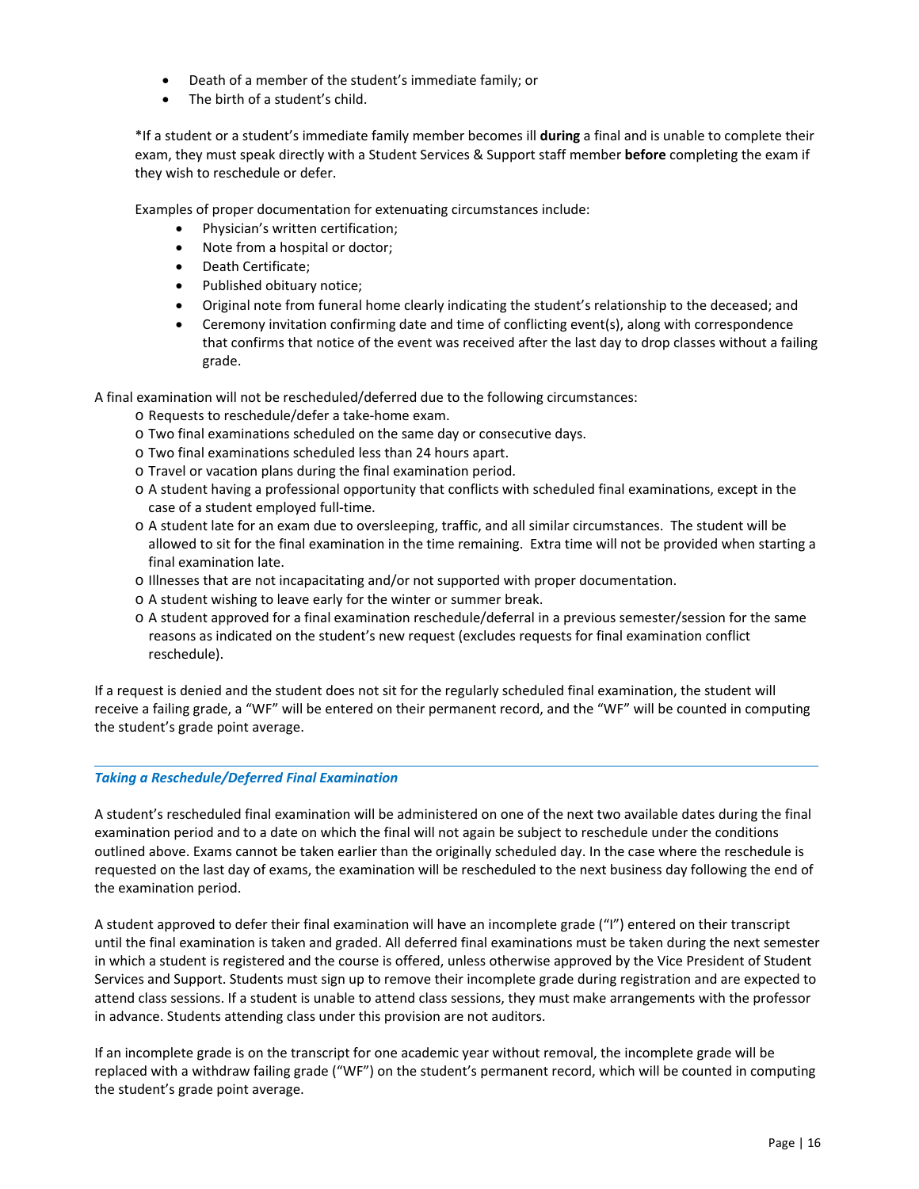- Death of a member of the student's immediate family; or
- The birth of a student's child.

*If a student or a student's immediate family member becomes ill **during** a final and is unable to complete their exam, they must speak directly with a Student Services & Support staff member **before** completing the exam if they wish to reschedule or defer.

Examples of proper documentation for extenuating circumstances include:

- Physician's written certification;
- Note from a hospital or doctor;
- Death Certificate;
- Published obituary notice;
- Original note from funeral home clearly indicating the student's relationship to the deceased; and
- Ceremony invitation confirming date and time of conflicting event(s), along with correspondence that confirms that notice of the event was received after the last day to drop classes without a failing grade.

A final examination will not be rescheduled/deferred due to the following circumstances:

- Requests to reschedule/defer a take-home exam.
- Two final examinations scheduled on the same day or consecutive days.
- Two final examinations scheduled less than 24 hours apart.
- Travel or vacation plans during the final examination period.
- A student having a professional opportunity that conflicts with scheduled final examinations, except in the case of a student employed full-time.
- A student late for an exam due to oversleeping, traffic, and all similar circumstances. The student will be allowed to sit for the final examination in the time remaining. Extra time will not be provided when starting a final examination late.
- Illnesses that are not incapacitating and/or not supported with proper documentation.
- A student wishing to leave early for the winter or summer break.
- A student approved for a final examination reschedule/deferral in a previous semester/session for the same reasons as indicated on the student's new request (excludes requests for final examination conflict reschedule).

If a request is denied and the student does not sit for the regularly scheduled final examination, the student will receive a failing grade, a "WF" will be entered on their permanent record, and the "WF" will be counted in computing the student's grade point average.

### *Taking a Reschedule/Deferred Final Examination*

A student's rescheduled final examination will be administered on one of the next two available dates during the final examination period and to a date on which the final will not again be subject to reschedule under the conditions outlined above. Exams cannot be taken earlier than the originally scheduled day. In the case where the reschedule is requested on the last day of exams, the examination will be rescheduled to the next business day following the end of the examination period.

A student approved to defer their final examination will have an incomplete grade ("I") entered on their transcript until the final examination is taken and graded. All deferred final examinations must be taken during the next semester in which a student is registered and the course is offered, unless otherwise approved by the Vice President of Student Services and Support. Students must sign up to remove their incomplete grade during registration and are expected to attend class sessions. If a student is unable to attend class sessions, they must make arrangements with the professor in advance. Students attending class under this provision are not auditors.

If an incomplete grade is on the transcript for one academic year without removal, the incomplete grade will be replaced with a withdraw failing grade ("WF") on the student's permanent record, which will be counted in computing the student's grade point average.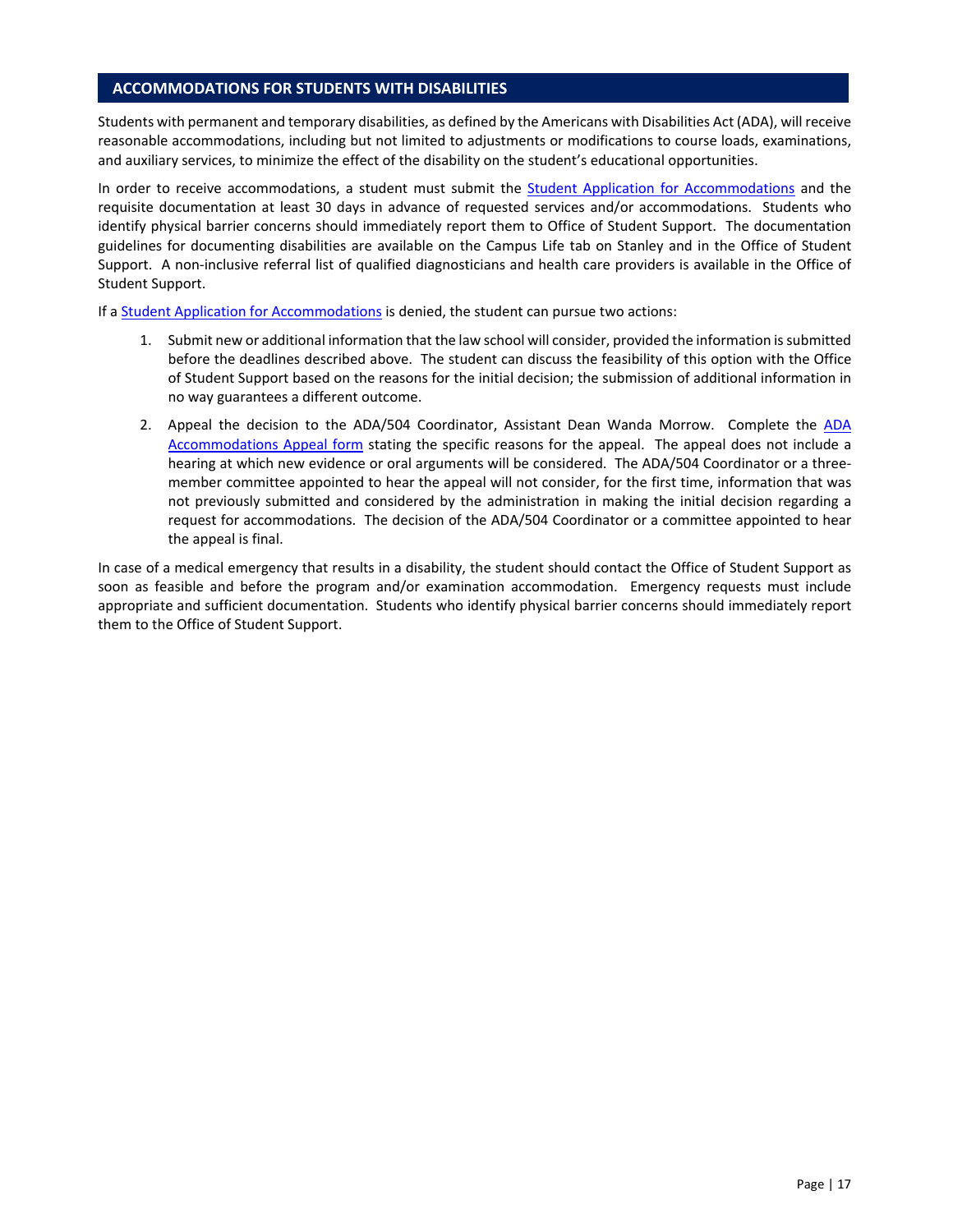## ACCOMMODATIONS FOR STUDENTS WITH DISABILITIES

Students with permanent and temporary disabilities, as defined by the Americans with Disabilities Act (ADA), will receive reasonable accommodations, including but not limited to adjustments or modifications to course loads, examinations, and auxiliary services, to minimize the effect of the disability on the student's educational opportunities.

In order to receive accommodations, a student must submit the Student Application for Accommodations and the requisite documentation at least 30 days in advance of requested services and/or accommodations. Students who identify physical barrier concerns should immediately report them to Office of Student Support. The documentation guidelines for documenting disabilities are available on the Campus Life tab on Stanley and in the Office of Student Support. A non-inclusive referral list of qualified diagnosticians and health care providers is available in the Office of Student Support.

If a Student Application for Accommodations is denied, the student can pursue two actions:

1. Submit new or additional information that the law school will consider, provided the information is submitted before the deadlines described above. The student can discuss the feasibility of this option with the Office of Student Support based on the reasons for the initial decision; the submission of additional information in no way guarantees a different outcome.
2. Appeal the decision to the ADA/504 Coordinator, Assistant Dean Wanda Morrow. Complete the ADA Accommodations Appeal form stating the specific reasons for the appeal. The appeal does not include a hearing at which new evidence or oral arguments will be considered. The ADA/504 Coordinator or a three-member committee appointed to hear the appeal will not consider, for the first time, information that was not previously submitted and considered by the administration in making the initial decision regarding a request for accommodations. The decision of the ADA/504 Coordinator or a committee appointed to hear the appeal is final.

In case of a medical emergency that results in a disability, the student should contact the Office of Student Support as soon as feasible and before the program and/or examination accommodation. Emergency requests must include appropriate and sufficient documentation. Students who identify physical barrier concerns should immediately report them to the Office of Student Support.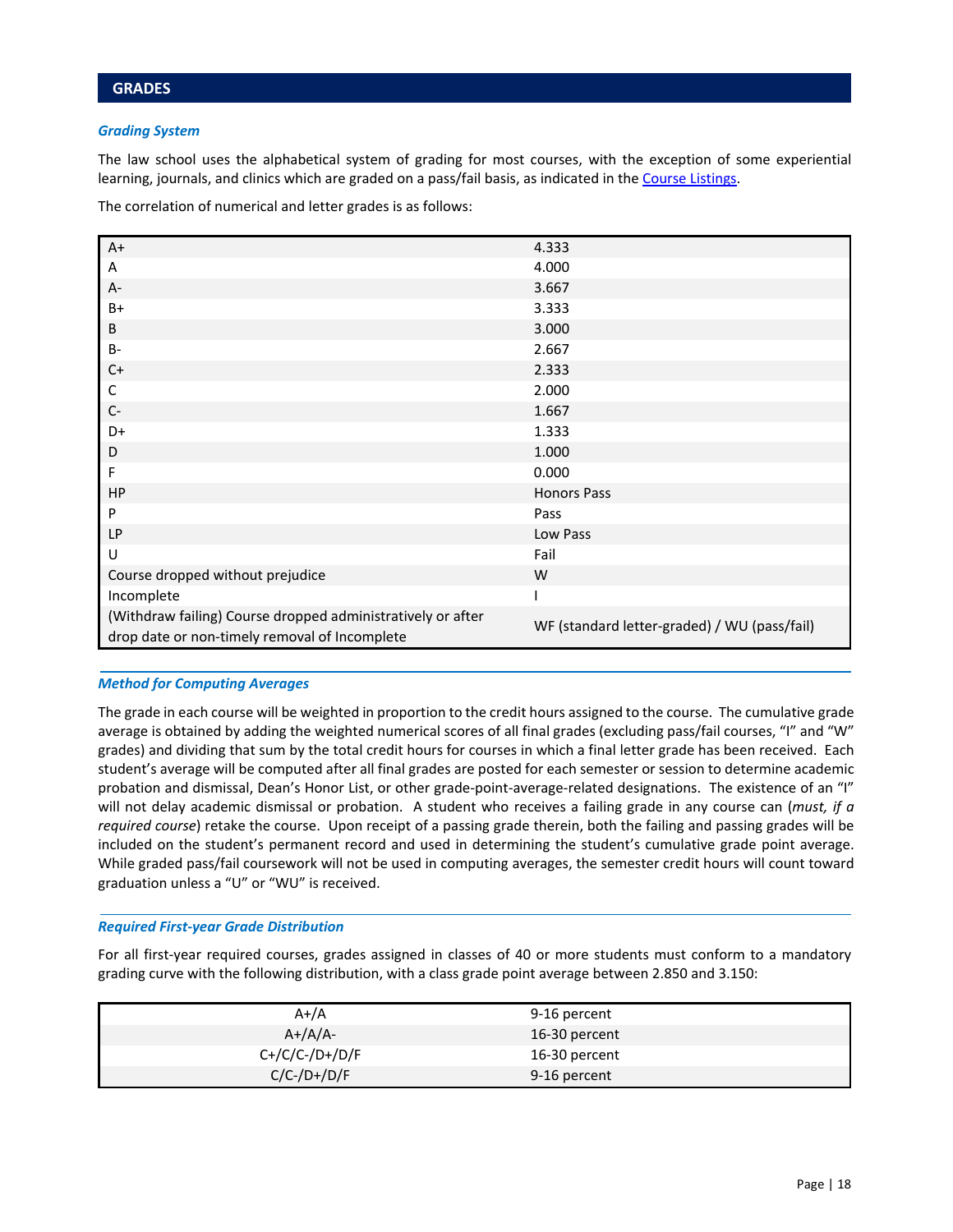## GRADES

### *Grading System*

The law school uses the alphabetical system of grading for most courses, with the exception of some experiential learning, journals, and clinics which are graded on a pass/fail basis, as indicated in the Course Listings.

The correlation of numerical and letter grades is as follows:

| | |
|---|---|
| A+ | 4.333 |
| A | 4.000 |
| A- | 3.667 |
| B+ | 3.333 |
| B | 3.000 |
| B- | 2.667 |
| C+ | 2.333 |
| C | 2.000 |
| C- | 1.667 |
| D+ | 1.333 |
| D | 1.000 |
| F | 0.000 |
| HP | Honors Pass |
| P | Pass |
| LP | Low Pass |
| U | Fail |
| Course dropped without prejudice | W |
| Incomplete | I |
| (Withdraw failing) Course dropped administratively or after drop date or non-timely removal of Incomplete | WF (standard letter-graded) / WU (pass/fail) |

### *Method for Computing Averages*

The grade in each course will be weighted in proportion to the credit hours assigned to the course. The cumulative grade average is obtained by adding the weighted numerical scores of all final grades (excluding pass/fail courses, "I" and "W" grades) and dividing that sum by the total credit hours for courses in which a final letter grade has been received. Each student's average will be computed after all final grades are posted for each semester or session to determine academic probation and dismissal, Dean's Honor List, or other grade-point-average-related designations. The existence of an "I" will not delay academic dismissal or probation. A student who receives a failing grade in any course can (*must, if a required course*) retake the course. Upon receipt of a passing grade therein, both the failing and passing grades will be included on the student's permanent record and used in determining the student's cumulative grade point average. While graded pass/fail coursework will not be used in computing averages, the semester credit hours will count toward graduation unless a "U" or "WU" is received.

### *Required First-year Grade Distribution*

For all first-year required courses, grades assigned in classes of 40 or more students must conform to a mandatory grading curve with the following distribution, with a class grade point average between 2.850 and 3.150:

| | |
|---|---|
| A+/A | 9-16 percent |
| A+/A/A- | 16-30 percent |
| C+/C/C-/D+/D/F | 16-30 percent |
| C/C-/D+/D/F | 9-16 percent |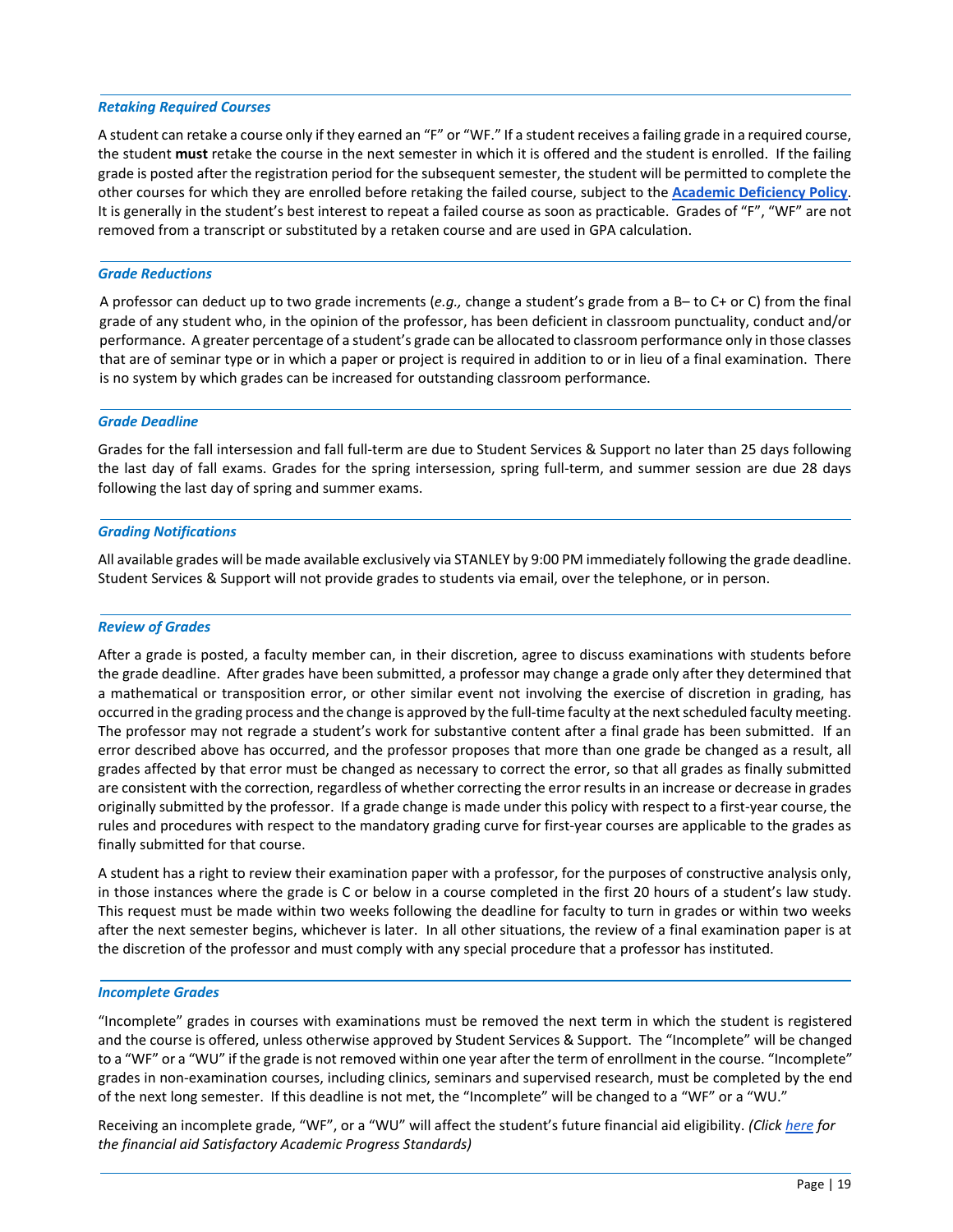### *Retaking Required Courses*

A student can retake a course only if they earned an "F" or "WF." If a student receives a failing grade in a required course, the student **must** retake the course in the next semester in which it is offered and the student is enrolled. If the failing grade is posted after the registration period for the subsequent semester, the student will be permitted to complete the other courses for which they are enrolled before retaking the failed course, subject to the **Academic Deficiency Policy**. It is generally in the student's best interest to repeat a failed course as soon as practicable. Grades of "F", "WF" are not removed from a transcript or substituted by a retaken course and are used in GPA calculation.

### *Grade Reductions*

A professor can deduct up to two grade increments (*e.g.,* change a student's grade from a B– to C+ or C) from the final grade of any student who, in the opinion of the professor, has been deficient in classroom punctuality, conduct and/or performance. A greater percentage of a student's grade can be allocated to classroom performance only in those classes that are of seminar type or in which a paper or project is required in addition to or in lieu of a final examination. There is no system by which grades can be increased for outstanding classroom performance.

### *Grade Deadline*

Grades for the fall intersession and fall full-term are due to Student Services & Support no later than 25 days following the last day of fall exams. Grades for the spring intersession, spring full-term, and summer session are due 28 days following the last day of spring and summer exams.

### *Grading Notifications*

All available grades will be made available exclusively via STANLEY by 9:00 PM immediately following the grade deadline. Student Services & Support will not provide grades to students via email, over the telephone, or in person.

### *Review of Grades*

After a grade is posted, a faculty member can, in their discretion, agree to discuss examinations with students before the grade deadline. After grades have been submitted, a professor may change a grade only after they determined that a mathematical or transposition error, or other similar event not involving the exercise of discretion in grading, has occurred in the grading process and the change is approved by the full-time faculty at the next scheduled faculty meeting. The professor may not regrade a student's work for substantive content after a final grade has been submitted. If an error described above has occurred, and the professor proposes that more than one grade be changed as a result, all grades affected by that error must be changed as necessary to correct the error, so that all grades as finally submitted are consistent with the correction, regardless of whether correcting the error results in an increase or decrease in grades originally submitted by the professor. If a grade change is made under this policy with respect to a first-year course, the rules and procedures with respect to the mandatory grading curve for first-year courses are applicable to the grades as finally submitted for that course.

A student has a right to review their examination paper with a professor, for the purposes of constructive analysis only, in those instances where the grade is C or below in a course completed in the first 20 hours of a student's law study. This request must be made within two weeks following the deadline for faculty to turn in grades or within two weeks after the next semester begins, whichever is later. In all other situations, the review of a final examination paper is at the discretion of the professor and must comply with any special procedure that a professor has instituted.

### *Incomplete Grades*

"Incomplete" grades in courses with examinations must be removed the next term in which the student is registered and the course is offered, unless otherwise approved by Student Services & Support. The "Incomplete" will be changed to a "WF" or a "WU" if the grade is not removed within one year after the term of enrollment in the course. "Incomplete" grades in non-examination courses, including clinics, seminars and supervised research, must be completed by the end of the next long semester. If this deadline is not met, the "Incomplete" will be changed to a "WF" or a "WU."

Receiving an incomplete grade, "WF", or a "WU" will affect the student's future financial aid eligibility. *(Click here for the financial aid Satisfactory Academic Progress Standards)*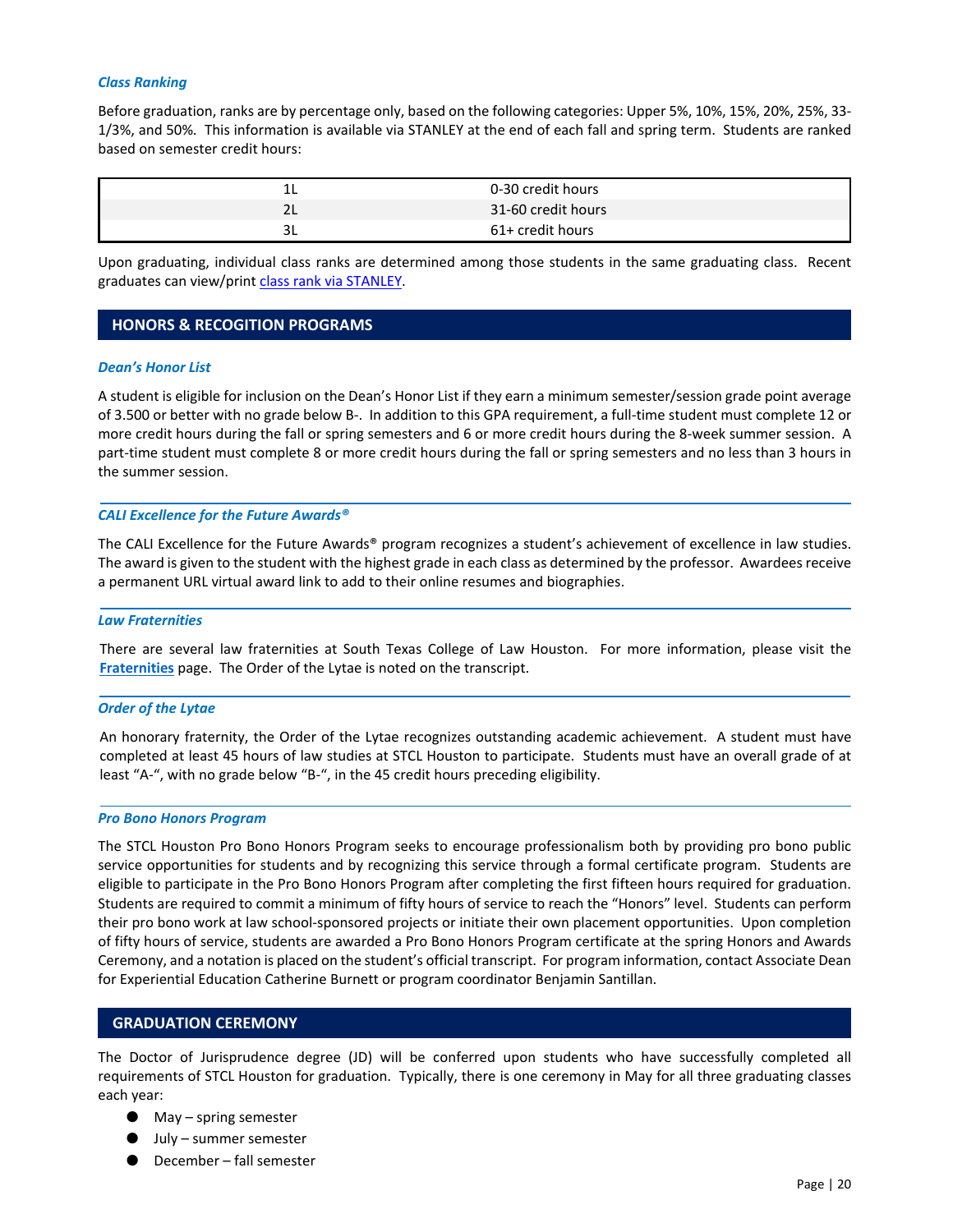### *Class Ranking*

Before graduation, ranks are by percentage only, based on the following categories: Upper 5%, 10%, 15%, 20%, 25%, 33-1/3%, and 50%. This information is available via STANLEY at the end of each fall and spring term. Students are ranked based on semester credit hours:

| | |
|---|---|
| 1L | 0-30 credit hours |
| 2L | 31-60 credit hours |
| 3L | 61+ credit hours |

Upon graduating, individual class ranks are determined among those students in the same graduating class. Recent graduates can view/print class rank via STANLEY.

## HONORS & RECOGITION PROGRAMS

### *Dean's Honor List*

A student is eligible for inclusion on the Dean's Honor List if they earn a minimum semester/session grade point average of 3.500 or better with no grade below B-. In addition to this GPA requirement, a full-time student must complete 12 or more credit hours during the fall or spring semesters and 6 or more credit hours during the 8-week summer session. A part-time student must complete 8 or more credit hours during the fall or spring semesters and no less than 3 hours in the summer session.

### *CALI Excellence for the Future Awards®*

The CALI Excellence for the Future Awards® program recognizes a student's achievement of excellence in law studies. The award is given to the student with the highest grade in each class as determined by the professor. Awardees receive a permanent URL virtual award link to add to their online resumes and biographies.

### *Law Fraternities*

There are several law fraternities at South Texas College of Law Houston. For more information, please visit the **Fraternities** page. The Order of the Lytae is noted on the transcript.

### *Order of the Lytae*

An honorary fraternity, the Order of the Lytae recognizes outstanding academic achievement. A student must have completed at least 45 hours of law studies at STCL Houston to participate. Students must have an overall grade of at least "A-", with no grade below "B-", in the 45 credit hours preceding eligibility.

### *Pro Bono Honors Program*

The STCL Houston Pro Bono Honors Program seeks to encourage professionalism both by providing pro bono public service opportunities for students and by recognizing this service through a formal certificate program. Students are eligible to participate in the Pro Bono Honors Program after completing the first fifteen hours required for graduation. Students are required to commit a minimum of fifty hours of service to reach the "Honors" level. Students can perform their pro bono work at law school-sponsored projects or initiate their own placement opportunities. Upon completion of fifty hours of service, students are awarded a Pro Bono Honors Program certificate at the spring Honors and Awards Ceremony, and a notation is placed on the student's official transcript. For program information, contact Associate Dean for Experiential Education Catherine Burnett or program coordinator Benjamin Santillan.

## GRADUATION CEREMONY

The Doctor of Jurisprudence degree (JD) will be conferred upon students who have successfully completed all requirements of STCL Houston for graduation. Typically, there is one ceremony in May for all three graduating classes each year:

- May – spring semester
- July – summer semester
- December – fall semester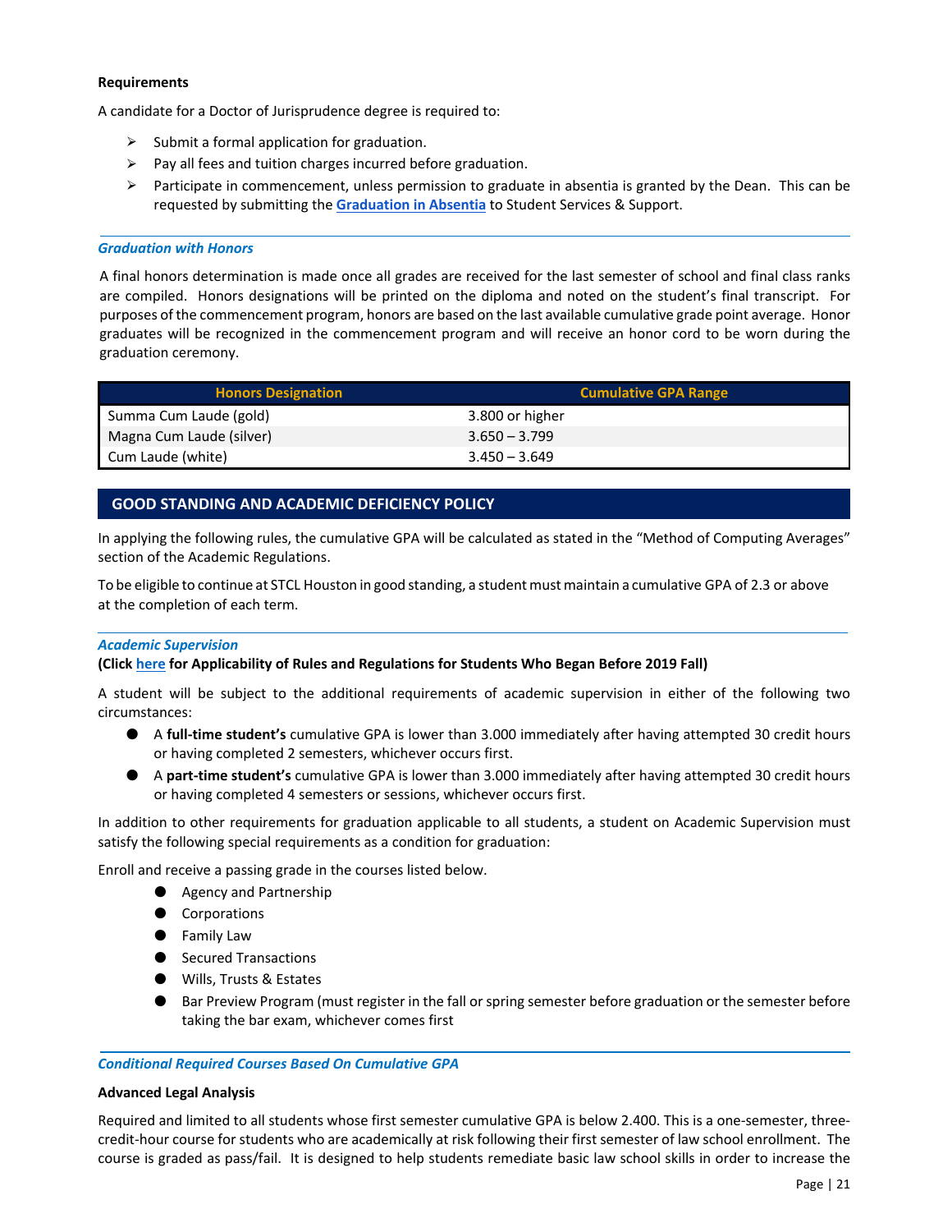**Requirements**

A candidate for a Doctor of Jurisprudence degree is required to:

- Submit a formal application for graduation.
- Pay all fees and tuition charges incurred before graduation.
- Participate in commencement, unless permission to graduate in absentia is granted by the Dean. This can be requested by submitting the **Graduation in Absentia** to Student Services & Support.

### *Graduation with Honors*

A final honors determination is made once all grades are received for the last semester of school and final class ranks are compiled. Honors designations will be printed on the diploma and noted on the student's final transcript. For purposes of the commencement program, honors are based on the last available cumulative grade point average. Honor graduates will be recognized in the commencement program and will receive an honor cord to be worn during the graduation ceremony.

| Honors Designation | Cumulative GPA Range |
| --- | --- |
| Summa Cum Laude (gold) | 3.800 or higher |
| Magna Cum Laude (silver) | 3.650 – 3.799 |
| Cum Laude (white) | 3.450 – 3.649 |

## GOOD STANDING AND ACADEMIC DEFICIENCY POLICY

In applying the following rules, the cumulative GPA will be calculated as stated in the "Method of Computing Averages" section of the Academic Regulations.

To be eligible to continue at STCL Houston in good standing, a student must maintain a cumulative GPA of 2.3 or above at the completion of each term.

### *Academic Supervision*

**(Click here for Applicability of Rules and Regulations for Students Who Began Before 2019 Fall)**

A student will be subject to the additional requirements of academic supervision in either of the following two circumstances:

- A **full-time student's** cumulative GPA is lower than 3.000 immediately after having attempted 30 credit hours or having completed 2 semesters, whichever occurs first.
- A **part-time student's** cumulative GPA is lower than 3.000 immediately after having attempted 30 credit hours or having completed 4 semesters or sessions, whichever occurs first.

In addition to other requirements for graduation applicable to all students, a student on Academic Supervision must satisfy the following special requirements as a condition for graduation:

Enroll and receive a passing grade in the courses listed below.

- Agency and Partnership
- Corporations
- Family Law
- Secured Transactions
- Wills, Trusts & Estates
- Bar Preview Program (must register in the fall or spring semester before graduation or the semester before taking the bar exam, whichever comes first

### *Conditional Required Courses Based On Cumulative GPA*

**Advanced Legal Analysis**

Required and limited to all students whose first semester cumulative GPA is below 2.400. This is a one-semester, three-credit-hour course for students who are academically at risk following their first semester of law school enrollment. The course is graded as pass/fail. It is designed to help students remediate basic law school skills in order to increase the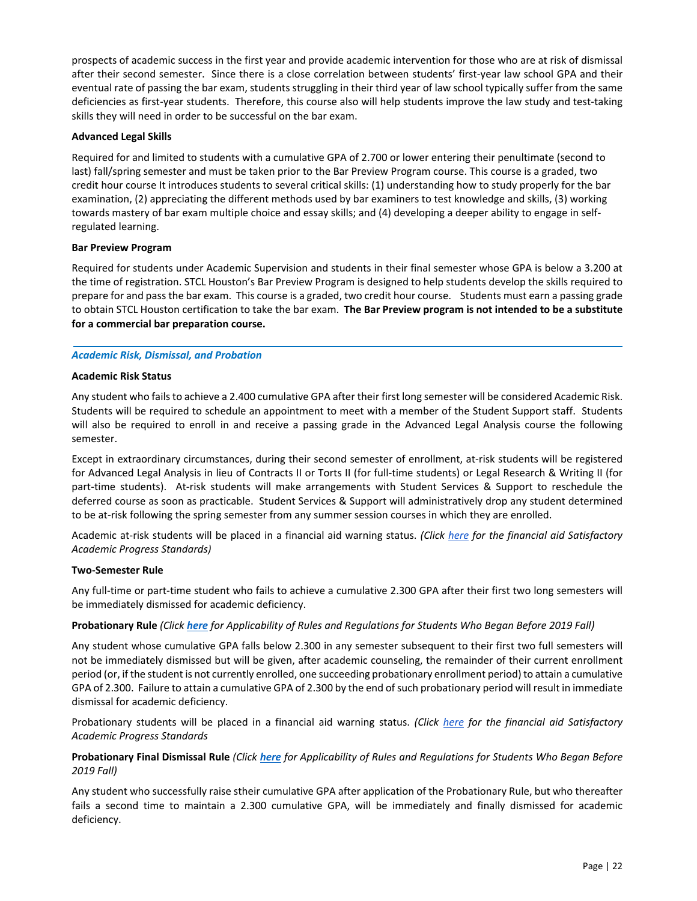prospects of academic success in the first year and provide academic intervention for those who are at risk of dismissal after their second semester. Since there is a close correlation between students' first-year law school GPA and their eventual rate of passing the bar exam, students struggling in their third year of law school typically suffer from the same deficiencies as first-year students. Therefore, this course also will help students improve the law study and test-taking skills they will need in order to be successful on the bar exam.

**Advanced Legal Skills**

Required for and limited to students with a cumulative GPA of 2.700 or lower entering their penultimate (second to last) fall/spring semester and must be taken prior to the Bar Preview Program course. This course is a graded, two credit hour course It introduces students to several critical skills: (1) understanding how to study properly for the bar examination, (2) appreciating the different methods used by bar examiners to test knowledge and skills, (3) working towards mastery of bar exam multiple choice and essay skills; and (4) developing a deeper ability to engage in self-regulated learning.

**Bar Preview Program**

Required for students under Academic Supervision and students in their final semester whose GPA is below a 3.200 at the time of registration. STCL Houston's Bar Preview Program is designed to help students develop the skills required to prepare for and pass the bar exam. This course is a graded, two credit hour course. Students must earn a passing grade to obtain STCL Houston certification to take the bar exam. **The Bar Preview program is not intended to be a substitute for a commercial bar preparation course.**

## *Academic Risk, Dismissal, and Probation*

**Academic Risk Status**

Any student who fails to achieve a 2.400 cumulative GPA after their first long semester will be considered Academic Risk. Students will be required to schedule an appointment to meet with a member of the Student Support staff. Students will also be required to enroll in and receive a passing grade in the Advanced Legal Analysis course the following semester.

Except in extraordinary circumstances, during their second semester of enrollment, at-risk students will be registered for Advanced Legal Analysis in lieu of Contracts II or Torts II (for full-time students) or Legal Research & Writing II (for part-time students). At-risk students will make arrangements with Student Services & Support to reschedule the deferred course as soon as practicable. Student Services & Support will administratively drop any student determined to be at-risk following the spring semester from any summer session courses in which they are enrolled.

Academic at-risk students will be placed in a financial aid warning status. *(Click here for the financial aid Satisfactory Academic Progress Standards)*

**Two-Semester Rule**

Any full-time or part-time student who fails to achieve a cumulative 2.300 GPA after their first two long semesters will be immediately dismissed for academic deficiency.

**Probationary Rule** *(Click **here** for Applicability of Rules and Regulations for Students Who Began Before 2019 Fall)*

Any student whose cumulative GPA falls below 2.300 in any semester subsequent to their first two full semesters will not be immediately dismissed but will be given, after academic counseling, the remainder of their current enrollment period (or, if the student is not currently enrolled, one succeeding probationary enrollment period) to attain a cumulative GPA of 2.300. Failure to attain a cumulative GPA of 2.300 by the end of such probationary period will result in immediate dismissal for academic deficiency.

Probationary students will be placed in a financial aid warning status. *(Click here for the financial aid Satisfactory Academic Progress Standards*

**Probationary Final Dismissal Rule** *(Click **here** for Applicability of Rules and Regulations for Students Who Began Before 2019 Fall)*

Any student who successfully raise stheir cumulative GPA after application of the Probationary Rule, but who thereafter fails a second time to maintain a 2.300 cumulative GPA, will be immediately and finally dismissed for academic deficiency.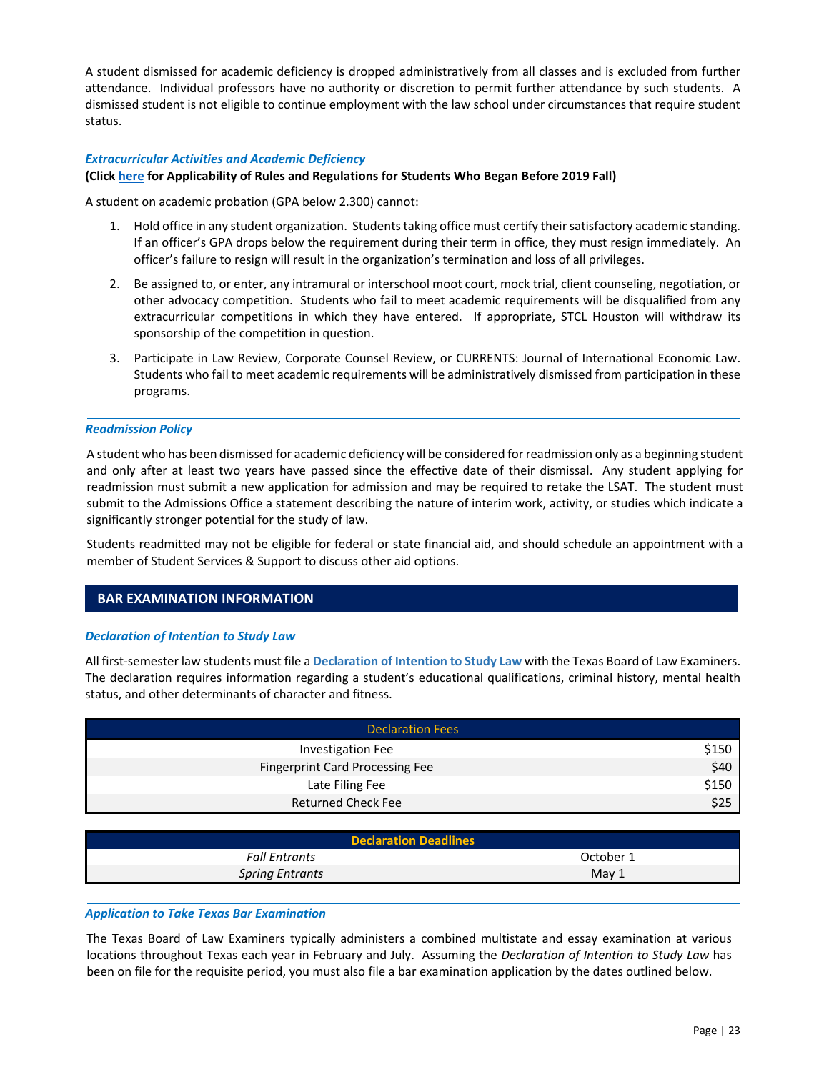A student dismissed for academic deficiency is dropped administratively from all classes and is excluded from further attendance. Individual professors have no authority or discretion to permit further attendance by such students. A dismissed student is not eligible to continue employment with the law school under circumstances that require student status.

### *Extracurricular Activities and Academic Deficiency*

**(Click here for Applicability of Rules and Regulations for Students Who Began Before 2019 Fall)**

A student on academic probation (GPA below 2.300) cannot:

1. Hold office in any student organization. Students taking office must certify their satisfactory academic standing. If an officer's GPA drops below the requirement during their term in office, they must resign immediately. An officer's failure to resign will result in the organization's termination and loss of all privileges.
2. Be assigned to, or enter, any intramural or interschool moot court, mock trial, client counseling, negotiation, or other advocacy competition. Students who fail to meet academic requirements will be disqualified from any extracurricular competitions in which they have entered. If appropriate, STCL Houston will withdraw its sponsorship of the competition in question.
3. Participate in Law Review, Corporate Counsel Review, or CURRENTS: Journal of International Economic Law. Students who fail to meet academic requirements will be administratively dismissed from participation in these programs.

### *Readmission Policy*

A student who has been dismissed for academic deficiency will be considered for readmission only as a beginning student and only after at least two years have passed since the effective date of their dismissal. Any student applying for readmission must submit a new application for admission and may be required to retake the LSAT. The student must submit to the Admissions Office a statement describing the nature of interim work, activity, or studies which indicate a significantly stronger potential for the study of law.

Students readmitted may not be eligible for federal or state financial aid, and should schedule an appointment with a member of Student Services & Support to discuss other aid options.

## BAR EXAMINATION INFORMATION

### *Declaration of Intention to Study Law*

All first-semester law students must file a Declaration of Intention to Study Law with the Texas Board of Law Examiners. The declaration requires information regarding a student's educational qualifications, criminal history, mental health status, and other determinants of character and fitness.

| Declaration Fees | |
|---|---|
| Investigation Fee | $150 |
| Fingerprint Card Processing Fee | $40 |
| Late Filing Fee | $150 |
| Returned Check Fee | $25 |

| **Declaration Deadlines** | |
|---|---|
| *Fall Entrants* | October 1 |
| *Spring Entrants* | May 1 |

### *Application to Take Texas Bar Examination*

The Texas Board of Law Examiners typically administers a combined multistate and essay examination at various locations throughout Texas each year in February and July. Assuming the *Declaration of Intention to Study Law* has been on file for the requisite period, you must also file a bar examination application by the dates outlined below.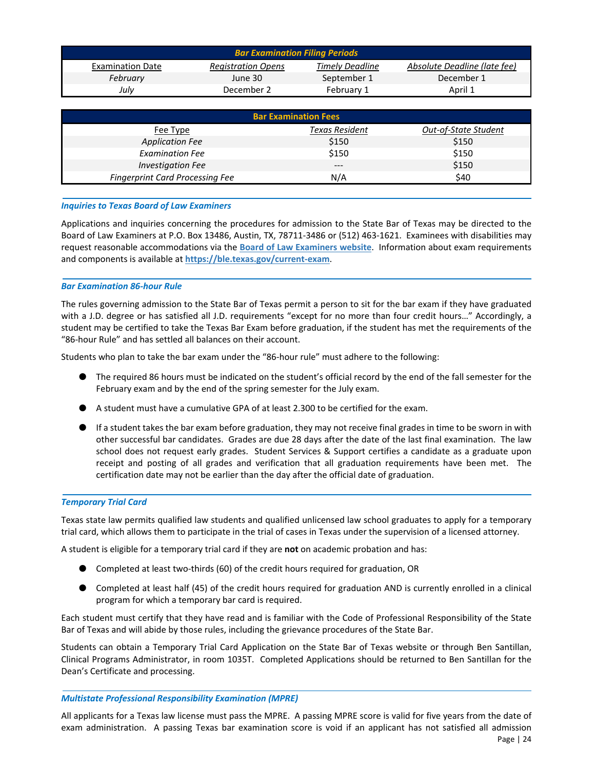| Bar Examination Filing Periods | | | |
|---|---|---|---|
| Examination Date | Registration Opens | Timely Deadline | Absolute Deadline (late fee) |
| *February* | June 30 | September 1 | December 1 |
| *July* | December 2 | February 1 | April 1 |

| Bar Examination Fees | | |
|---|---|---|
| Fee Type | Texas Resident | Out-of-State Student |
| *Application Fee* | $150 | $150 |
| *Examination Fee* | $150 | $150 |
| *Investigation Fee* | --- | $150 |
| *Fingerprint Card Processing Fee* | N/A | $40 |

### *Inquiries to Texas Board of Law Examiners*

Applications and inquiries concerning the procedures for admission to the State Bar of Texas may be directed to the Board of Law Examiners at P.O. Box 13486, Austin, TX, 78711-3486 or (512) 463-1621. Examinees with disabilities may request reasonable accommodations via the **Board of Law Examiners website**. Information about exam requirements and components is available at **https://ble.texas.gov/current-exam**.

### *Bar Examination 86-hour Rule*

The rules governing admission to the State Bar of Texas permit a person to sit for the bar exam if they have graduated with a J.D. degree or has satisfied all J.D. requirements "except for no more than four credit hours…" Accordingly, a student may be certified to take the Texas Bar Exam before graduation, if the student has met the requirements of the "86-hour Rule" and has settled all balances on their account.

Students who plan to take the bar exam under the "86-hour rule" must adhere to the following:

- The required 86 hours must be indicated on the student's official record by the end of the fall semester for the February exam and by the end of the spring semester for the July exam.
- A student must have a cumulative GPA of at least 2.300 to be certified for the exam.
- If a student takes the bar exam before graduation, they may not receive final grades in time to be sworn in with other successful bar candidates. Grades are due 28 days after the date of the last final examination. The law school does not request early grades. Student Services & Support certifies a candidate as a graduate upon receipt and posting of all grades and verification that all graduation requirements have been met. The certification date may not be earlier than the day after the official date of graduation.

### *Temporary Trial Card*

Texas state law permits qualified law students and qualified unlicensed law school graduates to apply for a temporary trial card, which allows them to participate in the trial of cases in Texas under the supervision of a licensed attorney.

A student is eligible for a temporary trial card if they are **not** on academic probation and has:

- Completed at least two-thirds (60) of the credit hours required for graduation, OR
- Completed at least half (45) of the credit hours required for graduation AND is currently enrolled in a clinical program for which a temporary bar card is required.

Each student must certify that they have read and is familiar with the Code of Professional Responsibility of the State Bar of Texas and will abide by those rules, including the grievance procedures of the State Bar.

Students can obtain a Temporary Trial Card Application on the State Bar of Texas website or through Ben Santillan, Clinical Programs Administrator, in room 1035T. Completed Applications should be returned to Ben Santillan for the Dean's Certificate and processing.

### *Multistate Professional Responsibility Examination (MPRE)*

All applicants for a Texas law license must pass the MPRE. A passing MPRE score is valid for five years from the date of exam administration. A passing Texas bar examination score is void if an applicant has not satisfied all admission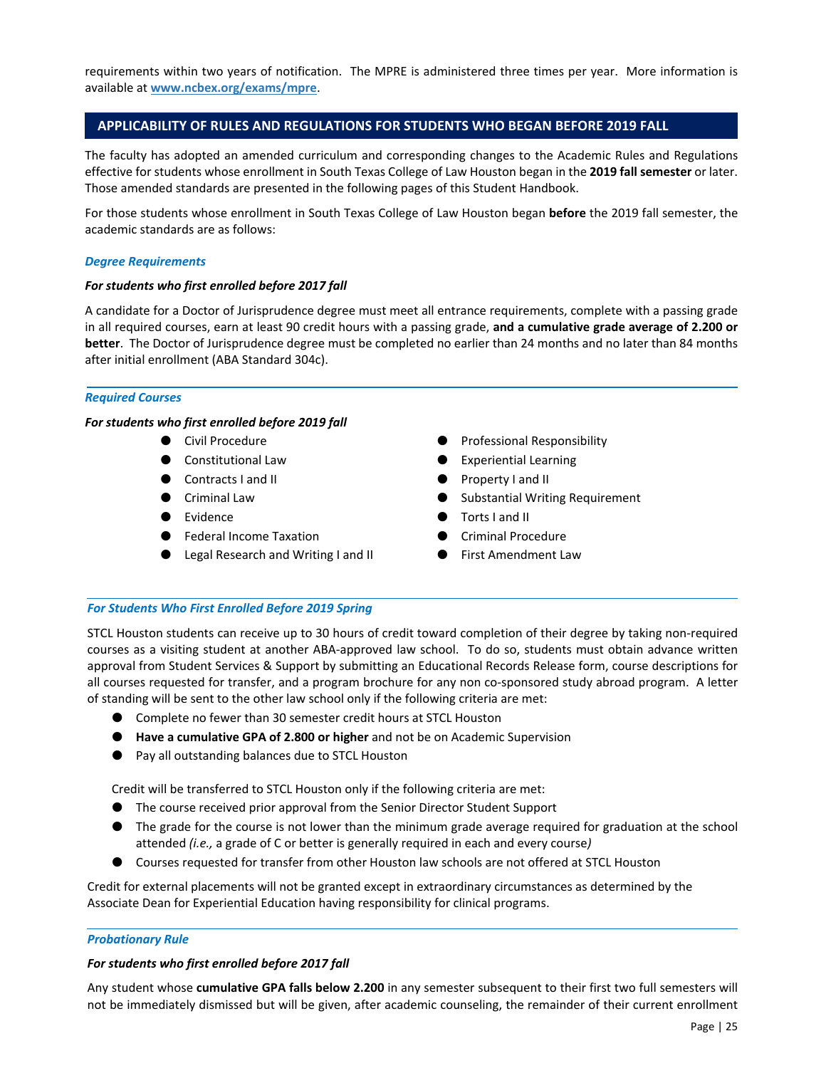requirements within two years of notification. The MPRE is administered three times per year. More information is available at **www.ncbex.org/exams/mpre**.

## APPLICABILITY OF RULES AND REGULATIONS FOR STUDENTS WHO BEGAN BEFORE 2019 FALL

The faculty has adopted an amended curriculum and corresponding changes to the Academic Rules and Regulations effective for students whose enrollment in South Texas College of Law Houston began in the **2019 fall semester** or later. Those amended standards are presented in the following pages of this Student Handbook.

For those students whose enrollment in South Texas College of Law Houston began **before** the 2019 fall semester, the academic standards are as follows:

### *Degree Requirements*

***For students who first enrolled before 2017 fall***

A candidate for a Doctor of Jurisprudence degree must meet all entrance requirements, complete with a passing grade in all required courses, earn at least 90 credit hours with a passing grade, **and a cumulative grade average of 2.200 or better**. The Doctor of Jurisprudence degree must be completed no earlier than 24 months and no later than 84 months after initial enrollment (ABA Standard 304c).

### *Required Courses*

***For students who first enrolled before 2019 fall***

- Civil Procedure
- Constitutional Law
- Contracts I and II
- Criminal Law
- Evidence
- Federal Income Taxation
- Legal Research and Writing I and II
- Professional Responsibility
- Experiential Learning
- Property I and II
- Substantial Writing Requirement
- Torts I and II
- Criminal Procedure
- First Amendment Law

### *For Students Who First Enrolled Before 2019 Spring*

STCL Houston students can receive up to 30 hours of credit toward completion of their degree by taking non-required courses as a visiting student at another ABA-approved law school. To do so, students must obtain advance written approval from Student Services & Support by submitting an Educational Records Release form, course descriptions for all courses requested for transfer, and a program brochure for any non co-sponsored study abroad program. A letter of standing will be sent to the other law school only if the following criteria are met:

- Complete no fewer than 30 semester credit hours at STCL Houston
- **Have a cumulative GPA of 2.800 or higher** and not be on Academic Supervision
- Pay all outstanding balances due to STCL Houston

Credit will be transferred to STCL Houston only if the following criteria are met:

- The course received prior approval from the Senior Director Student Support
- The grade for the course is not lower than the minimum grade average required for graduation at the school attended *(i.e.,* a grade of C or better is generally required in each and every course*)*
- Courses requested for transfer from other Houston law schools are not offered at STCL Houston

Credit for external placements will not be granted except in extraordinary circumstances as determined by the Associate Dean for Experiential Education having responsibility for clinical programs.

### *Probationary Rule*

***For students who first enrolled before 2017 fall***

Any student whose **cumulative GPA falls below 2.200** in any semester subsequent to their first two full semesters will not be immediately dismissed but will be given, after academic counseling, the remainder of their current enrollment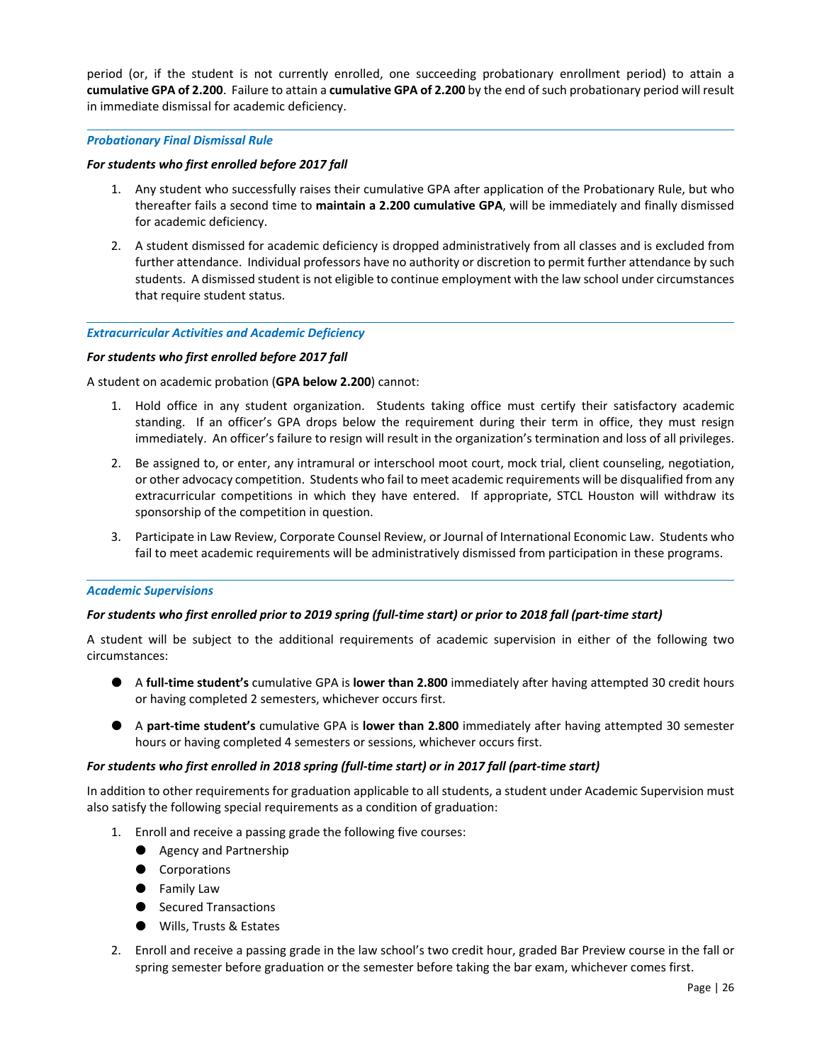period (or, if the student is not currently enrolled, one succeeding probationary enrollment period) to attain a **cumulative GPA of 2.200**. Failure to attain a **cumulative GPA of 2.200** by the end of such probationary period will result in immediate dismissal for academic deficiency.

---

### *Probationary Final Dismissal Rule*

***For students who first enrolled before 2017 fall***

1. Any student who successfully raises their cumulative GPA after application of the Probationary Rule, but who thereafter fails a second time to **maintain a 2.200 cumulative GPA**, will be immediately and finally dismissed for academic deficiency.
2. A student dismissed for academic deficiency is dropped administratively from all classes and is excluded from further attendance. Individual professors have no authority or discretion to permit further attendance by such students. A dismissed student is not eligible to continue employment with the law school under circumstances that require student status.

---

### *Extracurricular Activities and Academic Deficiency*

***For students who first enrolled before 2017 fall***

A student on academic probation (**GPA below 2.200**) cannot:

1. Hold office in any student organization. Students taking office must certify their satisfactory academic standing. If an officer's GPA drops below the requirement during their term in office, they must resign immediately. An officer's failure to resign will result in the organization's termination and loss of all privileges.
2. Be assigned to, or enter, any intramural or interschool moot court, mock trial, client counseling, negotiation, or other advocacy competition. Students who fail to meet academic requirements will be disqualified from any extracurricular competitions in which they have entered. If appropriate, STCL Houston will withdraw its sponsorship of the competition in question.
3. Participate in Law Review, Corporate Counsel Review, or Journal of International Economic Law. Students who fail to meet academic requirements will be administratively dismissed from participation in these programs.

---

### *Academic Supervisions*

***For students who first enrolled prior to 2019 spring (full-time start) or prior to 2018 fall (part-time start)***

A student will be subject to the additional requirements of academic supervision in either of the following two circumstances:

- A **full-time student's** cumulative GPA is **lower than 2.800** immediately after having attempted 30 credit hours or having completed 2 semesters, whichever occurs first.
- A **part-time student's** cumulative GPA is **lower than 2.800** immediately after having attempted 30 semester hours or having completed 4 semesters or sessions, whichever occurs first.

***For students who first enrolled in 2018 spring (full-time start) or in 2017 fall (part-time start)***

In addition to other requirements for graduation applicable to all students, a student under Academic Supervision must also satisfy the following special requirements as a condition of graduation:

1. Enroll and receive a passing grade the following five courses:
   - Agency and Partnership
   - Corporations
   - Family Law
   - Secured Transactions
   - Wills, Trusts & Estates
2. Enroll and receive a passing grade in the law school's two credit hour, graded Bar Preview course in the fall or spring semester before graduation or the semester before taking the bar exam, whichever comes first.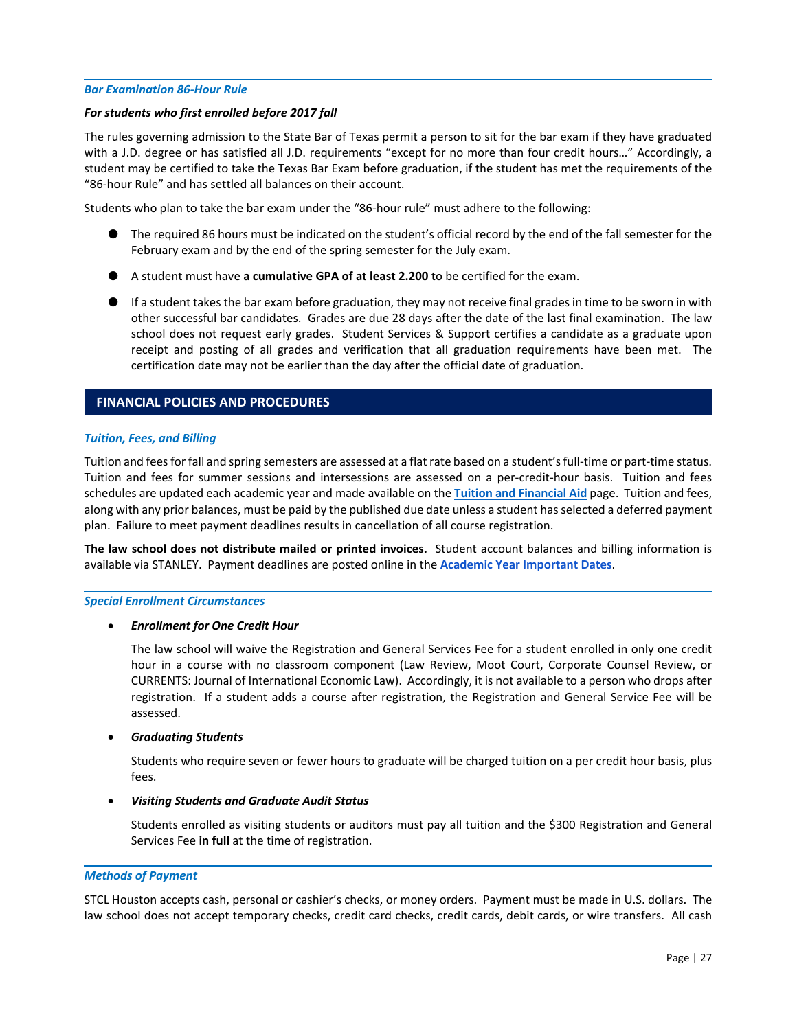### *Bar Examination 86-Hour Rule*

***For students who first enrolled before 2017 fall***

The rules governing admission to the State Bar of Texas permit a person to sit for the bar exam if they have graduated with a J.D. degree or has satisfied all J.D. requirements "except for no more than four credit hours…" Accordingly, a student may be certified to take the Texas Bar Exam before graduation, if the student has met the requirements of the "86-hour Rule" and has settled all balances on their account.

Students who plan to take the bar exam under the "86-hour rule" must adhere to the following:

- The required 86 hours must be indicated on the student's official record by the end of the fall semester for the February exam and by the end of the spring semester for the July exam.
- A student must have **a cumulative GPA of at least 2.200** to be certified for the exam.
- If a student takes the bar exam before graduation, they may not receive final grades in time to be sworn in with other successful bar candidates. Grades are due 28 days after the date of the last final examination. The law school does not request early grades. Student Services & Support certifies a candidate as a graduate upon receipt and posting of all grades and verification that all graduation requirements have been met. The certification date may not be earlier than the day after the official date of graduation.

## FINANCIAL POLICIES AND PROCEDURES

### *Tuition, Fees, and Billing*

Tuition and fees for fall and spring semesters are assessed at a flat rate based on a student's full-time or part-time status. Tuition and fees for summer sessions and intersessions are assessed on a per-credit-hour basis. Tuition and fees schedules are updated each academic year and made available on the **Tuition and Financial Aid** page. Tuition and fees, along with any prior balances, must be paid by the published due date unless a student has selected a deferred payment plan. Failure to meet payment deadlines results in cancellation of all course registration.

**The law school does not distribute mailed or printed invoices.** Student account balances and billing information is available via STANLEY. Payment deadlines are posted online in the **Academic Year Important Dates**.

### *Special Enrollment Circumstances*

- ***Enrollment for One Credit Hour***

  The law school will waive the Registration and General Services Fee for a student enrolled in only one credit hour in a course with no classroom component (Law Review, Moot Court, Corporate Counsel Review, or CURRENTS: Journal of International Economic Law). Accordingly, it is not available to a person who drops after registration. If a student adds a course after registration, the Registration and General Service Fee will be assessed.

- ***Graduating Students***

  Students who require seven or fewer hours to graduate will be charged tuition on a per credit hour basis, plus fees.

- ***Visiting Students and Graduate Audit Status***

  Students enrolled as visiting students or auditors must pay all tuition and the $300 Registration and General Services Fee **in full** at the time of registration.

### *Methods of Payment*

STCL Houston accepts cash, personal or cashier's checks, or money orders. Payment must be made in U.S. dollars. The law school does not accept temporary checks, credit card checks, credit cards, debit cards, or wire transfers. All cash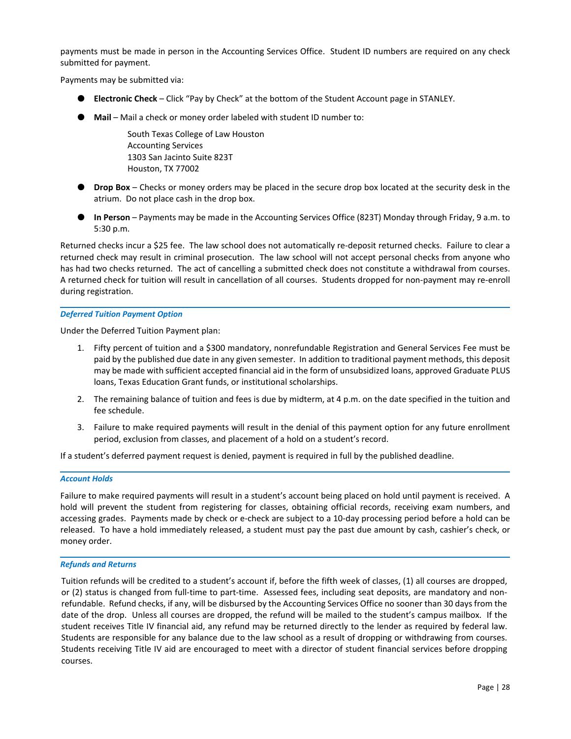payments must be made in person in the Accounting Services Office. Student ID numbers are required on any check submitted for payment.

Payments may be submitted via:

- **Electronic Check** – Click "Pay by Check" at the bottom of the Student Account page in STANLEY.
- **Mail** – Mail a check or money order labeled with student ID number to:

  South Texas College of Law Houston
  Accounting Services
  1303 San Jacinto Suite 823T
  Houston, TX 77002

- **Drop Box** – Checks or money orders may be placed in the secure drop box located at the security desk in the atrium. Do not place cash in the drop box.
- **In Person** – Payments may be made in the Accounting Services Office (823T) Monday through Friday, 9 a.m. to 5:30 p.m.

Returned checks incur a $25 fee. The law school does not automatically re-deposit returned checks. Failure to clear a returned check may result in criminal prosecution. The law school will not accept personal checks from anyone who has had two checks returned. The act of cancelling a submitted check does not constitute a withdrawal from courses. A returned check for tuition will result in cancellation of all courses. Students dropped for non-payment may re-enroll during registration.

### *Deferred Tuition Payment Option*

Under the Deferred Tuition Payment plan:

1. Fifty percent of tuition and a $300 mandatory, nonrefundable Registration and General Services Fee must be paid by the published due date in any given semester. In addition to traditional payment methods, this deposit may be made with sufficient accepted financial aid in the form of unsubsidized loans, approved Graduate PLUS loans, Texas Education Grant funds, or institutional scholarships.
2. The remaining balance of tuition and fees is due by midterm, at 4 p.m. on the date specified in the tuition and fee schedule.
3. Failure to make required payments will result in the denial of this payment option for any future enrollment period, exclusion from classes, and placement of a hold on a student's record.

If a student's deferred payment request is denied, payment is required in full by the published deadline.

### *Account Holds*

Failure to make required payments will result in a student's account being placed on hold until payment is received. A hold will prevent the student from registering for classes, obtaining official records, receiving exam numbers, and accessing grades. Payments made by check or e-check are subject to a 10-day processing period before a hold can be released. To have a hold immediately released, a student must pay the past due amount by cash, cashier's check, or money order.

### *Refunds and Returns*

Tuition refunds will be credited to a student's account if, before the fifth week of classes, (1) all courses are dropped, or (2) status is changed from full-time to part-time. Assessed fees, including seat deposits, are mandatory and non-refundable. Refund checks, if any, will be disbursed by the Accounting Services Office no sooner than 30 days from the date of the drop. Unless all courses are dropped, the refund will be mailed to the student's campus mailbox. If the student receives Title IV financial aid, any refund may be returned directly to the lender as required by federal law. Students are responsible for any balance due to the law school as a result of dropping or withdrawing from courses. Students receiving Title IV aid are encouraged to meet with a director of student financial services before dropping courses.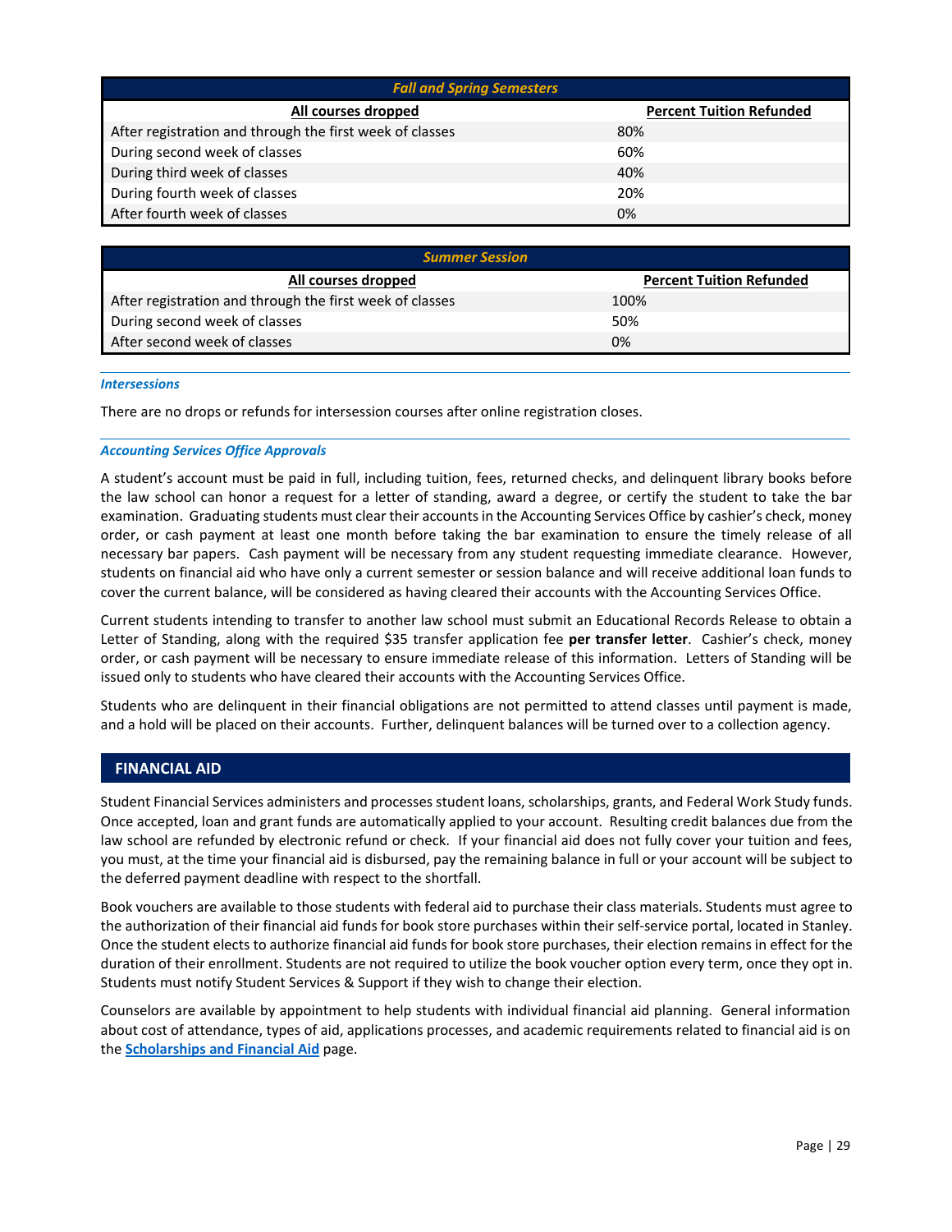| Fall and Spring Semesters | |
|---|---|
| **All courses dropped** | **Percent Tuition Refunded** |
| After registration and through the first week of classes | 80% |
| During second week of classes | 60% |
| During third week of classes | 40% |
| During fourth week of classes | 20% |
| After fourth week of classes | 0% |

| Summer Session | |
|---|---|
| **All courses dropped** | **Percent Tuition Refunded** |
| After registration and through the first week of classes | 100% |
| During second week of classes | 50% |
| After second week of classes | 0% |

### *Intersessions*

There are no drops or refunds for intersession courses after online registration closes.

### *Accounting Services Office Approvals*

A student's account must be paid in full, including tuition, fees, returned checks, and delinquent library books before the law school can honor a request for a letter of standing, award a degree, or certify the student to take the bar examination. Graduating students must clear their accounts in the Accounting Services Office by cashier's check, money order, or cash payment at least one month before taking the bar examination to ensure the timely release of all necessary bar papers. Cash payment will be necessary from any student requesting immediate clearance. However, students on financial aid who have only a current semester or session balance and will receive additional loan funds to cover the current balance, will be considered as having cleared their accounts with the Accounting Services Office.

Current students intending to transfer to another law school must submit an Educational Records Release to obtain a Letter of Standing, along with the required $35 transfer application fee **per transfer letter**. Cashier's check, money order, or cash payment will be necessary to ensure immediate release of this information. Letters of Standing will be issued only to students who have cleared their accounts with the Accounting Services Office.

Students who are delinquent in their financial obligations are not permitted to attend classes until payment is made, and a hold will be placed on their accounts. Further, delinquent balances will be turned over to a collection agency.

## FINANCIAL AID

Student Financial Services administers and processes student loans, scholarships, grants, and Federal Work Study funds. Once accepted, loan and grant funds are automatically applied to your account. Resulting credit balances due from the law school are refunded by electronic refund or check. If your financial aid does not fully cover your tuition and fees, you must, at the time your financial aid is disbursed, pay the remaining balance in full or your account will be subject to the deferred payment deadline with respect to the shortfall.

Book vouchers are available to those students with federal aid to purchase their class materials. Students must agree to the authorization of their financial aid funds for book store purchases within their self-service portal, located in Stanley. Once the student elects to authorize financial aid funds for book store purchases, their election remains in effect for the duration of their enrollment. Students are not required to utilize the book voucher option every term, once they opt in. Students must notify Student Services & Support if they wish to change their election.

Counselors are available by appointment to help students with individual financial aid planning. General information about cost of attendance, types of aid, applications processes, and academic requirements related to financial aid is on the **Scholarships and Financial Aid** page.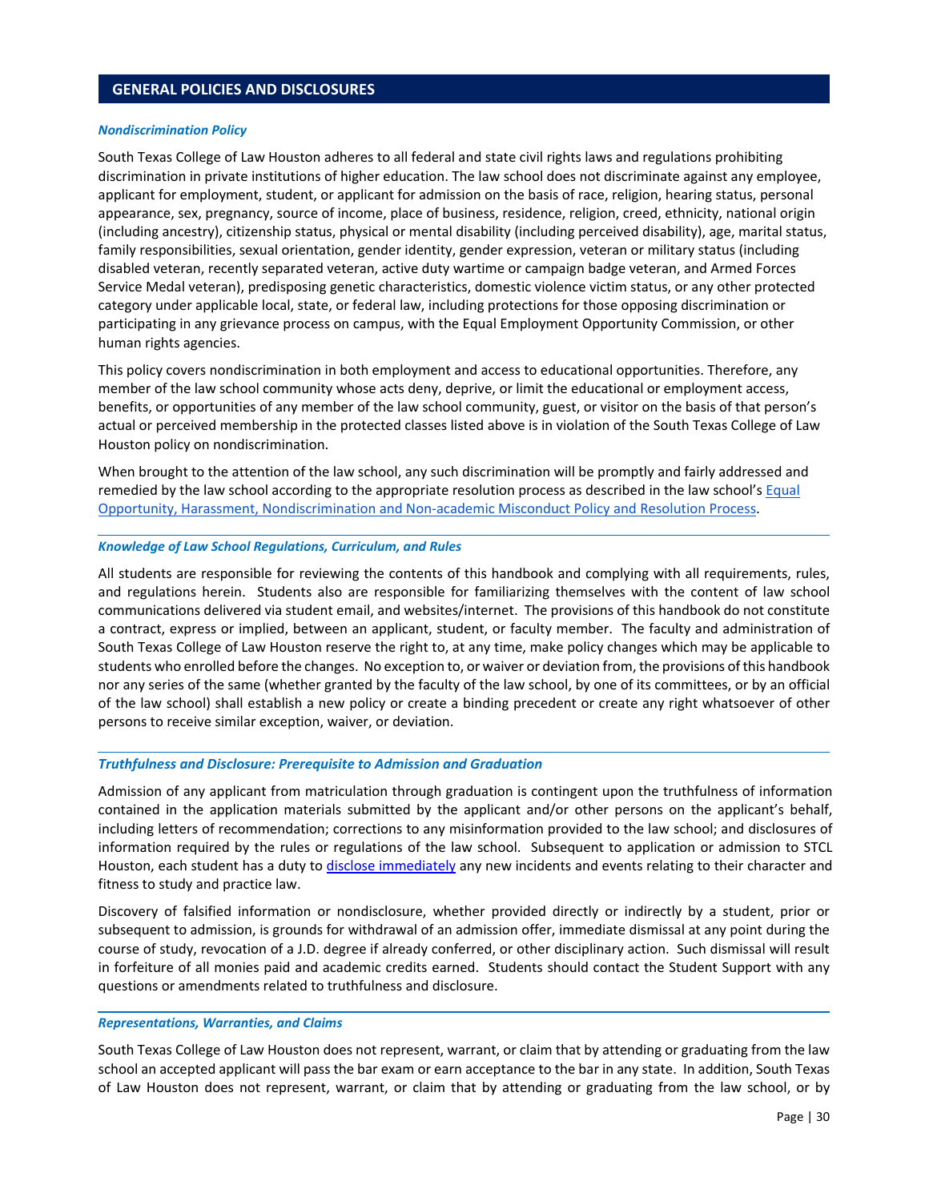## GENERAL POLICIES AND DISCLOSURES

### *Nondiscrimination Policy*

South Texas College of Law Houston adheres to all federal and state civil rights laws and regulations prohibiting discrimination in private institutions of higher education. The law school does not discriminate against any employee, applicant for employment, student, or applicant for admission on the basis of race, religion, hearing status, personal appearance, sex, pregnancy, source of income, place of business, residence, religion, creed, ethnicity, national origin (including ancestry), citizenship status, physical or mental disability (including perceived disability), age, marital status, family responsibilities, sexual orientation, gender identity, gender expression, veteran or military status (including disabled veteran, recently separated veteran, active duty wartime or campaign badge veteran, and Armed Forces Service Medal veteran), predisposing genetic characteristics, domestic violence victim status, or any other protected category under applicable local, state, or federal law, including protections for those opposing discrimination or participating in any grievance process on campus, with the Equal Employment Opportunity Commission, or other human rights agencies.

This policy covers nondiscrimination in both employment and access to educational opportunities. Therefore, any member of the law school community whose acts deny, deprive, or limit the educational or employment access, benefits, or opportunities of any member of the law school community, guest, or visitor on the basis of that person's actual or perceived membership in the protected classes listed above is in violation of the South Texas College of Law Houston policy on nondiscrimination.

When brought to the attention of the law school, any such discrimination will be promptly and fairly addressed and remedied by the law school according to the appropriate resolution process as described in the law school's Equal Opportunity, Harassment, Nondiscrimination and Non-academic Misconduct Policy and Resolution Process.

### *Knowledge of Law School Regulations, Curriculum, and Rules*

All students are responsible for reviewing the contents of this handbook and complying with all requirements, rules, and regulations herein. Students also are responsible for familiarizing themselves with the content of law school communications delivered via student email, and websites/internet. The provisions of this handbook do not constitute a contract, express or implied, between an applicant, student, or faculty member. The faculty and administration of South Texas College of Law Houston reserve the right to, at any time, make policy changes which may be applicable to students who enrolled before the changes. No exception to, or waiver or deviation from, the provisions of this handbook nor any series of the same (whether granted by the faculty of the law school, by one of its committees, or by an official of the law school) shall establish a new policy or create a binding precedent or create any right whatsoever of other persons to receive similar exception, waiver, or deviation.

### *Truthfulness and Disclosure: Prerequisite to Admission and Graduation*

Admission of any applicant from matriculation through graduation is contingent upon the truthfulness of information contained in the application materials submitted by the applicant and/or other persons on the applicant's behalf, including letters of recommendation; corrections to any misinformation provided to the law school; and disclosures of information required by the rules or regulations of the law school. Subsequent to application or admission to STCL Houston, each student has a duty to disclose immediately any new incidents and events relating to their character and fitness to study and practice law.

Discovery of falsified information or nondisclosure, whether provided directly or indirectly by a student, prior or subsequent to admission, is grounds for withdrawal of an admission offer, immediate dismissal at any point during the course of study, revocation of a J.D. degree if already conferred, or other disciplinary action. Such dismissal will result in forfeiture of all monies paid and academic credits earned. Students should contact the Student Support with any questions or amendments related to truthfulness and disclosure.

### *Representations, Warranties, and Claims*

South Texas College of Law Houston does not represent, warrant, or claim that by attending or graduating from the law school an accepted applicant will pass the bar exam or earn acceptance to the bar in any state. In addition, South Texas of Law Houston does not represent, warrant, or claim that by attending or graduating from the law school, or by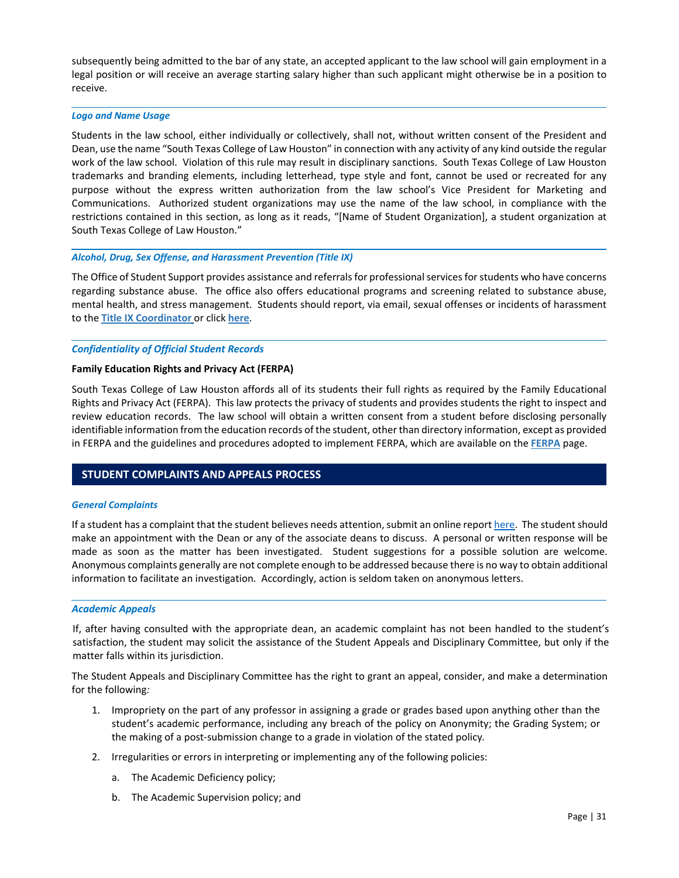subsequently being admitted to the bar of any state, an accepted applicant to the law school will gain employment in a legal position or will receive an average starting salary higher than such applicant might otherwise be in a position to receive.

### *Logo and Name Usage*

Students in the law school, either individually or collectively, shall not, without written consent of the President and Dean, use the name "South Texas College of Law Houston" in connection with any activity of any kind outside the regular work of the law school. Violation of this rule may result in disciplinary sanctions. South Texas College of Law Houston trademarks and branding elements, including letterhead, type style and font, cannot be used or recreated for any purpose without the express written authorization from the law school's Vice President for Marketing and Communications. Authorized student organizations may use the name of the law school, in compliance with the restrictions contained in this section, as long as it reads, "[Name of Student Organization], a student organization at South Texas College of Law Houston."

### *Alcohol, Drug, Sex Offense, and Harassment Prevention (Title IX)*

The Office of Student Support provides assistance and referrals for professional services for students who have concerns regarding substance abuse. The office also offers educational programs and screening related to substance abuse, mental health, and stress management. Students should report, via email, sexual offenses or incidents of harassment to the **Title IX Coordinator** or click **here**.

### *Confidentiality of Official Student Records*

**Family Education Rights and Privacy Act (FERPA)**

South Texas College of Law Houston affords all of its students their full rights as required by the Family Educational Rights and Privacy Act (FERPA). This law protects the privacy of students and provides students the right to inspect and review education records. The law school will obtain a written consent from a student before disclosing personally identifiable information from the education records of the student, other than directory information, except as provided in FERPA and the guidelines and procedures adopted to implement FERPA, which are available on the **FERPA** page.

## STUDENT COMPLAINTS AND APPEALS PROCESS

### *General Complaints*

If a student has a complaint that the student believes needs attention, submit an online report here. The student should make an appointment with the Dean or any of the associate deans to discuss. A personal or written response will be made as soon as the matter has been investigated. Student suggestions for a possible solution are welcome. Anonymous complaints generally are not complete enough to be addressed because there is no way to obtain additional information to facilitate an investigation. Accordingly, action is seldom taken on anonymous letters.

### *Academic Appeals*

If, after having consulted with the appropriate dean, an academic complaint has not been handled to the student's satisfaction, the student may solicit the assistance of the Student Appeals and Disciplinary Committee, but only if the matter falls within its jurisdiction.

The Student Appeals and Disciplinary Committee has the right to grant an appeal, consider, and make a determination for the following:

1. Impropriety on the part of any professor in assigning a grade or grades based upon anything other than the student's academic performance, including any breach of the policy on Anonymity; the Grading System; or the making of a post-submission change to a grade in violation of the stated policy.
2. Irregularities or errors in interpreting or implementing any of the following policies:
    a. The Academic Deficiency policy;
    b. The Academic Supervision policy; and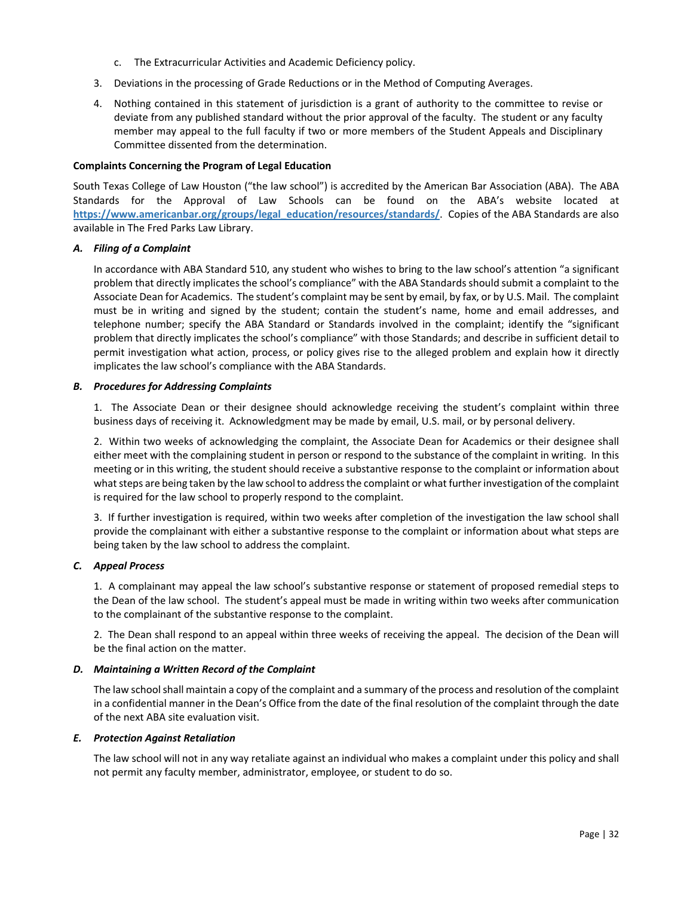c. The Extracurricular Activities and Academic Deficiency policy.

3. Deviations in the processing of Grade Reductions or in the Method of Computing Averages.

4. Nothing contained in this statement of jurisdiction is a grant of authority to the committee to revise or deviate from any published standard without the prior approval of the faculty. The student or any faculty member may appeal to the full faculty if two or more members of the Student Appeals and Disciplinary Committee dissented from the determination.

**Complaints Concerning the Program of Legal Education**

South Texas College of Law Houston ("the law school") is accredited by the American Bar Association (ABA). The ABA Standards for the Approval of Law Schools can be found on the ABA's website located at **https://www.americanbar.org/groups/legal_education/resources/standards/**. Copies of the ABA Standards are also available in The Fred Parks Law Library.

***A. Filing of a Complaint***

In accordance with ABA Standard 510, any student who wishes to bring to the law school's attention "a significant problem that directly implicates the school's compliance" with the ABA Standards should submit a complaint to the Associate Dean for Academics. The student's complaint may be sent by email, by fax, or by U.S. Mail. The complaint must be in writing and signed by the student; contain the student's name, home and email addresses, and telephone number; specify the ABA Standard or Standards involved in the complaint; identify the "significant problem that directly implicates the school's compliance" with those Standards; and describe in sufficient detail to permit investigation what action, process, or policy gives rise to the alleged problem and explain how it directly implicates the law school's compliance with the ABA Standards.

***B. Procedures for Addressing Complaints***

1. The Associate Dean or their designee should acknowledge receiving the student's complaint within three business days of receiving it. Acknowledgment may be made by email, U.S. mail, or by personal delivery.

2. Within two weeks of acknowledging the complaint, the Associate Dean for Academics or their designee shall either meet with the complaining student in person or respond to the substance of the complaint in writing. In this meeting or in this writing, the student should receive a substantive response to the complaint or information about what steps are being taken by the law school to address the complaint or what further investigation of the complaint is required for the law school to properly respond to the complaint.

3. If further investigation is required, within two weeks after completion of the investigation the law school shall provide the complainant with either a substantive response to the complaint or information about what steps are being taken by the law school to address the complaint.

***C. Appeal Process***

1. A complainant may appeal the law school's substantive response or statement of proposed remedial steps to the Dean of the law school. The student's appeal must be made in writing within two weeks after communication to the complainant of the substantive response to the complaint.

2. The Dean shall respond to an appeal within three weeks of receiving the appeal. The decision of the Dean will be the final action on the matter.

***D. Maintaining a Written Record of the Complaint***

The law school shall maintain a copy of the complaint and a summary of the process and resolution of the complaint in a confidential manner in the Dean's Office from the date of the final resolution of the complaint through the date of the next ABA site evaluation visit.

***E. Protection Against Retaliation***

The law school will not in any way retaliate against an individual who makes a complaint under this policy and shall not permit any faculty member, administrator, employee, or student to do so.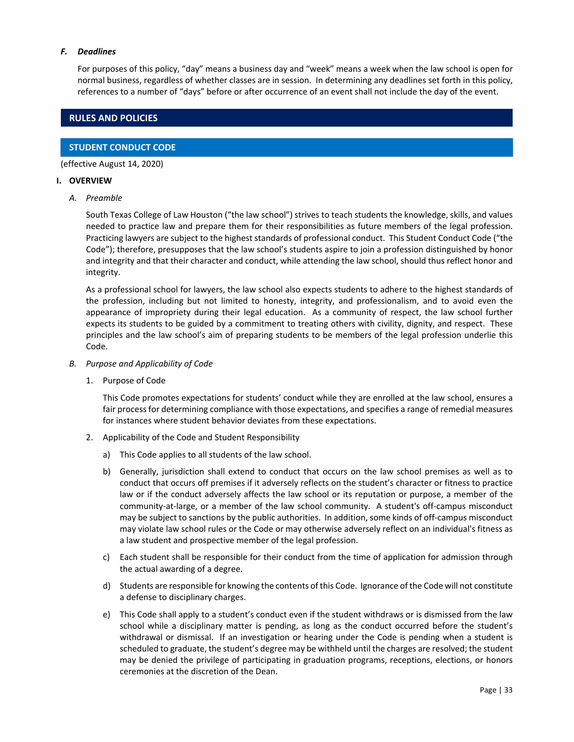***F. Deadlines***

For purposes of this policy, "day" means a business day and "week" means a week when the law school is open for normal business, regardless of whether classes are in session. In determining any deadlines set forth in this policy, references to a number of "days" before or after occurrence of an event shall not include the day of the event.

## RULES AND POLICIES

### STUDENT CONDUCT CODE

(effective August 14, 2020)

**I. OVERVIEW**

*A. Preamble*

South Texas College of Law Houston ("the law school") strives to teach students the knowledge, skills, and values needed to practice law and prepare them for their responsibilities as future members of the legal profession. Practicing lawyers are subject to the highest standards of professional conduct. This Student Conduct Code ("the Code"); therefore, presupposes that the law school's students aspire to join a profession distinguished by honor and integrity and that their character and conduct, while attending the law school, should thus reflect honor and integrity.

As a professional school for lawyers, the law school also expects students to adhere to the highest standards of the profession, including but not limited to honesty, integrity, and professionalism, and to avoid even the appearance of impropriety during their legal education. As a community of respect, the law school further expects its students to be guided by a commitment to treating others with civility, dignity, and respect. These principles and the law school's aim of preparing students to be members of the legal profession underlie this Code.

*B. Purpose and Applicability of Code*

1. Purpose of Code

   This Code promotes expectations for students' conduct while they are enrolled at the law school, ensures a fair process for determining compliance with those expectations, and specifies a range of remedial measures for instances where student behavior deviates from these expectations.

2. Applicability of the Code and Student Responsibility

   a) This Code applies to all students of the law school.

   b) Generally, jurisdiction shall extend to conduct that occurs on the law school premises as well as to conduct that occurs off premises if it adversely reflects on the student's character or fitness to practice law or if the conduct adversely affects the law school or its reputation or purpose, a member of the community-at-large, or a member of the law school community. A student's off-campus misconduct may be subject to sanctions by the public authorities. In addition, some kinds of off-campus misconduct may violate law school rules or the Code or may otherwise adversely reflect on an individual's fitness as a law student and prospective member of the legal profession.

   c) Each student shall be responsible for their conduct from the time of application for admission through the actual awarding of a degree.

   d) Students are responsible for knowing the contents of this Code. Ignorance of the Code will not constitute a defense to disciplinary charges.

   e) This Code shall apply to a student's conduct even if the student withdraws or is dismissed from the law school while a disciplinary matter is pending, as long as the conduct occurred before the student's withdrawal or dismissal. If an investigation or hearing under the Code is pending when a student is scheduled to graduate, the student's degree may be withheld until the charges are resolved; the student may be denied the privilege of participating in graduation programs, receptions, elections, or honors ceremonies at the discretion of the Dean.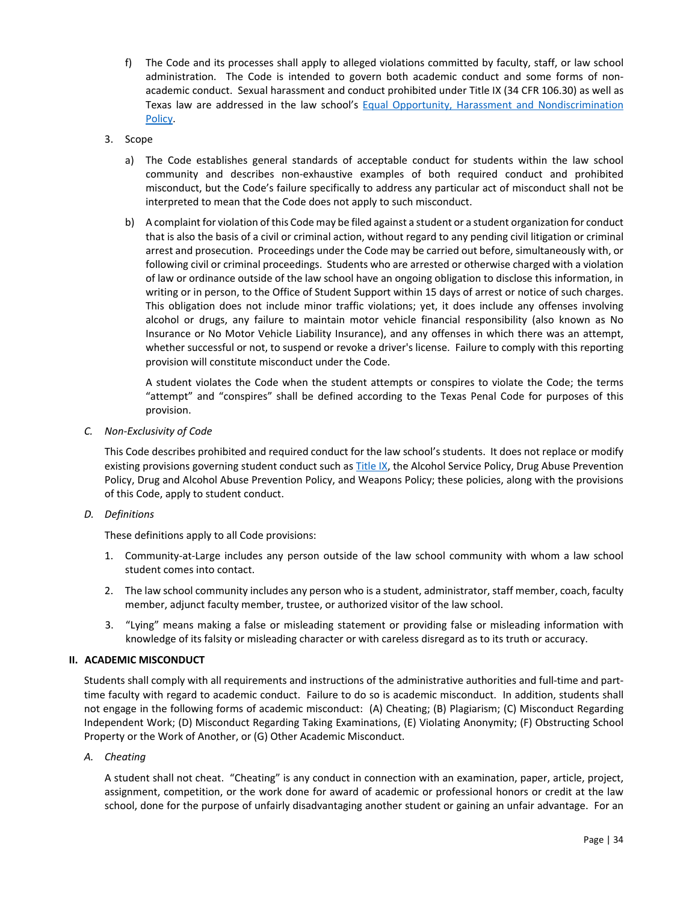f) The Code and its processes shall apply to alleged violations committed by faculty, staff, or law school administration. The Code is intended to govern both academic conduct and some forms of non-academic conduct. Sexual harassment and conduct prohibited under Title IX (34 CFR 106.30) as well as Texas law are addressed in the law school's [Equal Opportunity, Harassment and Nondiscrimination Policy](#).

3. Scope

   a) The Code establishes general standards of acceptable conduct for students within the law school community and describes non-exhaustive examples of both required conduct and prohibited misconduct, but the Code's failure specifically to address any particular act of misconduct shall not be interpreted to mean that the Code does not apply to such misconduct.

   b) A complaint for violation of this Code may be filed against a student or a student organization for conduct that is also the basis of a civil or criminal action, without regard to any pending civil litigation or criminal arrest and prosecution. Proceedings under the Code may be carried out before, simultaneously with, or following civil or criminal proceedings. Students who are arrested or otherwise charged with a violation of law or ordinance outside of the law school have an ongoing obligation to disclose this information, in writing or in person, to the Office of Student Support within 15 days of arrest or notice of such charges. This obligation does not include minor traffic violations; yet, it does include any offenses involving alcohol or drugs, any failure to maintain motor vehicle financial responsibility (also known as No Insurance or No Motor Vehicle Liability Insurance), and any offenses in which there was an attempt, whether successful or not, to suspend or revoke a driver's license. Failure to comply with this reporting provision will constitute misconduct under the Code.

   A student violates the Code when the student attempts or conspires to violate the Code; the terms "attempt" and "conspires" shall be defined according to the Texas Penal Code for purposes of this provision.

*C. Non-Exclusivity of Code*

This Code describes prohibited and required conduct for the law school's students. It does not replace or modify existing provisions governing student conduct such as [Title IX](#), the Alcohol Service Policy, Drug Abuse Prevention Policy, Drug and Alcohol Abuse Prevention Policy, and Weapons Policy; these policies, along with the provisions of this Code, apply to student conduct.

*D. Definitions*

These definitions apply to all Code provisions:

1. Community-at-Large includes any person outside of the law school community with whom a law school student comes into contact.
2. The law school community includes any person who is a student, administrator, staff member, coach, faculty member, adjunct faculty member, trustee, or authorized visitor of the law school.
3. "Lying" means making a false or misleading statement or providing false or misleading information with knowledge of its falsity or misleading character or with careless disregard as to its truth or accuracy.

## II. ACADEMIC MISCONDUCT

Students shall comply with all requirements and instructions of the administrative authorities and full-time and part-time faculty with regard to academic conduct. Failure to do so is academic misconduct. In addition, students shall not engage in the following forms of academic misconduct: (A) Cheating; (B) Plagiarism; (C) Misconduct Regarding Independent Work; (D) Misconduct Regarding Taking Examinations, (E) Violating Anonymity; (F) Obstructing School Property or the Work of Another, or (G) Other Academic Misconduct.

*A. Cheating*

A student shall not cheat. "Cheating" is any conduct in connection with an examination, paper, article, project, assignment, competition, or the work done for award of academic or professional honors or credit at the law school, done for the purpose of unfairly disadvantaging another student or gaining an unfair advantage. For an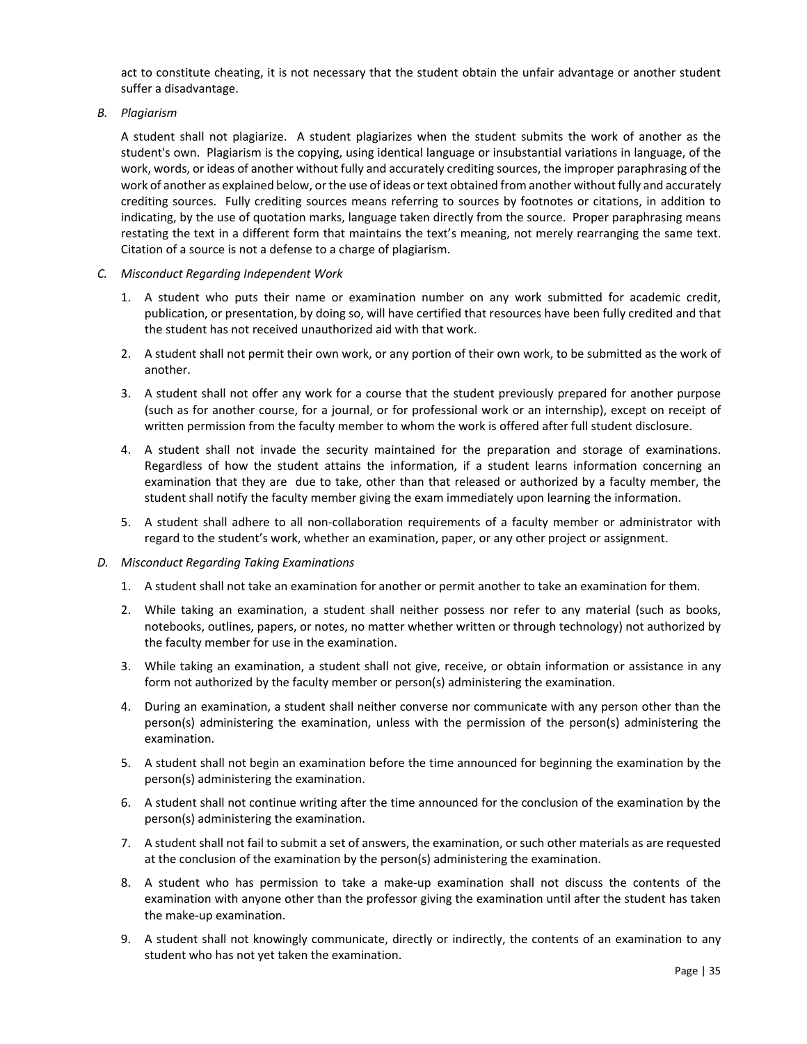act to constitute cheating, it is not necessary that the student obtain the unfair advantage or another student suffer a disadvantage.

*B. Plagiarism*

A student shall not plagiarize. A student plagiarizes when the student submits the work of another as the student's own. Plagiarism is the copying, using identical language or insubstantial variations in language, of the work, words, or ideas of another without fully and accurately crediting sources, the improper paraphrasing of the work of another as explained below, or the use of ideas or text obtained from another without fully and accurately crediting sources. Fully crediting sources means referring to sources by footnotes or citations, in addition to indicating, by the use of quotation marks, language taken directly from the source. Proper paraphrasing means restating the text in a different form that maintains the text's meaning, not merely rearranging the same text. Citation of a source is not a defense to a charge of plagiarism.

*C. Misconduct Regarding Independent Work*

1. A student who puts their name or examination number on any work submitted for academic credit, publication, or presentation, by doing so, will have certified that resources have been fully credited and that the student has not received unauthorized aid with that work.
2. A student shall not permit their own work, or any portion of their own work, to be submitted as the work of another.
3. A student shall not offer any work for a course that the student previously prepared for another purpose (such as for another course, for a journal, or for professional work or an internship), except on receipt of written permission from the faculty member to whom the work is offered after full student disclosure.
4. A student shall not invade the security maintained for the preparation and storage of examinations. Regardless of how the student attains the information, if a student learns information concerning an examination that they are due to take, other than that released or authorized by a faculty member, the student shall notify the faculty member giving the exam immediately upon learning the information.
5. A student shall adhere to all non-collaboration requirements of a faculty member or administrator with regard to the student's work, whether an examination, paper, or any other project or assignment.

*D. Misconduct Regarding Taking Examinations*

1. A student shall not take an examination for another or permit another to take an examination for them.
2. While taking an examination, a student shall neither possess nor refer to any material (such as books, notebooks, outlines, papers, or notes, no matter whether written or through technology) not authorized by the faculty member for use in the examination.
3. While taking an examination, a student shall not give, receive, or obtain information or assistance in any form not authorized by the faculty member or person(s) administering the examination.
4. During an examination, a student shall neither converse nor communicate with any person other than the person(s) administering the examination, unless with the permission of the person(s) administering the examination.
5. A student shall not begin an examination before the time announced for beginning the examination by the person(s) administering the examination.
6. A student shall not continue writing after the time announced for the conclusion of the examination by the person(s) administering the examination.
7. A student shall not fail to submit a set of answers, the examination, or such other materials as are requested at the conclusion of the examination by the person(s) administering the examination.
8. A student who has permission to take a make-up examination shall not discuss the contents of the examination with anyone other than the professor giving the examination until after the student has taken the make-up examination.
9. A student shall not knowingly communicate, directly or indirectly, the contents of an examination to any student who has not yet taken the examination.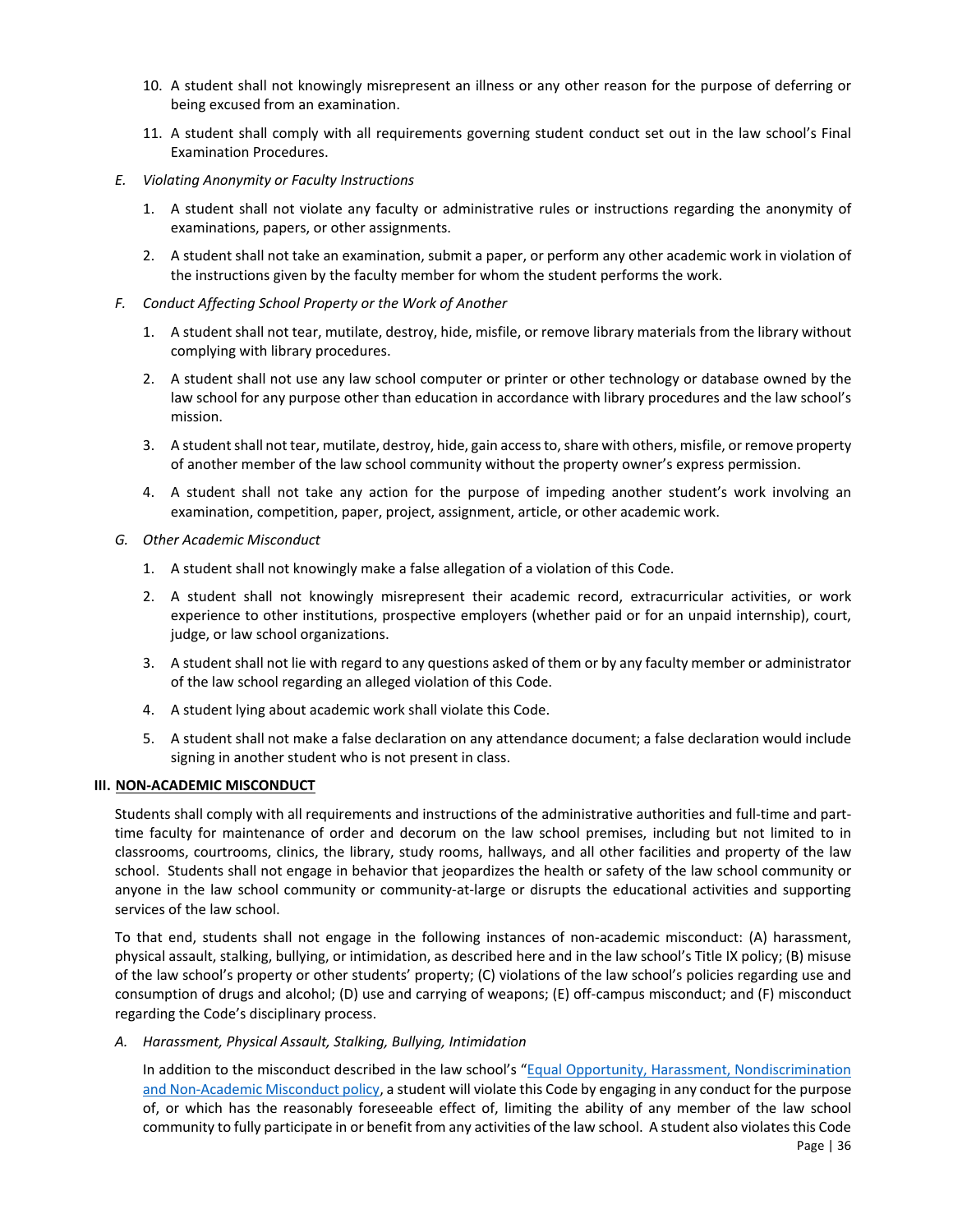10. A student shall not knowingly misrepresent an illness or any other reason for the purpose of deferring or being excused from an examination.

11. A student shall comply with all requirements governing student conduct set out in the law school's Final Examination Procedures.

*E. Violating Anonymity or Faculty Instructions*

1. A student shall not violate any faculty or administrative rules or instructions regarding the anonymity of examinations, papers, or other assignments.

2. A student shall not take an examination, submit a paper, or perform any other academic work in violation of the instructions given by the faculty member for whom the student performs the work.

*F. Conduct Affecting School Property or the Work of Another*

1. A student shall not tear, mutilate, destroy, hide, misfile, or remove library materials from the library without complying with library procedures.

2. A student shall not use any law school computer or printer or other technology or database owned by the law school for any purpose other than education in accordance with library procedures and the law school's mission.

3. A student shall not tear, mutilate, destroy, hide, gain access to, share with others, misfile, or remove property of another member of the law school community without the property owner's express permission.

4. A student shall not take any action for the purpose of impeding another student's work involving an examination, competition, paper, project, assignment, article, or other academic work.

*G. Other Academic Misconduct*

1. A student shall not knowingly make a false allegation of a violation of this Code.

2. A student shall not knowingly misrepresent their academic record, extracurricular activities, or work experience to other institutions, prospective employers (whether paid or for an unpaid internship), court, judge, or law school organizations.

3. A student shall not lie with regard to any questions asked of them or by any faculty member or administrator of the law school regarding an alleged violation of this Code.

4. A student lying about academic work shall violate this Code.

5. A student shall not make a false declaration on any attendance document; a false declaration would include signing in another student who is not present in class.

## III. NON-ACADEMIC MISCONDUCT

Students shall comply with all requirements and instructions of the administrative authorities and full-time and part-time faculty for maintenance of order and decorum on the law school premises, including but not limited to in classrooms, courtrooms, clinics, the library, study rooms, hallways, and all other facilities and property of the law school. Students shall not engage in behavior that jeopardizes the health or safety of the law school community or anyone in the law school community or community-at-large or disrupts the educational activities and supporting services of the law school.

To that end, students shall not engage in the following instances of non-academic misconduct: (A) harassment, physical assault, stalking, bullying, or intimidation, as described here and in the law school's Title IX policy; (B) misuse of the law school's property or other students' property; (C) violations of the law school's policies regarding use and consumption of drugs and alcohol; (D) use and carrying of weapons; (E) off-campus misconduct; and (F) misconduct regarding the Code's disciplinary process.

*A. Harassment, Physical Assault, Stalking, Bullying, Intimidation*

In addition to the misconduct described in the law school's "Equal Opportunity, Harassment, Nondiscrimination and Non-Academic Misconduct policy, a student will violate this Code by engaging in any conduct for the purpose of, or which has the reasonably foreseeable effect of, limiting the ability of any member of the law school community to fully participate in or benefit from any activities of the law school. A student also violates this Code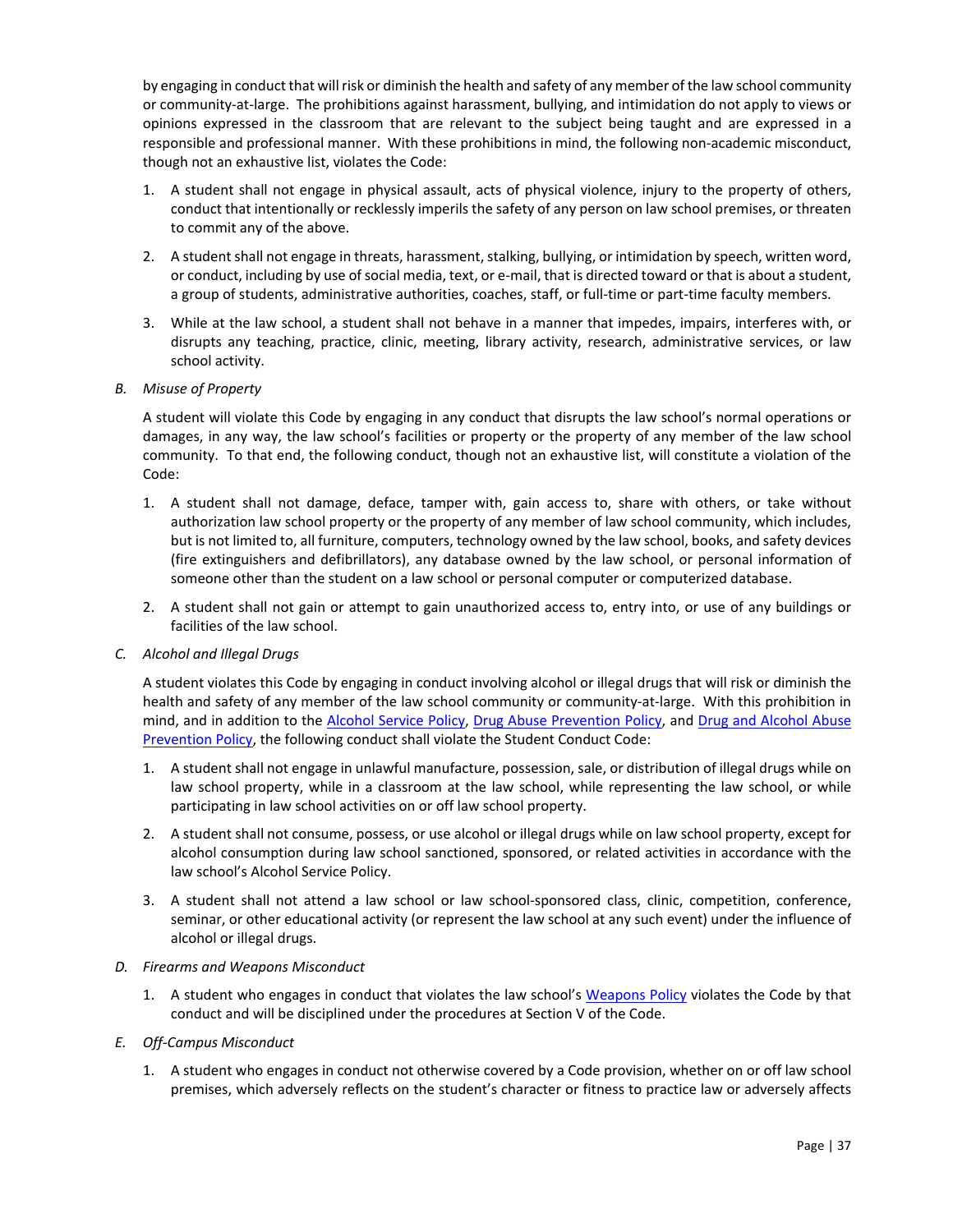by engaging in conduct that will risk or diminish the health and safety of any member of the law school community or community-at-large. The prohibitions against harassment, bullying, and intimidation do not apply to views or opinions expressed in the classroom that are relevant to the subject being taught and are expressed in a responsible and professional manner. With these prohibitions in mind, the following non-academic misconduct, though not an exhaustive list, violates the Code:

1. A student shall not engage in physical assault, acts of physical violence, injury to the property of others, conduct that intentionally or recklessly imperils the safety of any person on law school premises, or threaten to commit any of the above.
2. A student shall not engage in threats, harassment, stalking, bullying, or intimidation by speech, written word, or conduct, including by use of social media, text, or e-mail, that is directed toward or that is about a student, a group of students, administrative authorities, coaches, staff, or full-time or part-time faculty members.
3. While at the law school, a student shall not behave in a manner that impedes, impairs, interferes with, or disrupts any teaching, practice, clinic, meeting, library activity, research, administrative services, or law school activity.

B. *Misuse of Property*

A student will violate this Code by engaging in any conduct that disrupts the law school's normal operations or damages, in any way, the law school's facilities or property or the property of any member of the law school community. To that end, the following conduct, though not an exhaustive list, will constitute a violation of the Code:

1. A student shall not damage, deface, tamper with, gain access to, share with others, or take without authorization law school property or the property of any member of law school community, which includes, but is not limited to, all furniture, computers, technology owned by the law school, books, and safety devices (fire extinguishers and defibrillators), any database owned by the law school, or personal information of someone other than the student on a law school or personal computer or computerized database.
2. A student shall not gain or attempt to gain unauthorized access to, entry into, or use of any buildings or facilities of the law school.

C. *Alcohol and Illegal Drugs*

A student violates this Code by engaging in conduct involving alcohol or illegal drugs that will risk or diminish the health and safety of any member of the law school community or community-at-large. With this prohibition in mind, and in addition to the Alcohol Service Policy, Drug Abuse Prevention Policy, and Drug and Alcohol Abuse Prevention Policy, the following conduct shall violate the Student Conduct Code:

1. A student shall not engage in unlawful manufacture, possession, sale, or distribution of illegal drugs while on law school property, while in a classroom at the law school, while representing the law school, or while participating in law school activities on or off law school property.
2. A student shall not consume, possess, or use alcohol or illegal drugs while on law school property, except for alcohol consumption during law school sanctioned, sponsored, or related activities in accordance with the law school's Alcohol Service Policy.
3. A student shall not attend a law school or law school-sponsored class, clinic, competition, conference, seminar, or other educational activity (or represent the law school at any such event) under the influence of alcohol or illegal drugs.

D. *Firearms and Weapons Misconduct*

1. A student who engages in conduct that violates the law school's Weapons Policy violates the Code by that conduct and will be disciplined under the procedures at Section V of the Code.

E. *Off-Campus Misconduct*

1. A student who engages in conduct not otherwise covered by a Code provision, whether on or off law school premises, which adversely reflects on the student's character or fitness to practice law or adversely affects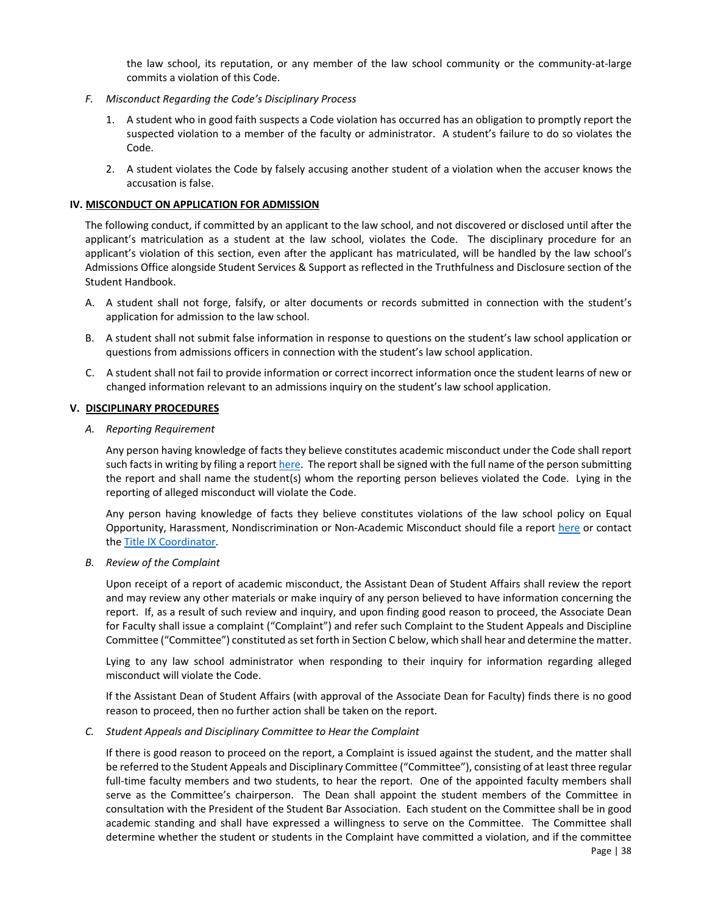the law school, its reputation, or any member of the law school community or the community-at-large commits a violation of this Code.

*F. Misconduct Regarding the Code's Disciplinary Process*

1. A student who in good faith suspects a Code violation has occurred has an obligation to promptly report the suspected violation to a member of the faculty or administrator. A student's failure to do so violates the Code.

2. A student violates the Code by falsely accusing another student of a violation when the accuser knows the accusation is false.

## IV. MISCONDUCT ON APPLICATION FOR ADMISSION

The following conduct, if committed by an applicant to the law school, and not discovered or disclosed until after the applicant's matriculation as a student at the law school, violates the Code. The disciplinary procedure for an applicant's violation of this section, even after the applicant has matriculated, will be handled by the law school's Admissions Office alongside Student Services & Support as reflected in the Truthfulness and Disclosure section of the Student Handbook.

A. A student shall not forge, falsify, or alter documents or records submitted in connection with the student's application for admission to the law school.

B. A student shall not submit false information in response to questions on the student's law school application or questions from admissions officers in connection with the student's law school application.

C. A student shall not fail to provide information or correct incorrect information once the student learns of new or changed information relevant to an admissions inquiry on the student's law school application.

## V. DISCIPLINARY PROCEDURES

*A. Reporting Requirement*

Any person having knowledge of facts they believe constitutes academic misconduct under the Code shall report such facts in writing by filing a report here. The report shall be signed with the full name of the person submitting the report and shall name the student(s) whom the reporting person believes violated the Code. Lying in the reporting of alleged misconduct will violate the Code.

Any person having knowledge of facts they believe constitutes violations of the law school policy on Equal Opportunity, Harassment, Nondiscrimination or Non-Academic Misconduct should file a report here or contact the Title IX Coordinator.

*B. Review of the Complaint*

Upon receipt of a report of academic misconduct, the Assistant Dean of Student Affairs shall review the report and may review any other materials or make inquiry of any person believed to have information concerning the report. If, as a result of such review and inquiry, and upon finding good reason to proceed, the Associate Dean for Faculty shall issue a complaint ("Complaint") and refer such Complaint to the Student Appeals and Discipline Committee ("Committee") constituted as set forth in Section C below, which shall hear and determine the matter.

Lying to any law school administrator when responding to their inquiry for information regarding alleged misconduct will violate the Code.

If the Assistant Dean of Student Affairs (with approval of the Associate Dean for Faculty) finds there is no good reason to proceed, then no further action shall be taken on the report.

*C. Student Appeals and Disciplinary Committee to Hear the Complaint*

If there is good reason to proceed on the report, a Complaint is issued against the student, and the matter shall be referred to the Student Appeals and Disciplinary Committee ("Committee"), consisting of at least three regular full-time faculty members and two students, to hear the report. One of the appointed faculty members shall serve as the Committee's chairperson. The Dean shall appoint the student members of the Committee in consultation with the President of the Student Bar Association. Each student on the Committee shall be in good academic standing and shall have expressed a willingness to serve on the Committee. The Committee shall determine whether the student or students in the Complaint have committed a violation, and if the committee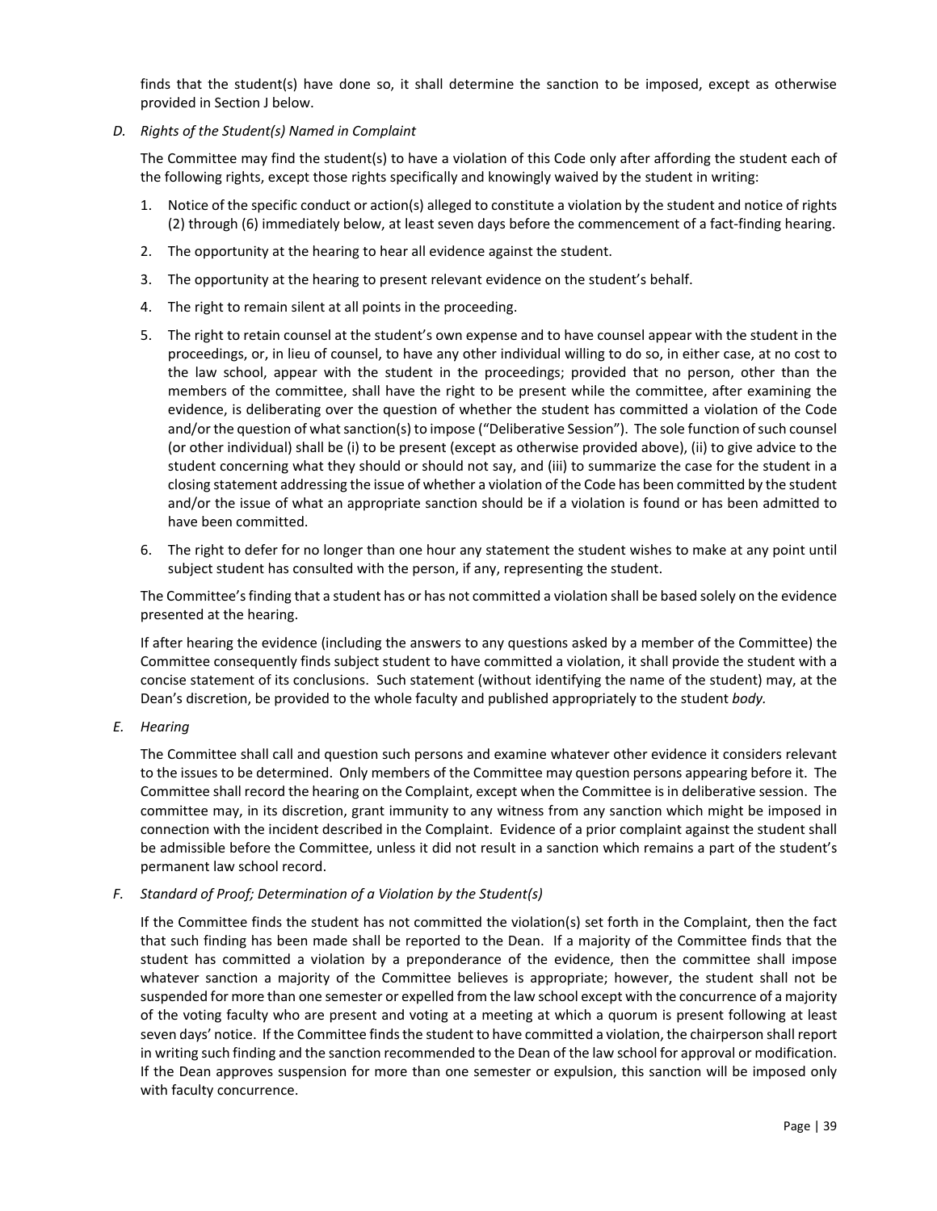finds that the student(s) have done so, it shall determine the sanction to be imposed, except as otherwise provided in Section J below.

*D. Rights of the Student(s) Named in Complaint*

The Committee may find the student(s) to have a violation of this Code only after affording the student each of the following rights, except those rights specifically and knowingly waived by the student in writing:

1. Notice of the specific conduct or action(s) alleged to constitute a violation by the student and notice of rights (2) through (6) immediately below, at least seven days before the commencement of a fact-finding hearing.
2. The opportunity at the hearing to hear all evidence against the student.
3. The opportunity at the hearing to present relevant evidence on the student's behalf.
4. The right to remain silent at all points in the proceeding.
5. The right to retain counsel at the student's own expense and to have counsel appear with the student in the proceedings, or, in lieu of counsel, to have any other individual willing to do so, in either case, at no cost to the law school, appear with the student in the proceedings; provided that no person, other than the members of the committee, shall have the right to be present while the committee, after examining the evidence, is deliberating over the question of whether the student has committed a violation of the Code and/or the question of what sanction(s) to impose ("Deliberative Session"). The sole function of such counsel (or other individual) shall be (i) to be present (except as otherwise provided above), (ii) to give advice to the student concerning what they should or should not say, and (iii) to summarize the case for the student in a closing statement addressing the issue of whether a violation of the Code has been committed by the student and/or the issue of what an appropriate sanction should be if a violation is found or has been admitted to have been committed.
6. The right to defer for no longer than one hour any statement the student wishes to make at any point until subject student has consulted with the person, if any, representing the student.

The Committee's finding that a student has or has not committed a violation shall be based solely on the evidence presented at the hearing.

If after hearing the evidence (including the answers to any questions asked by a member of the Committee) the Committee consequently finds subject student to have committed a violation, it shall provide the student with a concise statement of its conclusions. Such statement (without identifying the name of the student) may, at the Dean's discretion, be provided to the whole faculty and published appropriately to the student *body.*

*E. Hearing*

The Committee shall call and question such persons and examine whatever other evidence it considers relevant to the issues to be determined. Only members of the Committee may question persons appearing before it. The Committee shall record the hearing on the Complaint, except when the Committee is in deliberative session. The committee may, in its discretion, grant immunity to any witness from any sanction which might be imposed in connection with the incident described in the Complaint. Evidence of a prior complaint against the student shall be admissible before the Committee, unless it did not result in a sanction which remains a part of the student's permanent law school record.

*F. Standard of Proof; Determination of a Violation by the Student(s)*

If the Committee finds the student has not committed the violation(s) set forth in the Complaint, then the fact that such finding has been made shall be reported to the Dean. If a majority of the Committee finds that the student has committed a violation by a preponderance of the evidence, then the committee shall impose whatever sanction a majority of the Committee believes is appropriate; however, the student shall not be suspended for more than one semester or expelled from the law school except with the concurrence of a majority of the voting faculty who are present and voting at a meeting at which a quorum is present following at least seven days' notice. If the Committee finds the student to have committed a violation, the chairperson shall report in writing such finding and the sanction recommended to the Dean of the law school for approval or modification. If the Dean approves suspension for more than one semester or expulsion, this sanction will be imposed only with faculty concurrence.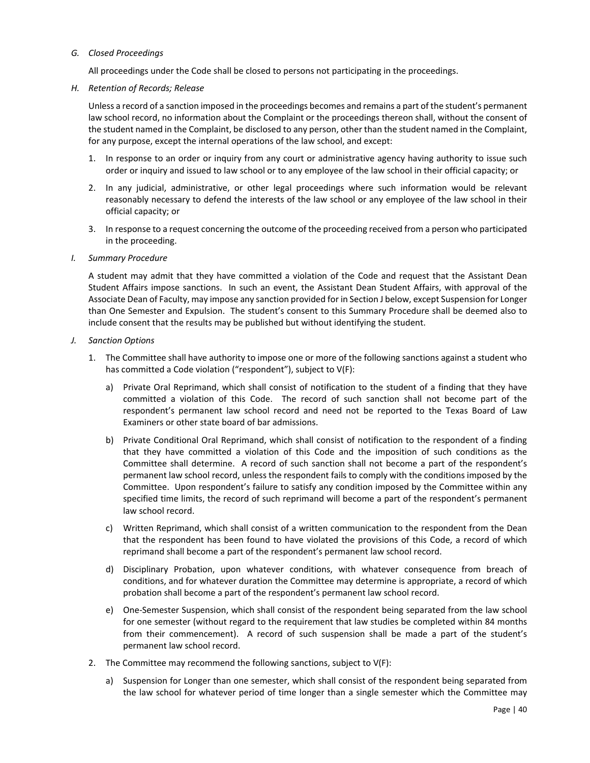*G. Closed Proceedings*

All proceedings under the Code shall be closed to persons not participating in the proceedings.

*H. Retention of Records; Release*

Unless a record of a sanction imposed in the proceedings becomes and remains a part of the student's permanent law school record, no information about the Complaint or the proceedings thereon shall, without the consent of the student named in the Complaint, be disclosed to any person, other than the student named in the Complaint, for any purpose, except the internal operations of the law school, and except:

1. In response to an order or inquiry from any court or administrative agency having authority to issue such order or inquiry and issued to law school or to any employee of the law school in their official capacity; or
2. In any judicial, administrative, or other legal proceedings where such information would be relevant reasonably necessary to defend the interests of the law school or any employee of the law school in their official capacity; or
3. In response to a request concerning the outcome of the proceeding received from a person who participated in the proceeding.

*I. Summary Procedure*

A student may admit that they have committed a violation of the Code and request that the Assistant Dean Student Affairs impose sanctions. In such an event, the Assistant Dean Student Affairs, with approval of the Associate Dean of Faculty, may impose any sanction provided for in Section J below, except Suspension for Longer than One Semester and Expulsion. The student's consent to this Summary Procedure shall be deemed also to include consent that the results may be published but without identifying the student.

*J. Sanction Options*

1. The Committee shall have authority to impose one or more of the following sanctions against a student who has committed a Code violation ("respondent"), subject to V(F):
    a) Private Oral Reprimand, which shall consist of notification to the student of a finding that they have committed a violation of this Code. The record of such sanction shall not become part of the respondent's permanent law school record and need not be reported to the Texas Board of Law Examiners or other state board of bar admissions.
    b) Private Conditional Oral Reprimand, which shall consist of notification to the respondent of a finding that they have committed a violation of this Code and the imposition of such conditions as the Committee shall determine. A record of such sanction shall not become a part of the respondent's permanent law school record, unless the respondent fails to comply with the conditions imposed by the Committee. Upon respondent's failure to satisfy any condition imposed by the Committee within any specified time limits, the record of such reprimand will become a part of the respondent's permanent law school record.
    c) Written Reprimand, which shall consist of a written communication to the respondent from the Dean that the respondent has been found to have violated the provisions of this Code, a record of which reprimand shall become a part of the respondent's permanent law school record.
    d) Disciplinary Probation, upon whatever conditions, with whatever consequence from breach of conditions, and for whatever duration the Committee may determine is appropriate, a record of which probation shall become a part of the respondent's permanent law school record.
    e) One-Semester Suspension, which shall consist of the respondent being separated from the law school for one semester (without regard to the requirement that law studies be completed within 84 months from their commencement). A record of such suspension shall be made a part of the student's permanent law school record.
2. The Committee may recommend the following sanctions, subject to V(F):
    a) Suspension for Longer than one semester, which shall consist of the respondent being separated from the law school for whatever period of time longer than a single semester which the Committee may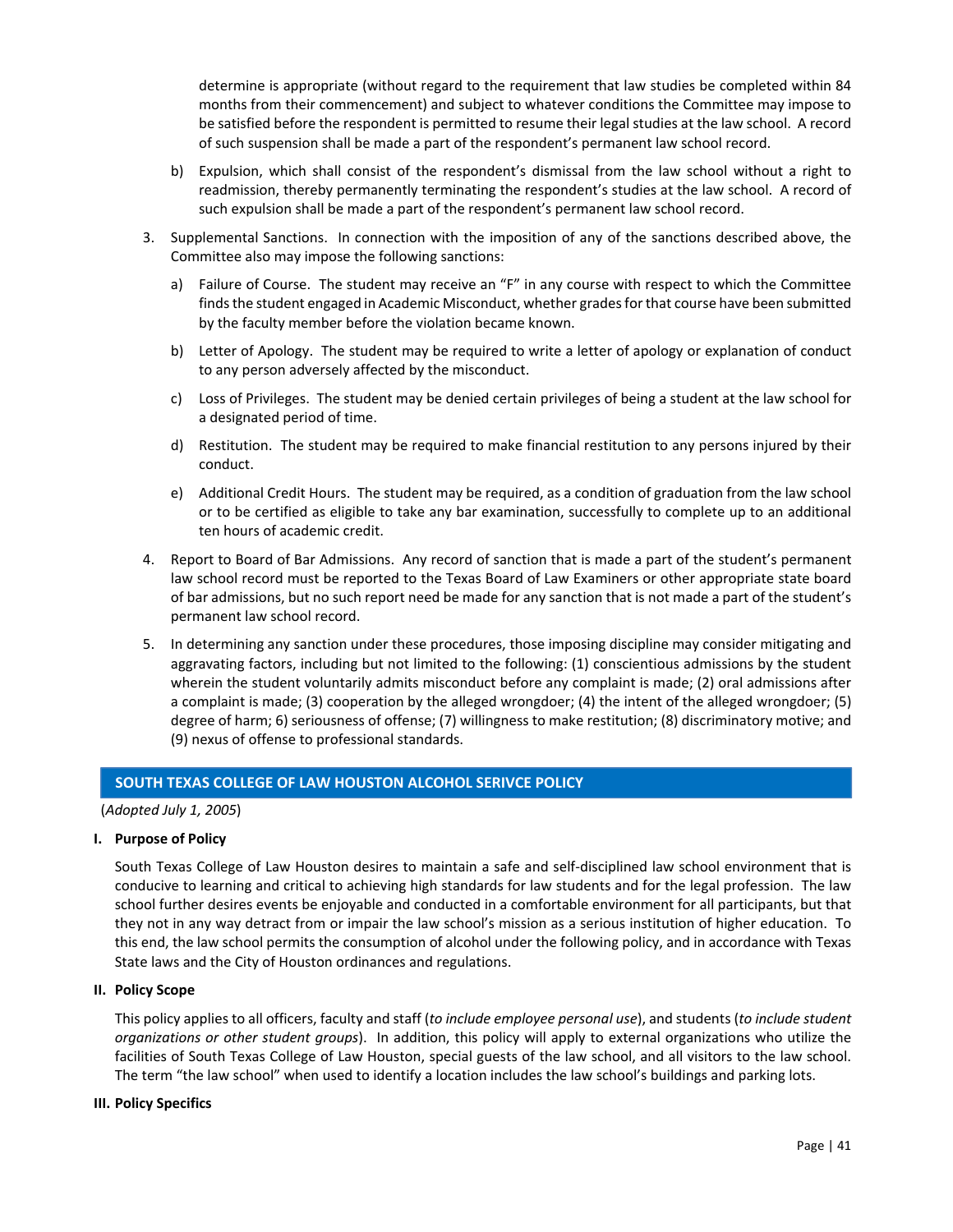determine is appropriate (without regard to the requirement that law studies be completed within 84 months from their commencement) and subject to whatever conditions the Committee may impose to be satisfied before the respondent is permitted to resume their legal studies at the law school. A record of such suspension shall be made a part of the respondent's permanent law school record.

   b) Expulsion, which shall consist of the respondent's dismissal from the law school without a right to readmission, thereby permanently terminating the respondent's studies at the law school. A record of such expulsion shall be made a part of the respondent's permanent law school record.

3. Supplemental Sanctions. In connection with the imposition of any of the sanctions described above, the Committee also may impose the following sanctions:

   a) Failure of Course. The student may receive an "F" in any course with respect to which the Committee finds the student engaged in Academic Misconduct, whether grades for that course have been submitted by the faculty member before the violation became known.

   b) Letter of Apology. The student may be required to write a letter of apology or explanation of conduct to any person adversely affected by the misconduct.

   c) Loss of Privileges. The student may be denied certain privileges of being a student at the law school for a designated period of time.

   d) Restitution. The student may be required to make financial restitution to any persons injured by their conduct.

   e) Additional Credit Hours. The student may be required, as a condition of graduation from the law school or to be certified as eligible to take any bar examination, successfully to complete up to an additional ten hours of academic credit.

4. Report to Board of Bar Admissions. Any record of sanction that is made a part of the student's permanent law school record must be reported to the Texas Board of Law Examiners or other appropriate state board of bar admissions, but no such report need be made for any sanction that is not made a part of the student's permanent law school record.

5. In determining any sanction under these procedures, those imposing discipline may consider mitigating and aggravating factors, including but not limited to the following: (1) conscientious admissions by the student wherein the student voluntarily admits misconduct before any complaint is made; (2) oral admissions after a complaint is made; (3) cooperation by the alleged wrongdoer; (4) the intent of the alleged wrongdoer; (5) degree of harm; 6) seriousness of offense; (7) willingness to make restitution; (8) discriminatory motive; and (9) nexus of offense to professional standards.

## SOUTH TEXAS COLLEGE OF LAW HOUSTON ALCOHOL SERIVCE POLICY

(*Adopted July 1, 2005*)

### I. Purpose of Policy

South Texas College of Law Houston desires to maintain a safe and self-disciplined law school environment that is conducive to learning and critical to achieving high standards for law students and for the legal profession. The law school further desires events be enjoyable and conducted in a comfortable environment for all participants, but that they not in any way detract from or impair the law school's mission as a serious institution of higher education. To this end, the law school permits the consumption of alcohol under the following policy, and in accordance with Texas State laws and the City of Houston ordinances and regulations.

### II. Policy Scope

This policy applies to all officers, faculty and staff (*to include employee personal use*), and students (*to include student organizations or other student groups*). In addition, this policy will apply to external organizations who utilize the facilities of South Texas College of Law Houston, special guests of the law school, and all visitors to the law school. The term "the law school" when used to identify a location includes the law school's buildings and parking lots.

### III. Policy Specifics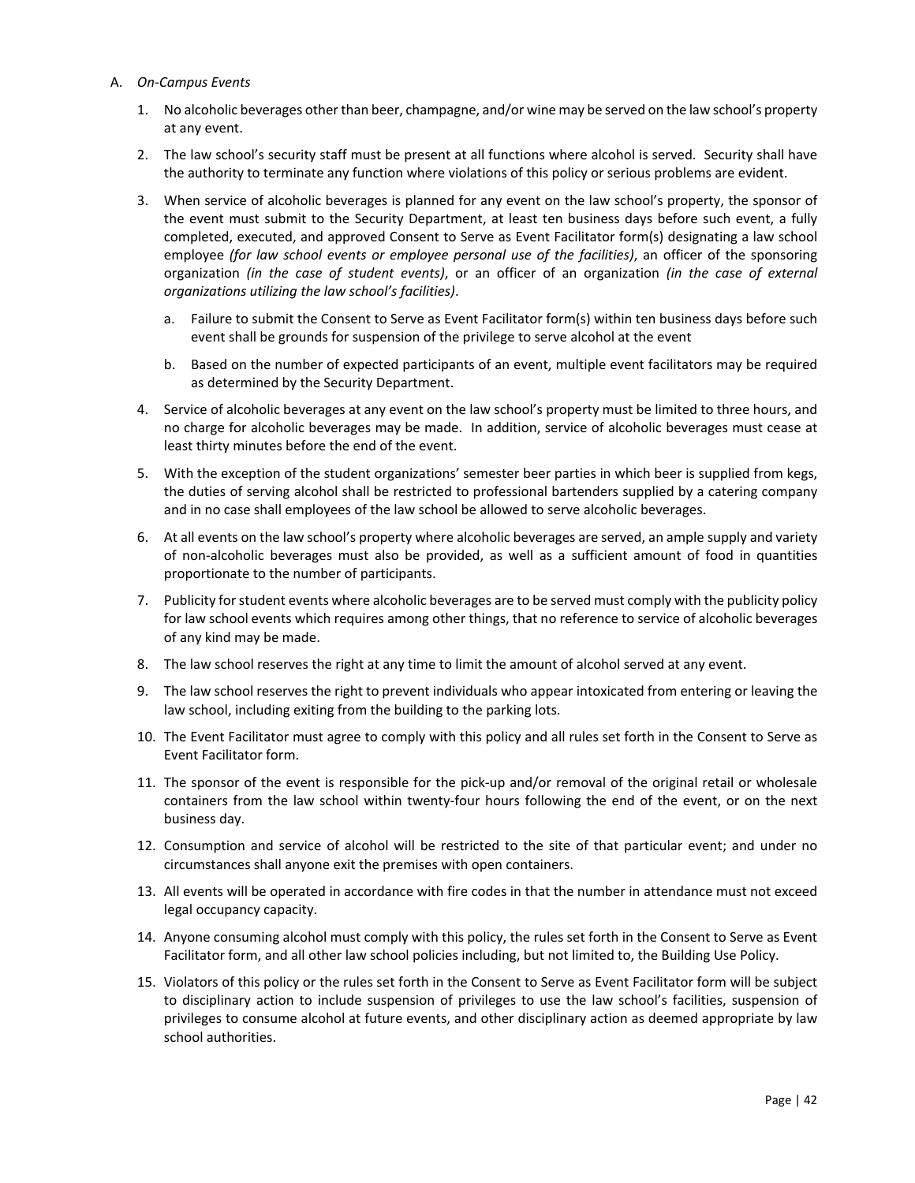A. *On-Campus Events*

1. No alcoholic beverages other than beer, champagne, and/or wine may be served on the law school's property at any event.

2. The law school's security staff must be present at all functions where alcohol is served. Security shall have the authority to terminate any function where violations of this policy or serious problems are evident.

3. When service of alcoholic beverages is planned for any event on the law school's property, the sponsor of the event must submit to the Security Department, at least ten business days before such event, a fully completed, executed, and approved Consent to Serve as Event Facilitator form(s) designating a law school employee *(for law school events or employee personal use of the facilities)*, an officer of the sponsoring organization *(in the case of student events)*, or an officer of an organization *(in the case of external organizations utilizing the law school's facilities)*.

   a. Failure to submit the Consent to Serve as Event Facilitator form(s) within ten business days before such event shall be grounds for suspension of the privilege to serve alcohol at the event

   b. Based on the number of expected participants of an event, multiple event facilitators may be required as determined by the Security Department.

4. Service of alcoholic beverages at any event on the law school's property must be limited to three hours, and no charge for alcoholic beverages may be made. In addition, service of alcoholic beverages must cease at least thirty minutes before the end of the event.

5. With the exception of the student organizations' semester beer parties in which beer is supplied from kegs, the duties of serving alcohol shall be restricted to professional bartenders supplied by a catering company and in no case shall employees of the law school be allowed to serve alcoholic beverages.

6. At all events on the law school's property where alcoholic beverages are served, an ample supply and variety of non-alcoholic beverages must also be provided, as well as a sufficient amount of food in quantities proportionate to the number of participants.

7. Publicity for student events where alcoholic beverages are to be served must comply with the publicity policy for law school events which requires among other things, that no reference to service of alcoholic beverages of any kind may be made.

8. The law school reserves the right at any time to limit the amount of alcohol served at any event.

9. The law school reserves the right to prevent individuals who appear intoxicated from entering or leaving the law school, including exiting from the building to the parking lots.

10. The Event Facilitator must agree to comply with this policy and all rules set forth in the Consent to Serve as Event Facilitator form.

11. The sponsor of the event is responsible for the pick-up and/or removal of the original retail or wholesale containers from the law school within twenty-four hours following the end of the event, or on the next business day.

12. Consumption and service of alcohol will be restricted to the site of that particular event; and under no circumstances shall anyone exit the premises with open containers.

13. All events will be operated in accordance with fire codes in that the number in attendance must not exceed legal occupancy capacity.

14. Anyone consuming alcohol must comply with this policy, the rules set forth in the Consent to Serve as Event Facilitator form, and all other law school policies including, but not limited to, the Building Use Policy.

15. Violators of this policy or the rules set forth in the Consent to Serve as Event Facilitator form will be subject to disciplinary action to include suspension of privileges to use the law school's facilities, suspension of privileges to consume alcohol at future events, and other disciplinary action as deemed appropriate by law school authorities.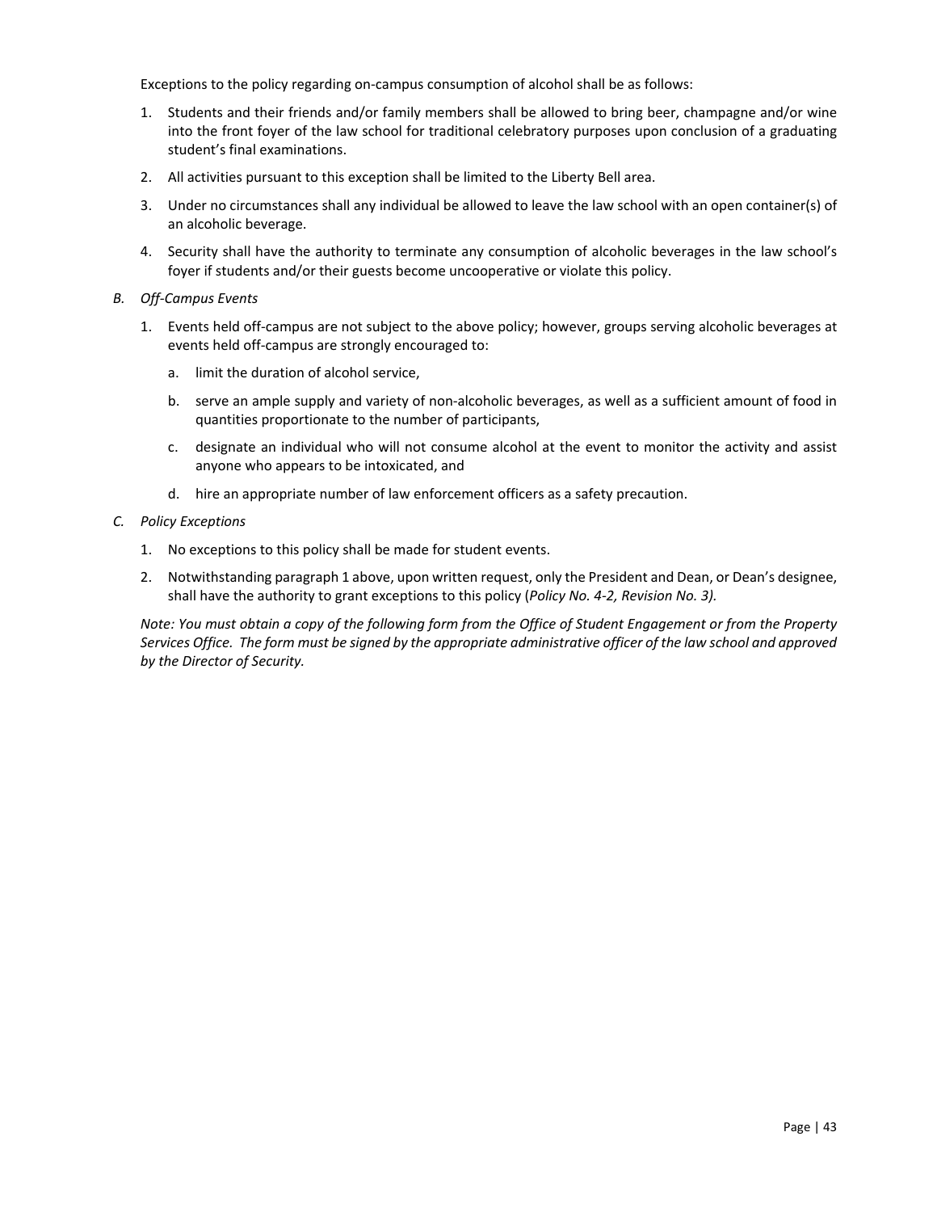Exceptions to the policy regarding on-campus consumption of alcohol shall be as follows:

1. Students and their friends and/or family members shall be allowed to bring beer, champagne and/or wine into the front foyer of the law school for traditional celebratory purposes upon conclusion of a graduating student's final examinations.
2. All activities pursuant to this exception shall be limited to the Liberty Bell area.
3. Under no circumstances shall any individual be allowed to leave the law school with an open container(s) of an alcoholic beverage.
4. Security shall have the authority to terminate any consumption of alcoholic beverages in the law school's foyer if students and/or their guests become uncooperative or violate this policy.

*B. Off-Campus Events*

1. Events held off-campus are not subject to the above policy; however, groups serving alcoholic beverages at events held off-campus are strongly encouraged to:
   a. limit the duration of alcohol service,
   b. serve an ample supply and variety of non-alcoholic beverages, as well as a sufficient amount of food in quantities proportionate to the number of participants,
   c. designate an individual who will not consume alcohol at the event to monitor the activity and assist anyone who appears to be intoxicated, and
   d. hire an appropriate number of law enforcement officers as a safety precaution.

*C. Policy Exceptions*

1. No exceptions to this policy shall be made for student events.
2. Notwithstanding paragraph 1 above, upon written request, only the President and Dean, or Dean's designee, shall have the authority to grant exceptions to this policy (*Policy No. 4-2, Revision No. 3).*

*Note: You must obtain a copy of the following form from the Office of Student Engagement or from the Property Services Office. The form must be signed by the appropriate administrative officer of the law school and approved by the Director of Security.*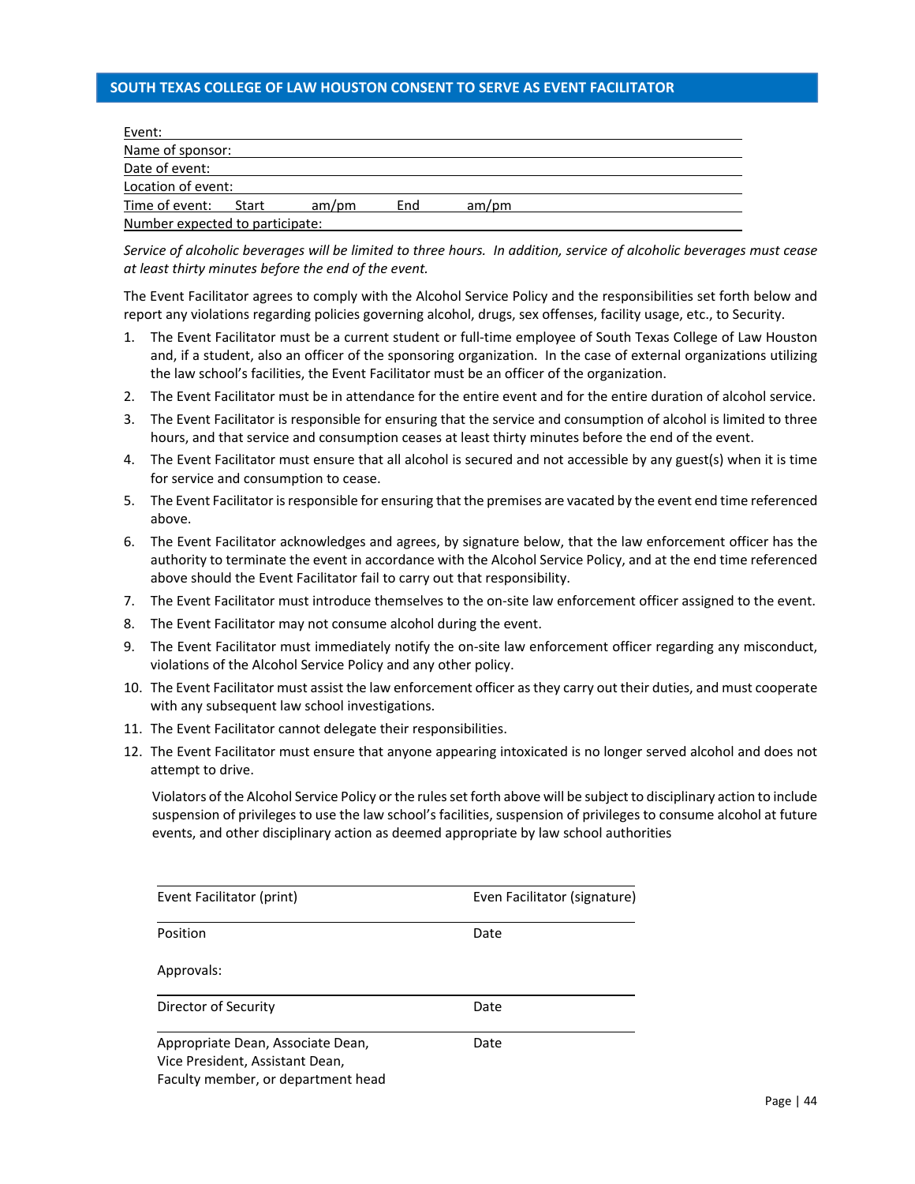## SOUTH TEXAS COLLEGE OF LAW HOUSTON CONSENT TO SERVE AS EVENT FACILITATOR

Event: \_\_\_\_\_\_\_\_\_\_\_\_\_\_\_\_\_\_\_\_\_\_\_\_\_\_\_\_\_\_\_\_\_\_\_\_\_\_\_\_

Name of sponsor: \_\_\_\_\_\_\_\_\_\_\_\_\_\_\_\_\_\_\_\_\_\_\_\_\_\_\_\_\_\_\_\_\_\_\_\_\_\_\_\_

Date of event: \_\_\_\_\_\_\_\_\_\_\_\_\_\_\_\_\_\_\_\_\_\_\_\_\_\_\_\_\_\_\_\_\_\_\_\_\_\_\_\_

Location of event: \_\_\_\_\_\_\_\_\_\_\_\_\_\_\_\_\_\_\_\_\_\_\_\_\_\_\_\_\_\_\_\_\_\_\_\_\_\_\_\_

Time of event: Start \_\_\_\_\_ am/pm End \_\_\_\_\_ am/pm

Number expected to participate: \_\_\_\_\_\_\_\_\_\_\_\_\_\_\_\_\_\_\_\_\_\_\_\_\_\_\_\_\_\_\_\_\_\_\_\_\_\_\_\_

*Service of alcoholic beverages will be limited to three hours. In addition, service of alcoholic beverages must cease at least thirty minutes before the end of the event.*

The Event Facilitator agrees to comply with the Alcohol Service Policy and the responsibilities set forth below and report any violations regarding policies governing alcohol, drugs, sex offenses, facility usage, etc., to Security.

1. The Event Facilitator must be a current student or full-time employee of South Texas College of Law Houston and, if a student, also an officer of the sponsoring organization. In the case of external organizations utilizing the law school's facilities, the Event Facilitator must be an officer of the organization.
2. The Event Facilitator must be in attendance for the entire event and for the entire duration of alcohol service.
3. The Event Facilitator is responsible for ensuring that the service and consumption of alcohol is limited to three hours, and that service and consumption ceases at least thirty minutes before the end of the event.
4. The Event Facilitator must ensure that all alcohol is secured and not accessible by any guest(s) when it is time for service and consumption to cease.
5. The Event Facilitator is responsible for ensuring that the premises are vacated by the event end time referenced above.
6. The Event Facilitator acknowledges and agrees, by signature below, that the law enforcement officer has the authority to terminate the event in accordance with the Alcohol Service Policy, and at the end time referenced above should the Event Facilitator fail to carry out that responsibility.
7. The Event Facilitator must introduce themselves to the on-site law enforcement officer assigned to the event.
8. The Event Facilitator may not consume alcohol during the event.
9. The Event Facilitator must immediately notify the on-site law enforcement officer regarding any misconduct, violations of the Alcohol Service Policy and any other policy.
10. The Event Facilitator must assist the law enforcement officer as they carry out their duties, and must cooperate with any subsequent law school investigations.
11. The Event Facilitator cannot delegate their responsibilities.
12. The Event Facilitator must ensure that anyone appearing intoxicated is no longer served alcohol and does not attempt to drive.

Violators of the Alcohol Service Policy or the rules set forth above will be subject to disciplinary action to include suspension of privileges to use the law school's facilities, suspension of privileges to consume alcohol at future events, and other disciplinary action as deemed appropriate by law school authorities

\_\_\_\_\_\_\_\_\_\_\_\_\_\_\_\_\_\_\_\_\_\_\_\_\_\_\_\_\_\_\_\_\_\_\_\_\_\_\_\_

Event Facilitator (print) Even Facilitator (signature)

\_\_\_\_\_\_\_\_\_\_\_\_\_\_\_\_\_\_\_\_\_\_\_\_\_\_\_\_\_\_\_\_\_\_\_\_\_\_\_\_

Position Date

Approvals:

\_\_\_\_\_\_\_\_\_\_\_\_\_\_\_\_\_\_\_\_\_\_\_\_\_\_\_\_\_\_\_\_\_\_\_\_\_\_\_\_

Director of Security Date

\_\_\_\_\_\_\_\_\_\_\_\_\_\_\_\_\_\_\_\_\_\_\_\_\_\_\_\_\_\_\_\_\_\_\_\_\_\_\_\_

Appropriate Dean, Associate Dean,
Vice President, Assistant Dean,
Faculty member, or department head Date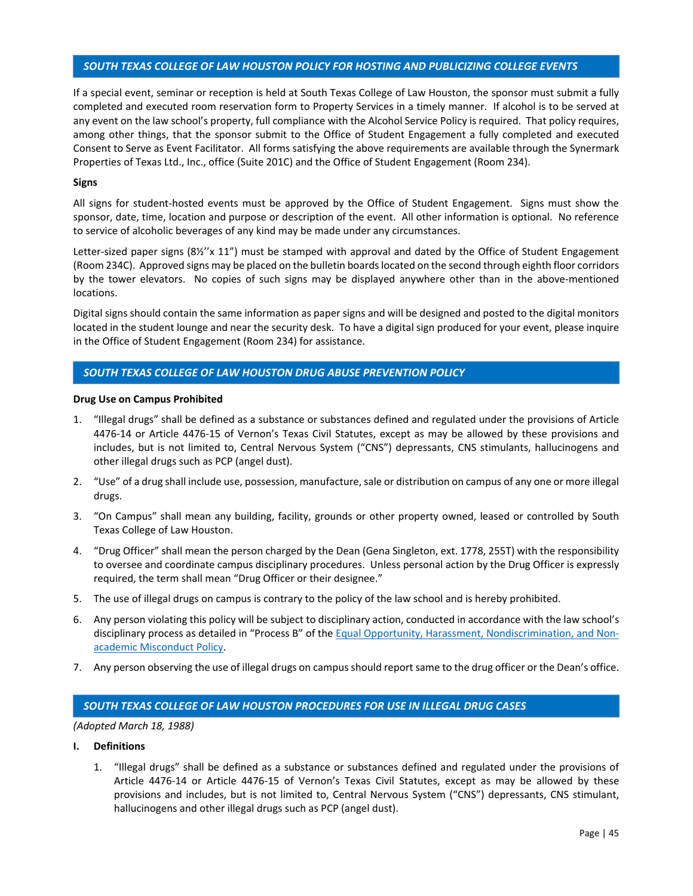## SOUTH TEXAS COLLEGE OF LAW HOUSTON POLICY FOR HOSTING AND PUBLICIZING COLLEGE EVENTS

If a special event, seminar or reception is held at South Texas College of Law Houston, the sponsor must submit a fully completed and executed room reservation form to Property Services in a timely manner. If alcohol is to be served at any event on the law school's property, full compliance with the Alcohol Service Policy is required. That policy requires, among other things, that the sponsor submit to the Office of Student Engagement a fully completed and executed Consent to Serve as Event Facilitator. All forms satisfying the above requirements are available through the Synermark Properties of Texas Ltd., Inc., office (Suite 201C) and the Office of Student Engagement (Room 234).

**Signs**

All signs for student-hosted events must be approved by the Office of Student Engagement. Signs must show the sponsor, date, time, location and purpose or description of the event. All other information is optional. No reference to service of alcoholic beverages of any kind may be made under any circumstances.

Letter-sized paper signs (8½''x 11") must be stamped with approval and dated by the Office of Student Engagement (Room 234C). Approved signs may be placed on the bulletin boards located on the second through eighth floor corridors by the tower elevators. No copies of such signs may be displayed anywhere other than in the above-mentioned locations.

Digital signs should contain the same information as paper signs and will be designed and posted to the digital monitors located in the student lounge and near the security desk. To have a digital sign produced for your event, please inquire in the Office of Student Engagement (Room 234) for assistance.

## SOUTH TEXAS COLLEGE OF LAW HOUSTON DRUG ABUSE PREVENTION POLICY

**Drug Use on Campus Prohibited**

1. "Illegal drugs" shall be defined as a substance or substances defined and regulated under the provisions of Article 4476-14 or Article 4476-15 of Vernon's Texas Civil Statutes, except as may be allowed by these provisions and includes, but is not limited to, Central Nervous System ("CNS") depressants, CNS stimulants, hallucinogens and other illegal drugs such as PCP (angel dust).
2. "Use" of a drug shall include use, possession, manufacture, sale or distribution on campus of any one or more illegal drugs.
3. "On Campus" shall mean any building, facility, grounds or other property owned, leased or controlled by South Texas College of Law Houston.
4. "Drug Officer" shall mean the person charged by the Dean (Gena Singleton, ext. 1778, 255T) with the responsibility to oversee and coordinate campus disciplinary procedures. Unless personal action by the Drug Officer is expressly required, the term shall mean "Drug Officer or their designee."
5. The use of illegal drugs on campus is contrary to the policy of the law school and is hereby prohibited.
6. Any person violating this policy will be subject to disciplinary action, conducted in accordance with the law school's disciplinary process as detailed in "Process B" of the [Equal Opportunity, Harassment, Nondiscrimination, and Non-academic Misconduct Policy](#).
7. Any person observing the use of illegal drugs on campus should report same to the drug officer or the Dean's office.

## SOUTH TEXAS COLLEGE OF LAW HOUSTON PROCEDURES FOR USE IN ILLEGAL DRUG CASES

*(Adopted March 18, 1988)*

**I. Definitions**

1. "Illegal drugs" shall be defined as a substance or substances defined and regulated under the provisions of Article 4476-14 or Article 4476-15 of Vernon's Texas Civil Statutes, except as may be allowed by these provisions and includes, but is not limited to, Central Nervous System ("CNS") depressants, CNS stimulant, hallucinogens and other illegal drugs such as PCP (angel dust).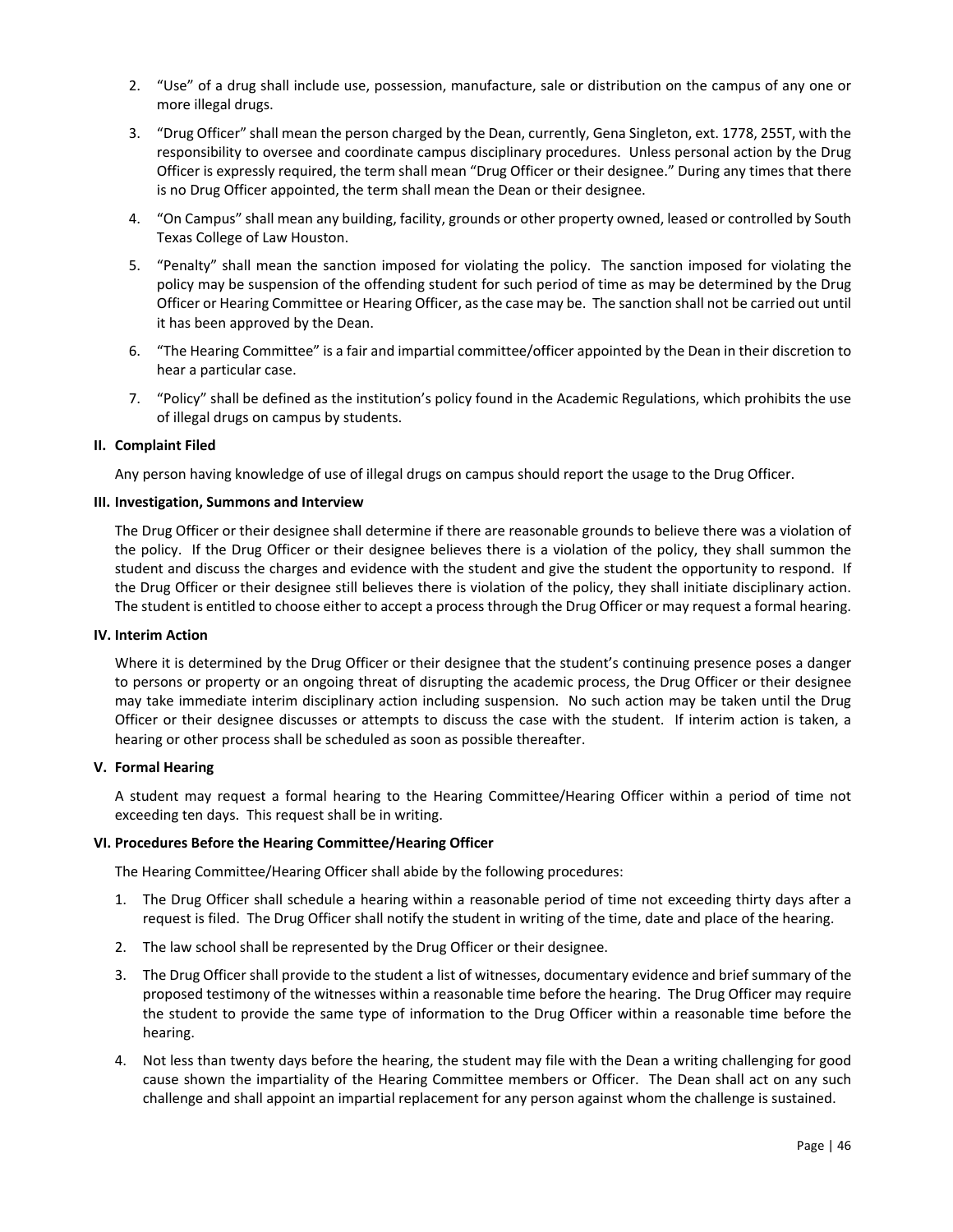2. "Use" of a drug shall include use, possession, manufacture, sale or distribution on the campus of any one or more illegal drugs.
3. "Drug Officer" shall mean the person charged by the Dean, currently, Gena Singleton, ext. 1778, 255T, with the responsibility to oversee and coordinate campus disciplinary procedures. Unless personal action by the Drug Officer is expressly required, the term shall mean "Drug Officer or their designee." During any times that there is no Drug Officer appointed, the term shall mean the Dean or their designee.
4. "On Campus" shall mean any building, facility, grounds or other property owned, leased or controlled by South Texas College of Law Houston.
5. "Penalty" shall mean the sanction imposed for violating the policy. The sanction imposed for violating the policy may be suspension of the offending student for such period of time as may be determined by the Drug Officer or Hearing Committee or Hearing Officer, as the case may be. The sanction shall not be carried out until it has been approved by the Dean.
6. "The Hearing Committee" is a fair and impartial committee/officer appointed by the Dean in their discretion to hear a particular case.
7. "Policy" shall be defined as the institution's policy found in the Academic Regulations, which prohibits the use of illegal drugs on campus by students.

**II. Complaint Filed**

Any person having knowledge of use of illegal drugs on campus should report the usage to the Drug Officer.

**III. Investigation, Summons and Interview**

The Drug Officer or their designee shall determine if there are reasonable grounds to believe there was a violation of the policy. If the Drug Officer or their designee believes there is a violation of the policy, they shall summon the student and discuss the charges and evidence with the student and give the student the opportunity to respond. If the Drug Officer or their designee still believes there is violation of the policy, they shall initiate disciplinary action. The student is entitled to choose either to accept a process through the Drug Officer or may request a formal hearing.

**IV. Interim Action**

Where it is determined by the Drug Officer or their designee that the student's continuing presence poses a danger to persons or property or an ongoing threat of disrupting the academic process, the Drug Officer or their designee may take immediate interim disciplinary action including suspension. No such action may be taken until the Drug Officer or their designee discusses or attempts to discuss the case with the student. If interim action is taken, a hearing or other process shall be scheduled as soon as possible thereafter.

**V. Formal Hearing**

A student may request a formal hearing to the Hearing Committee/Hearing Officer within a period of time not exceeding ten days. This request shall be in writing.

**VI. Procedures Before the Hearing Committee/Hearing Officer**

The Hearing Committee/Hearing Officer shall abide by the following procedures:

1. The Drug Officer shall schedule a hearing within a reasonable period of time not exceeding thirty days after a request is filed. The Drug Officer shall notify the student in writing of the time, date and place of the hearing.
2. The law school shall be represented by the Drug Officer or their designee.
3. The Drug Officer shall provide to the student a list of witnesses, documentary evidence and brief summary of the proposed testimony of the witnesses within a reasonable time before the hearing. The Drug Officer may require the student to provide the same type of information to the Drug Officer within a reasonable time before the hearing.
4. Not less than twenty days before the hearing, the student may file with the Dean a writing challenging for good cause shown the impartiality of the Hearing Committee members or Officer. The Dean shall act on any such challenge and shall appoint an impartial replacement for any person against whom the challenge is sustained.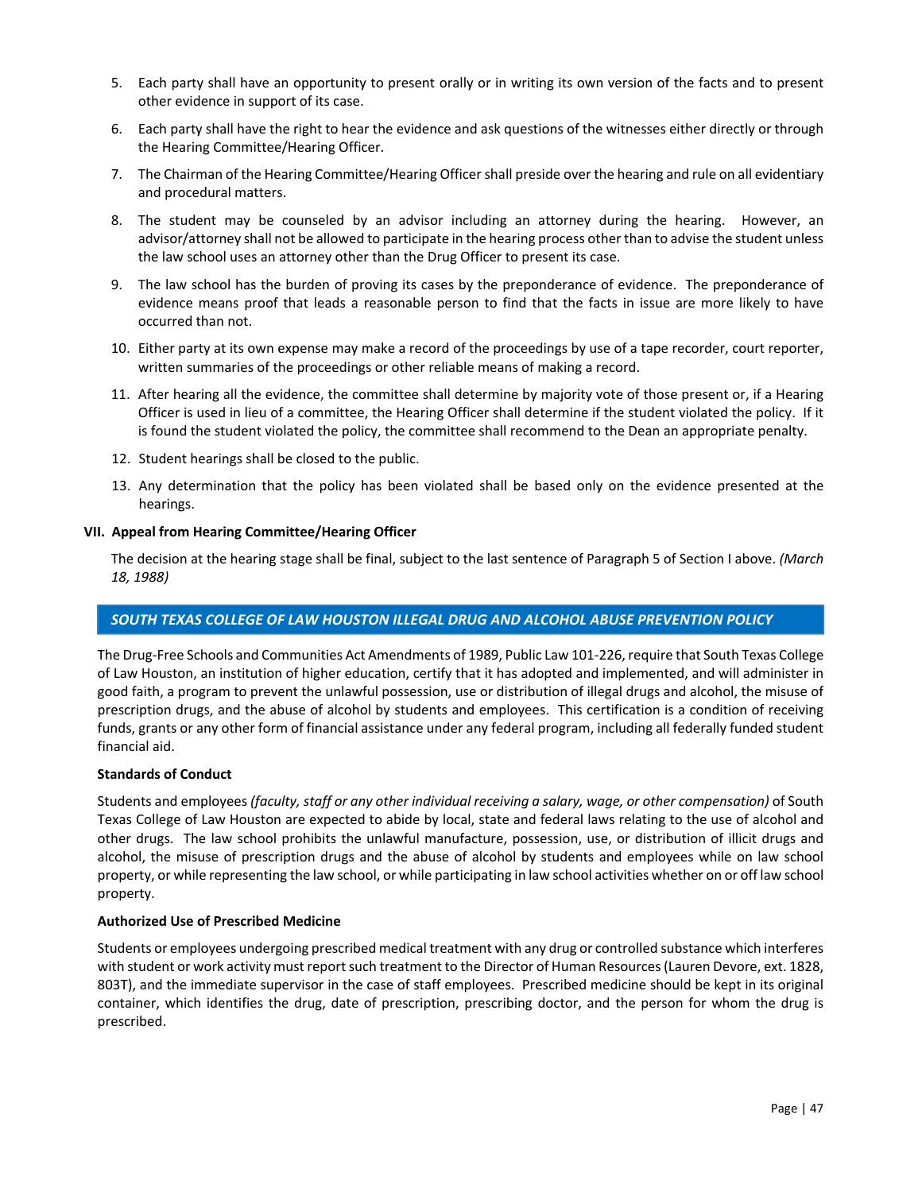5. Each party shall have an opportunity to present orally or in writing its own version of the facts and to present other evidence in support of its case.
6. Each party shall have the right to hear the evidence and ask questions of the witnesses either directly or through the Hearing Committee/Hearing Officer.
7. The Chairman of the Hearing Committee/Hearing Officer shall preside over the hearing and rule on all evidentiary and procedural matters.
8. The student may be counseled by an advisor including an attorney during the hearing. However, an advisor/attorney shall not be allowed to participate in the hearing process other than to advise the student unless the law school uses an attorney other than the Drug Officer to present its case.
9. The law school has the burden of proving its cases by the preponderance of evidence. The preponderance of evidence means proof that leads a reasonable person to find that the facts in issue are more likely to have occurred than not.
10. Either party at its own expense may make a record of the proceedings by use of a tape recorder, court reporter, written summaries of the proceedings or other reliable means of making a record.
11. After hearing all the evidence, the committee shall determine by majority vote of those present or, if a Hearing Officer is used in lieu of a committee, the Hearing Officer shall determine if the student violated the policy. If it is found the student violated the policy, the committee shall recommend to the Dean an appropriate penalty.
12. Student hearings shall be closed to the public.
13. Any determination that the policy has been violated shall be based only on the evidence presented at the hearings.

### VII. Appeal from Hearing Committee/Hearing Officer

The decision at the hearing stage shall be final, subject to the last sentence of Paragraph 5 of Section I above. *(March 18, 1988)*

## *SOUTH TEXAS COLLEGE OF LAW HOUSTON ILLEGAL DRUG AND ALCOHOL ABUSE PREVENTION POLICY*

The Drug-Free Schools and Communities Act Amendments of 1989, Public Law 101-226, require that South Texas College of Law Houston, an institution of higher education, certify that it has adopted and implemented, and will administer in good faith, a program to prevent the unlawful possession, use or distribution of illegal drugs and alcohol, the misuse of prescription drugs, and the abuse of alcohol by students and employees. This certification is a condition of receiving funds, grants or any other form of financial assistance under any federal program, including all federally funded student financial aid.

**Standards of Conduct**

Students and employees *(faculty, staff or any other individual receiving a salary, wage, or other compensation)* of South Texas College of Law Houston are expected to abide by local, state and federal laws relating to the use of alcohol and other drugs. The law school prohibits the unlawful manufacture, possession, use, or distribution of illicit drugs and alcohol, the misuse of prescription drugs and the abuse of alcohol by students and employees while on law school property, or while representing the law school, or while participating in law school activities whether on or off law school property.

**Authorized Use of Prescribed Medicine**

Students or employees undergoing prescribed medical treatment with any drug or controlled substance which interferes with student or work activity must report such treatment to the Director of Human Resources (Lauren Devore, ext. 1828, 803T), and the immediate supervisor in the case of staff employees. Prescribed medicine should be kept in its original container, which identifies the drug, date of prescription, prescribing doctor, and the person for whom the drug is prescribed.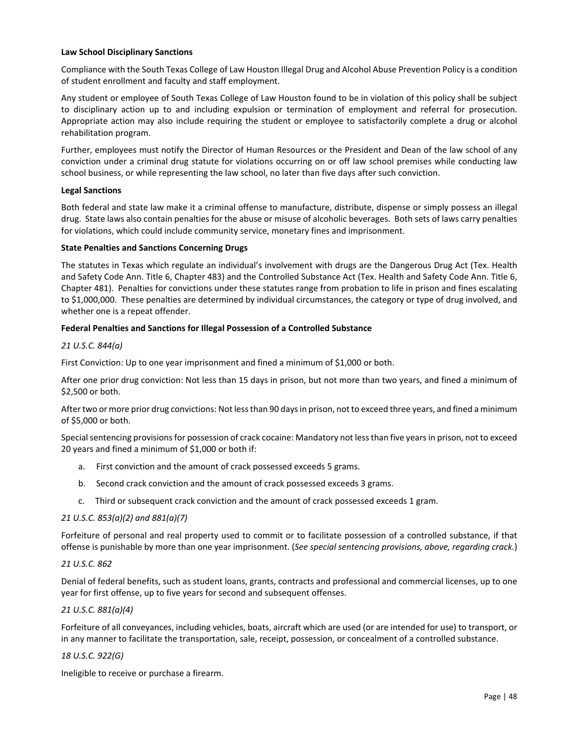**Law School Disciplinary Sanctions**

Compliance with the South Texas College of Law Houston Illegal Drug and Alcohol Abuse Prevention Policy is a condition of student enrollment and faculty and staff employment.

Any student or employee of South Texas College of Law Houston found to be in violation of this policy shall be subject to disciplinary action up to and including expulsion or termination of employment and referral for prosecution. Appropriate action may also include requiring the student or employee to satisfactorily complete a drug or alcohol rehabilitation program.

Further, employees must notify the Director of Human Resources or the President and Dean of the law school of any conviction under a criminal drug statute for violations occurring on or off law school premises while conducting law school business, or while representing the law school, no later than five days after such conviction.

**Legal Sanctions**

Both federal and state law make it a criminal offense to manufacture, distribute, dispense or simply possess an illegal drug. State laws also contain penalties for the abuse or misuse of alcoholic beverages. Both sets of laws carry penalties for violations, which could include community service, monetary fines and imprisonment.

**State Penalties and Sanctions Concerning Drugs**

The statutes in Texas which regulate an individual's involvement with drugs are the Dangerous Drug Act (Tex. Health and Safety Code Ann. Title 6, Chapter 483) and the Controlled Substance Act (Tex. Health and Safety Code Ann. Title 6, Chapter 481). Penalties for convictions under these statutes range from probation to life in prison and fines escalating to $1,000,000. These penalties are determined by individual circumstances, the category or type of drug involved, and whether one is a repeat offender.

**Federal Penalties and Sanctions for Illegal Possession of a Controlled Substance**

*21 U.S.C. 844(a)*

First Conviction: Up to one year imprisonment and fined a minimum of $1,000 or both.

After one prior drug conviction: Not less than 15 days in prison, but not more than two years, and fined a minimum of $2,500 or both.

After two or more prior drug convictions: Not less than 90 days in prison, not to exceed three years, and fined a minimum of $5,000 or both.

Special sentencing provisions for possession of crack cocaine: Mandatory not less than five years in prison, not to exceed 20 years and fined a minimum of $1,000 or both if:

a. First conviction and the amount of crack possessed exceeds 5 grams.

b. Second crack conviction and the amount of crack possessed exceeds 3 grams.

c. Third or subsequent crack conviction and the amount of crack possessed exceeds 1 gram.

*21 U.S.C. 853(a)(2) and 881(a)(7)*

Forfeiture of personal and real property used to commit or to facilitate possession of a controlled substance, if that offense is punishable by more than one year imprisonment. (*See special sentencing provisions, above, regarding crack.*)

*21 U.S.C. 862*

Denial of federal benefits, such as student loans, grants, contracts and professional and commercial licenses, up to one year for first offense, up to five years for second and subsequent offenses.

*21 U.S.C. 881(a)(4)*

Forfeiture of all conveyances, including vehicles, boats, aircraft which are used (or are intended for use) to transport, or in any manner to facilitate the transportation, sale, receipt, possession, or concealment of a controlled substance.

*18 U.S.C. 922(G)*

Ineligible to receive or purchase a firearm.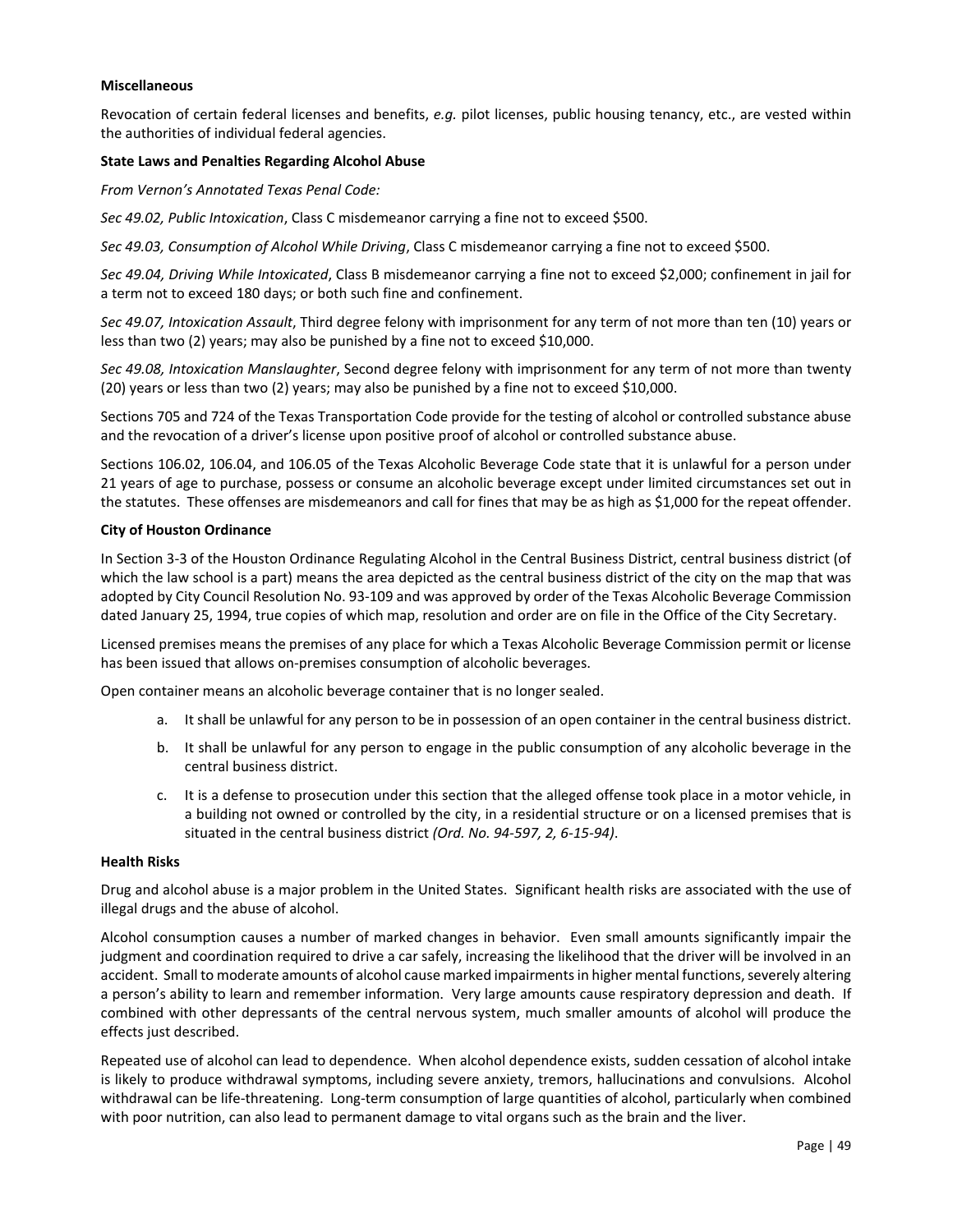**Miscellaneous**

Revocation of certain federal licenses and benefits, *e.g.* pilot licenses, public housing tenancy, etc., are vested within the authorities of individual federal agencies.

**State Laws and Penalties Regarding Alcohol Abuse**

*From Vernon's Annotated Texas Penal Code:*

*Sec 49.02, Public Intoxication*, Class C misdemeanor carrying a fine not to exceed $500.

*Sec 49.03, Consumption of Alcohol While Driving*, Class C misdemeanor carrying a fine not to exceed $500.

*Sec 49.04, Driving While Intoxicated*, Class B misdemeanor carrying a fine not to exceed $2,000; confinement in jail for a term not to exceed 180 days; or both such fine and confinement.

*Sec 49.07, Intoxication Assault*, Third degree felony with imprisonment for any term of not more than ten (10) years or less than two (2) years; may also be punished by a fine not to exceed $10,000.

*Sec 49.08, Intoxication Manslaughter*, Second degree felony with imprisonment for any term of not more than twenty (20) years or less than two (2) years; may also be punished by a fine not to exceed $10,000.

Sections 705 and 724 of the Texas Transportation Code provide for the testing of alcohol or controlled substance abuse and the revocation of a driver's license upon positive proof of alcohol or controlled substance abuse.

Sections 106.02, 106.04, and 106.05 of the Texas Alcoholic Beverage Code state that it is unlawful for a person under 21 years of age to purchase, possess or consume an alcoholic beverage except under limited circumstances set out in the statutes. These offenses are misdemeanors and call for fines that may be as high as $1,000 for the repeat offender.

**City of Houston Ordinance**

In Section 3-3 of the Houston Ordinance Regulating Alcohol in the Central Business District, central business district (of which the law school is a part) means the area depicted as the central business district of the city on the map that was adopted by City Council Resolution No. 93-109 and was approved by order of the Texas Alcoholic Beverage Commission dated January 25, 1994, true copies of which map, resolution and order are on file in the Office of the City Secretary.

Licensed premises means the premises of any place for which a Texas Alcoholic Beverage Commission permit or license has been issued that allows on-premises consumption of alcoholic beverages.

Open container means an alcoholic beverage container that is no longer sealed.

a. It shall be unlawful for any person to be in possession of an open container in the central business district.

b. It shall be unlawful for any person to engage in the public consumption of any alcoholic beverage in the central business district.

c. It is a defense to prosecution under this section that the alleged offense took place in a motor vehicle, in a building not owned or controlled by the city, in a residential structure or on a licensed premises that is situated in the central business district *(Ord. No. 94-597, 2, 6-15-94)*.

**Health Risks**

Drug and alcohol abuse is a major problem in the United States. Significant health risks are associated with the use of illegal drugs and the abuse of alcohol.

Alcohol consumption causes a number of marked changes in behavior. Even small amounts significantly impair the judgment and coordination required to drive a car safely, increasing the likelihood that the driver will be involved in an accident. Small to moderate amounts of alcohol cause marked impairments in higher mental functions, severely altering a person's ability to learn and remember information. Very large amounts cause respiratory depression and death. If combined with other depressants of the central nervous system, much smaller amounts of alcohol will produce the effects just described.

Repeated use of alcohol can lead to dependence. When alcohol dependence exists, sudden cessation of alcohol intake is likely to produce withdrawal symptoms, including severe anxiety, tremors, hallucinations and convulsions. Alcohol withdrawal can be life-threatening. Long-term consumption of large quantities of alcohol, particularly when combined with poor nutrition, can also lead to permanent damage to vital organs such as the brain and the liver.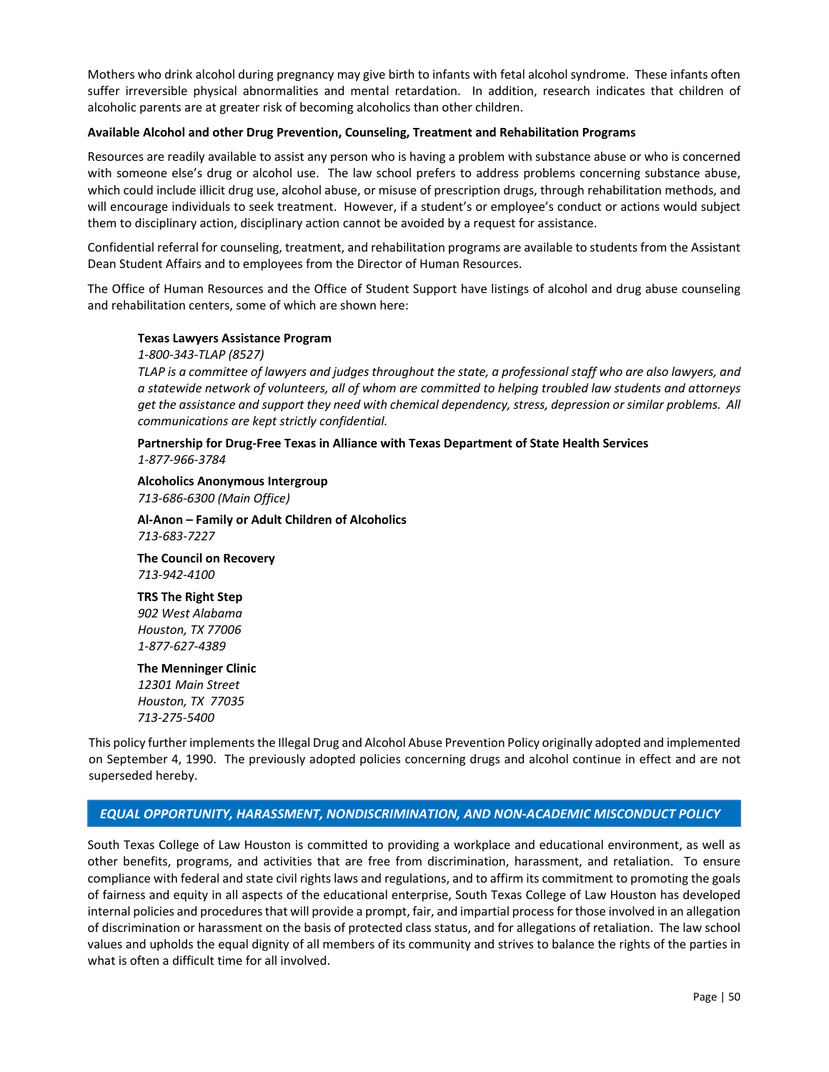Mothers who drink alcohol during pregnancy may give birth to infants with fetal alcohol syndrome. These infants often suffer irreversible physical abnormalities and mental retardation. In addition, research indicates that children of alcoholic parents are at greater risk of becoming alcoholics than other children.

**Available Alcohol and other Drug Prevention, Counseling, Treatment and Rehabilitation Programs**

Resources are readily available to assist any person who is having a problem with substance abuse or who is concerned with someone else's drug or alcohol use. The law school prefers to address problems concerning substance abuse, which could include illicit drug use, alcohol abuse, or misuse of prescription drugs, through rehabilitation methods, and will encourage individuals to seek treatment. However, if a student's or employee's conduct or actions would subject them to disciplinary action, disciplinary action cannot be avoided by a request for assistance.

Confidential referral for counseling, treatment, and rehabilitation programs are available to students from the Assistant Dean Student Affairs and to employees from the Director of Human Resources.

The Office of Human Resources and the Office of Student Support have listings of alcohol and drug abuse counseling and rehabilitation centers, some of which are shown here:

**Texas Lawyers Assistance Program**
*1-800-343-TLAP (8527)*
*TLAP is a committee of lawyers and judges throughout the state, a professional staff who are also lawyers, and a statewide network of volunteers, all of whom are committed to helping troubled law students and attorneys get the assistance and support they need with chemical dependency, stress, depression or similar problems. All communications are kept strictly confidential.*

**Partnership for Drug-Free Texas in Alliance with Texas Department of State Health Services**
*1-877-966-3784*

**Alcoholics Anonymous Intergroup**
*713-686-6300 (Main Office)*

**Al-Anon – Family or Adult Children of Alcoholics**
*713-683-7227*

**The Council on Recovery**
*713-942-4100*

**TRS The Right Step**
*902 West Alabama*
*Houston, TX 77006*
*1-877-627-4389*

**The Menninger Clinic**
*12301 Main Street*
*Houston, TX 77035*
*713-275-5400*

This policy further implements the Illegal Drug and Alcohol Abuse Prevention Policy originally adopted and implemented on September 4, 1990. The previously adopted policies concerning drugs and alcohol continue in effect and are not superseded hereby.

## *EQUAL OPPORTUNITY, HARASSMENT, NONDISCRIMINATION, AND NON-ACADEMIC MISCONDUCT POLICY*

South Texas College of Law Houston is committed to providing a workplace and educational environment, as well as other benefits, programs, and activities that are free from discrimination, harassment, and retaliation. To ensure compliance with federal and state civil rights laws and regulations, and to affirm its commitment to promoting the goals of fairness and equity in all aspects of the educational enterprise, South Texas College of Law Houston has developed internal policies and procedures that will provide a prompt, fair, and impartial process for those involved in an allegation of discrimination or harassment on the basis of protected class status, and for allegations of retaliation. The law school values and upholds the equal dignity of all members of its community and strives to balance the rights of the parties in what is often a difficult time for all involved.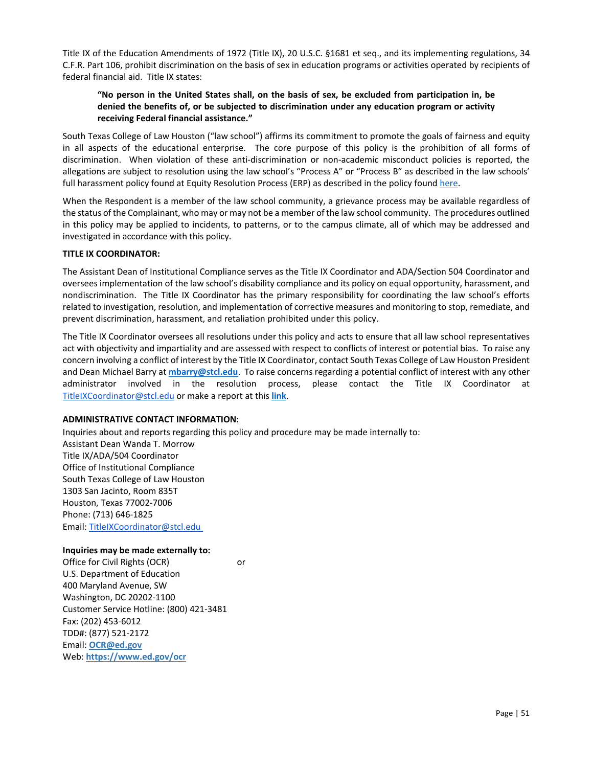Title IX of the Education Amendments of 1972 (Title IX), 20 U.S.C. §1681 et seq., and its implementing regulations, 34 C.F.R. Part 106, prohibit discrimination on the basis of sex in education programs or activities operated by recipients of federal financial aid. Title IX states:

> **"No person in the United States shall, on the basis of sex, be excluded from participation in, be denied the benefits of, or be subjected to discrimination under any education program or activity receiving Federal financial assistance."**

South Texas College of Law Houston ("law school") affirms its commitment to promote the goals of fairness and equity in all aspects of the educational enterprise. The core purpose of this policy is the prohibition of all forms of discrimination. When violation of these anti-discrimination or non-academic misconduct policies is reported, the allegations are subject to resolution using the law school's "Process A" or "Process B" as described in the law schools' full harassment policy found at Equity Resolution Process (ERP) as described in the policy found here.

When the Respondent is a member of the law school community, a grievance process may be available regardless of the status of the Complainant, who may or may not be a member of the law school community. The procedures outlined in this policy may be applied to incidents, to patterns, or to the campus climate, all of which may be addressed and investigated in accordance with this policy.

**TITLE IX COORDINATOR:**

The Assistant Dean of Institutional Compliance serves as the Title IX Coordinator and ADA/Section 504 Coordinator and oversees implementation of the law school's disability compliance and its policy on equal opportunity, harassment, and nondiscrimination. The Title IX Coordinator has the primary responsibility for coordinating the law school's efforts related to investigation, resolution, and implementation of corrective measures and monitoring to stop, remediate, and prevent discrimination, harassment, and retaliation prohibited under this policy.

The Title IX Coordinator oversees all resolutions under this policy and acts to ensure that all law school representatives act with objectivity and impartiality and are assessed with respect to conflicts of interest or potential bias. To raise any concern involving a conflict of interest by the Title IX Coordinator, contact South Texas College of Law Houston President and Dean Michael Barry at **mbarry@stcl.edu**. To raise concerns regarding a potential conflict of interest with any other administrator involved in the resolution process, please contact the Title IX Coordinator at TitleIXCoordinator@stcl.edu or make a report at this **link**.

**ADMINISTRATIVE CONTACT INFORMATION:**

Inquiries about and reports regarding this policy and procedure may be made internally to:
Assistant Dean Wanda T. Morrow
Title IX/ADA/504 Coordinator
Office of Institutional Compliance
South Texas College of Law Houston
1303 San Jacinto, Room 835T
Houston, Texas 77002-7006
Phone: (713) 646-1825
Email: TitleIXCoordinator@stcl.edu

**Inquiries may be made externally to:**
Office for Civil Rights (OCR) or
U.S. Department of Education
400 Maryland Avenue, SW
Washington, DC 20202-1100
Customer Service Hotline: (800) 421-3481
Fax: (202) 453-6012
TDD#: (877) 521-2172
Email: **OCR@ed.gov**
Web: **https://www.ed.gov/ocr**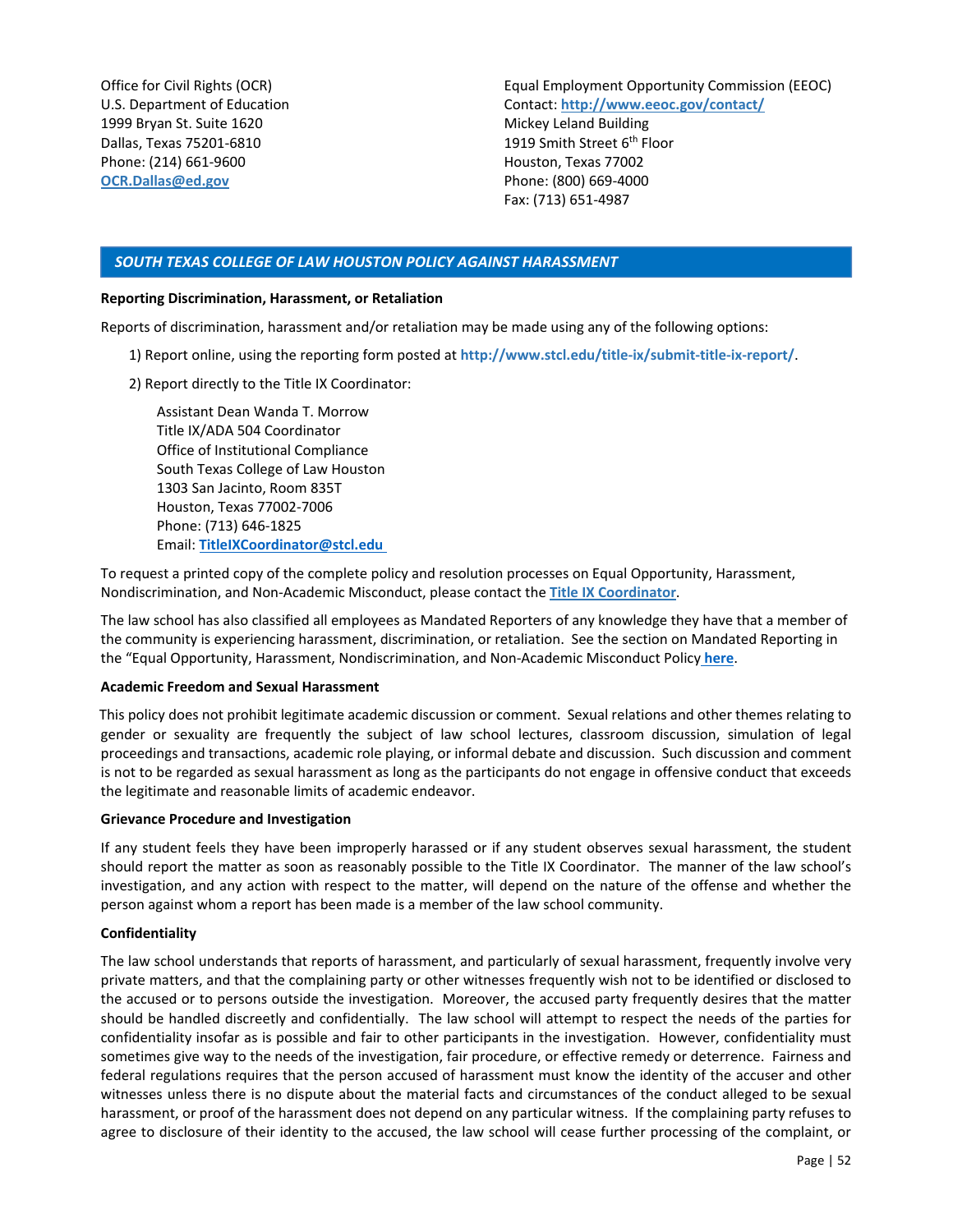Office for Civil Rights (OCR)
U.S. Department of Education
1999 Bryan St. Suite 1620
Dallas, Texas 75201-6810
Phone: (214) 661-9600
OCR.Dallas@ed.gov

Equal Employment Opportunity Commission (EEOC)
Contact: http://www.eeoc.gov/contact/
Mickey Leland Building
1919 Smith Street 6th Floor
Houston, Texas 77002
Phone: (800) 669-4000
Fax: (713) 651-4987

## SOUTH TEXAS COLLEGE OF LAW HOUSTON POLICY AGAINST HARASSMENT

**Reporting Discrimination, Harassment, or Retaliation**

Reports of discrimination, harassment and/or retaliation may be made using any of the following options:

1) Report online, using the reporting form posted at http://www.stcl.edu/title-ix/submit-title-ix-report/.

2) Report directly to the Title IX Coordinator:

   Assistant Dean Wanda T. Morrow
   Title IX/ADA 504 Coordinator
   Office of Institutional Compliance
   South Texas College of Law Houston
   1303 San Jacinto, Room 835T
   Houston, Texas 77002-7006
   Phone: (713) 646-1825
   Email: TitleIXCoordinator@stcl.edu

To request a printed copy of the complete policy and resolution processes on Equal Opportunity, Harassment, Nondiscrimination, and Non-Academic Misconduct, please contact the Title IX Coordinator.

The law school has also classified all employees as Mandated Reporters of any knowledge they have that a member of the community is experiencing harassment, discrimination, or retaliation. See the section on Mandated Reporting in the "Equal Opportunity, Harassment, Nondiscrimination, and Non-Academic Misconduct Policy here.

**Academic Freedom and Sexual Harassment**

This policy does not prohibit legitimate academic discussion or comment. Sexual relations and other themes relating to gender or sexuality are frequently the subject of law school lectures, classroom discussion, simulation of legal proceedings and transactions, academic role playing, or informal debate and discussion. Such discussion and comment is not to be regarded as sexual harassment as long as the participants do not engage in offensive conduct that exceeds the legitimate and reasonable limits of academic endeavor.

**Grievance Procedure and Investigation**

If any student feels they have been improperly harassed or if any student observes sexual harassment, the student should report the matter as soon as reasonably possible to the Title IX Coordinator. The manner of the law school's investigation, and any action with respect to the matter, will depend on the nature of the offense and whether the person against whom a report has been made is a member of the law school community.

**Confidentiality**

The law school understands that reports of harassment, and particularly of sexual harassment, frequently involve very private matters, and that the complaining party or other witnesses frequently wish not to be identified or disclosed to the accused or to persons outside the investigation. Moreover, the accused party frequently desires that the matter should be handled discreetly and confidentially. The law school will attempt to respect the needs of the parties for confidentiality insofar as is possible and fair to other participants in the investigation. However, confidentiality must sometimes give way to the needs of the investigation, fair procedure, or effective remedy or deterrence. Fairness and federal regulations requires that the person accused of harassment must know the identity of the accuser and other witnesses unless there is no dispute about the material facts and circumstances of the conduct alleged to be sexual harassment, or proof of the harassment does not depend on any particular witness. If the complaining party refuses to agree to disclosure of their identity to the accused, the law school will cease further processing of the complaint, or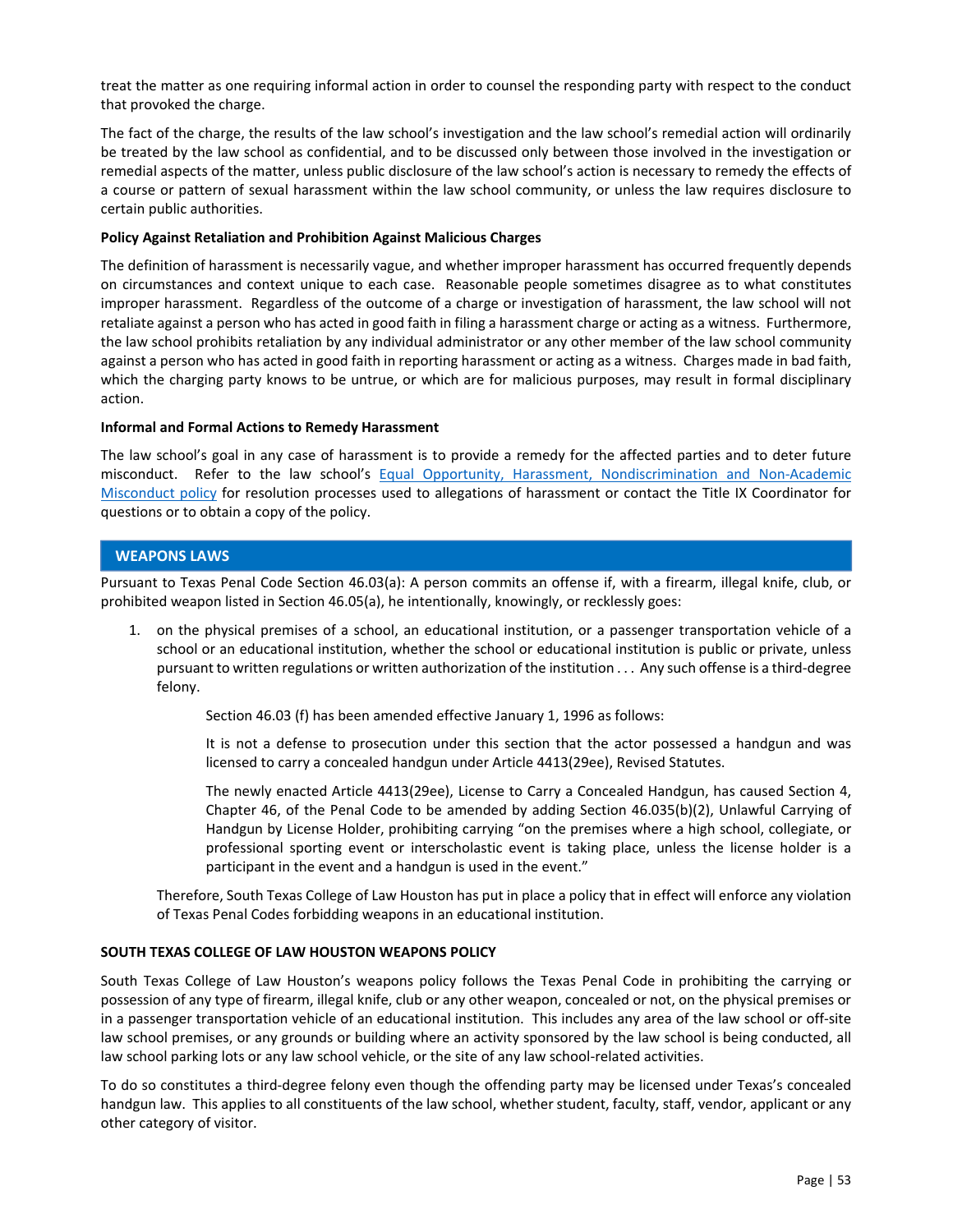treat the matter as one requiring informal action in order to counsel the responding party with respect to the conduct that provoked the charge.

The fact of the charge, the results of the law school's investigation and the law school's remedial action will ordinarily be treated by the law school as confidential, and to be discussed only between those involved in the investigation or remedial aspects of the matter, unless public disclosure of the law school's action is necessary to remedy the effects of a course or pattern of sexual harassment within the law school community, or unless the law requires disclosure to certain public authorities.

**Policy Against Retaliation and Prohibition Against Malicious Charges**

The definition of harassment is necessarily vague, and whether improper harassment has occurred frequently depends on circumstances and context unique to each case. Reasonable people sometimes disagree as to what constitutes improper harassment. Regardless of the outcome of a charge or investigation of harassment, the law school will not retaliate against a person who has acted in good faith in filing a harassment charge or acting as a witness. Furthermore, the law school prohibits retaliation by any individual administrator or any other member of the law school community against a person who has acted in good faith in reporting harassment or acting as a witness. Charges made in bad faith, which the charging party knows to be untrue, or which are for malicious purposes, may result in formal disciplinary action.

**Informal and Formal Actions to Remedy Harassment**

The law school's goal in any case of harassment is to provide a remedy for the affected parties and to deter future misconduct. Refer to the law school's [Equal Opportunity, Harassment, Nondiscrimination and Non-Academic Misconduct policy]() for resolution processes used to allegations of harassment or contact the Title IX Coordinator for questions or to obtain a copy of the policy.

## WEAPONS LAWS

Pursuant to Texas Penal Code Section 46.03(a): A person commits an offense if, with a firearm, illegal knife, club, or prohibited weapon listed in Section 46.05(a), he intentionally, knowingly, or recklessly goes:

1. on the physical premises of a school, an educational institution, or a passenger transportation vehicle of a school or an educational institution, whether the school or educational institution is public or private, unless pursuant to written regulations or written authorization of the institution . . . Any such offense is a third-degree felony.

   > Section 46.03 (f) has been amended effective January 1, 1996 as follows:
   >
   > It is not a defense to prosecution under this section that the actor possessed a handgun and was licensed to carry a concealed handgun under Article 4413(29ee), Revised Statutes.
   >
   > The newly enacted Article 4413(29ee), License to Carry a Concealed Handgun, has caused Section 4, Chapter 46, of the Penal Code to be amended by adding Section 46.035(b)(2), Unlawful Carrying of Handgun by License Holder, prohibiting carrying "on the premises where a high school, collegiate, or professional sporting event or interscholastic event is taking place, unless the license holder is a participant in the event and a handgun is used in the event."

   Therefore, South Texas College of Law Houston has put in place a policy that in effect will enforce any violation of Texas Penal Codes forbidding weapons in an educational institution.

**SOUTH TEXAS COLLEGE OF LAW HOUSTON WEAPONS POLICY**

South Texas College of Law Houston's weapons policy follows the Texas Penal Code in prohibiting the carrying or possession of any type of firearm, illegal knife, club or any other weapon, concealed or not, on the physical premises or in a passenger transportation vehicle of an educational institution. This includes any area of the law school or off-site law school premises, or any grounds or building where an activity sponsored by the law school is being conducted, all law school parking lots or any law school vehicle, or the site of any law school-related activities.

To do so constitutes a third-degree felony even though the offending party may be licensed under Texas's concealed handgun law. This applies to all constituents of the law school, whether student, faculty, staff, vendor, applicant or any other category of visitor.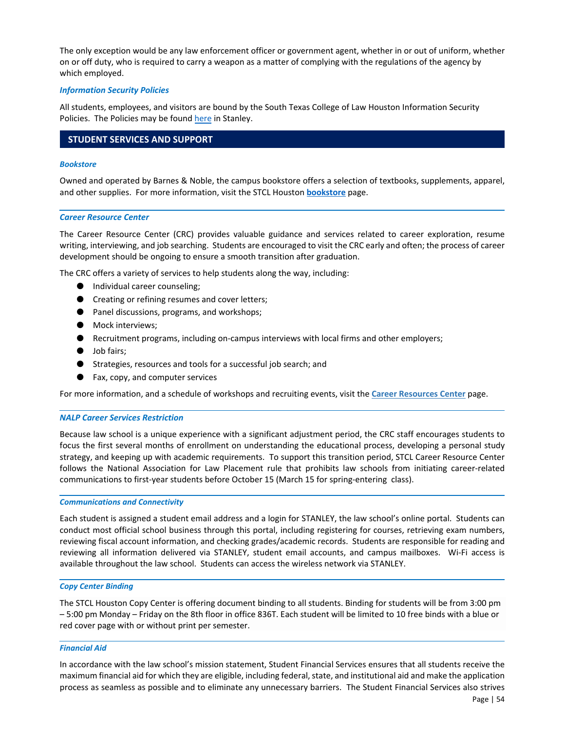The only exception would be any law enforcement officer or government agent, whether in or out of uniform, whether on or off duty, who is required to carry a weapon as a matter of complying with the regulations of the agency by which employed.

***Information Security Policies***

All students, employees, and visitors are bound by the South Texas College of Law Houston Information Security Policies. The Policies may be found here in Stanley.

## STUDENT SERVICES AND SUPPORT

***Bookstore***

Owned and operated by Barnes & Noble, the campus bookstore offers a selection of textbooks, supplements, apparel, and other supplies. For more information, visit the STCL Houston **bookstore** page.

***Career Resource Center***

The Career Resource Center (CRC) provides valuable guidance and services related to career exploration, resume writing, interviewing, and job searching. Students are encouraged to visit the CRC early and often; the process of career development should be ongoing to ensure a smooth transition after graduation.

The CRC offers a variety of services to help students along the way, including:

- Individual career counseling;
- Creating or refining resumes and cover letters;
- Panel discussions, programs, and workshops;
- Mock interviews;
- Recruitment programs, including on-campus interviews with local firms and other employers;
- Job fairs;
- Strategies, resources and tools for a successful job search; and
- Fax, copy, and computer services

For more information, and a schedule of workshops and recruiting events, visit the **Career Resources Center** page.

***NALP Career Services Restriction***

Because law school is a unique experience with a significant adjustment period, the CRC staff encourages students to focus the first several months of enrollment on understanding the educational process, developing a personal study strategy, and keeping up with academic requirements. To support this transition period, STCL Career Resource Center follows the National Association for Law Placement rule that prohibits law schools from initiating career-related communications to first-year students before October 15 (March 15 for spring-entering class).

***Communications and Connectivity***

Each student is assigned a student email address and a login for STANLEY, the law school's online portal. Students can conduct most official school business through this portal, including registering for courses, retrieving exam numbers, reviewing fiscal account information, and checking grades/academic records. Students are responsible for reading and reviewing all information delivered via STANLEY, student email accounts, and campus mailboxes. Wi-Fi access is available throughout the law school. Students can access the wireless network via STANLEY.

***Copy Center Binding***

The STCL Houston Copy Center is offering document binding to all students. Binding for students will be from 3:00 pm – 5:00 pm Monday – Friday on the 8th floor in office 836T. Each student will be limited to 10 free binds with a blue or red cover page with or without print per semester.

***Financial Aid***

In accordance with the law school's mission statement, Student Financial Services ensures that all students receive the maximum financial aid for which they are eligible, including federal, state, and institutional aid and make the application process as seamless as possible and to eliminate any unnecessary barriers. The Student Financial Services also strives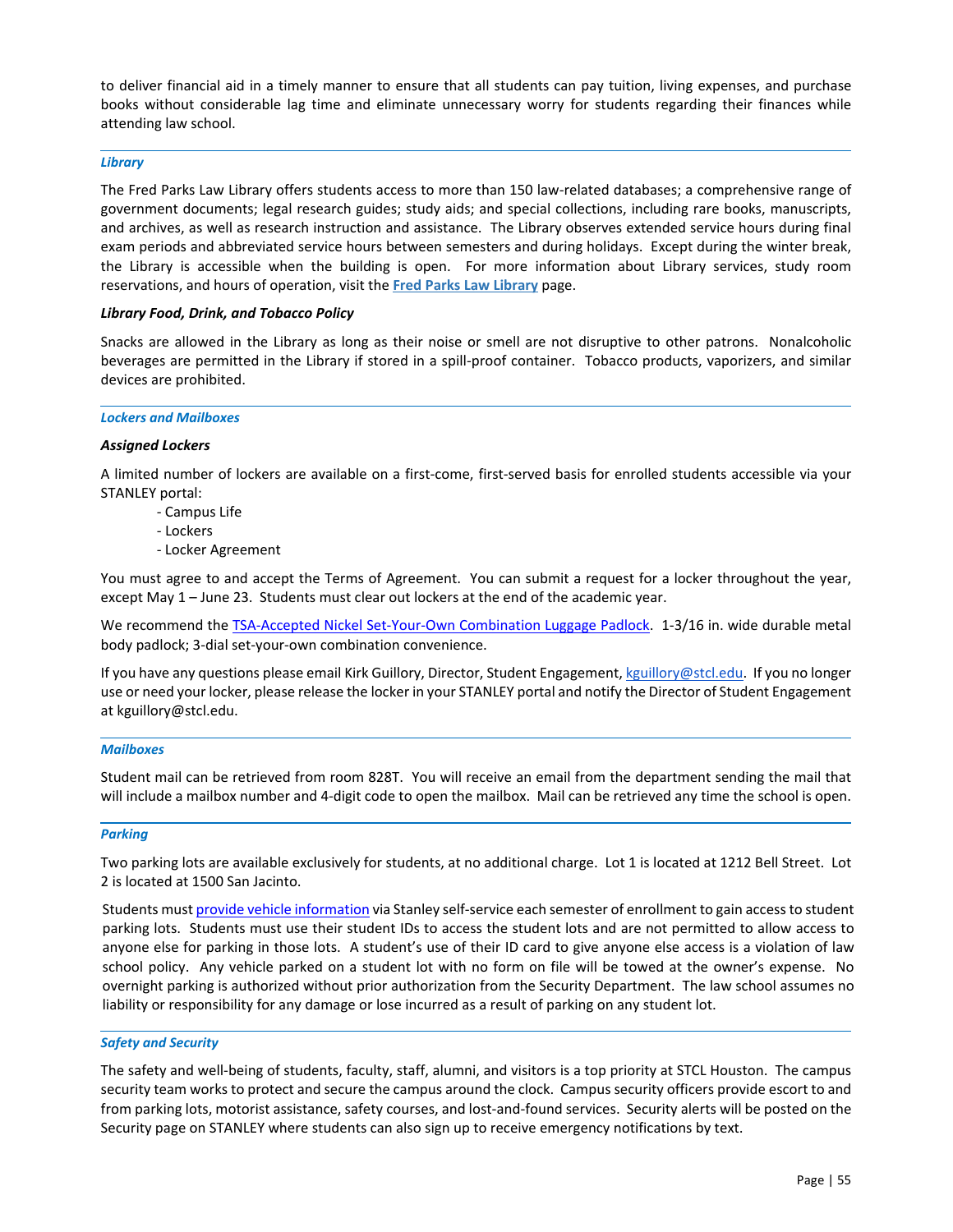to deliver financial aid in a timely manner to ensure that all students can pay tuition, living expenses, and purchase books without considerable lag time and eliminate unnecessary worry for students regarding their finances while attending law school.

### *Library*

The Fred Parks Law Library offers students access to more than 150 law-related databases; a comprehensive range of government documents; legal research guides; study aids; and special collections, including rare books, manuscripts, and archives, as well as research instruction and assistance. The Library observes extended service hours during final exam periods and abbreviated service hours between semesters and during holidays. Except during the winter break, the Library is accessible when the building is open. For more information about Library services, study room reservations, and hours of operation, visit the **Fred Parks Law Library** page.

#### *Library Food, Drink, and Tobacco Policy*

Snacks are allowed in the Library as long as their noise or smell are not disruptive to other patrons. Nonalcoholic beverages are permitted in the Library if stored in a spill-proof container. Tobacco products, vaporizers, and similar devices are prohibited.

### *Lockers and Mailboxes*

#### *Assigned Lockers*

A limited number of lockers are available on a first-come, first-served basis for enrolled students accessible via your STANLEY portal:

- Campus Life
- Lockers
- Locker Agreement

You must agree to and accept the Terms of Agreement. You can submit a request for a locker throughout the year, except May 1 – June 23. Students must clear out lockers at the end of the academic year.

We recommend the TSA-Accepted Nickel Set-Your-Own Combination Luggage Padlock. 1-3/16 in. wide durable metal body padlock; 3-dial set-your-own combination convenience.

If you have any questions please email Kirk Guillory, Director, Student Engagement, kguillory@stcl.edu. If you no longer use or need your locker, please release the locker in your STANLEY portal and notify the Director of Student Engagement at kguillory@stcl.edu.

### *Mailboxes*

Student mail can be retrieved from room 828T. You will receive an email from the department sending the mail that will include a mailbox number and 4-digit code to open the mailbox. Mail can be retrieved any time the school is open.

### *Parking*

Two parking lots are available exclusively for students, at no additional charge. Lot 1 is located at 1212 Bell Street. Lot 2 is located at 1500 San Jacinto.

Students must provide vehicle information via Stanley self-service each semester of enrollment to gain access to student parking lots. Students must use their student IDs to access the student lots and are not permitted to allow access to anyone else for parking in those lots. A student's use of their ID card to give anyone else access is a violation of law school policy. Any vehicle parked on a student lot with no form on file will be towed at the owner's expense. No overnight parking is authorized without prior authorization from the Security Department. The law school assumes no liability or responsibility for any damage or lose incurred as a result of parking on any student lot.

### *Safety and Security*

The safety and well-being of students, faculty, staff, alumni, and visitors is a top priority at STCL Houston. The campus security team works to protect and secure the campus around the clock. Campus security officers provide escort to and from parking lots, motorist assistance, safety courses, and lost-and-found services. Security alerts will be posted on the Security page on STANLEY where students can also sign up to receive emergency notifications by text.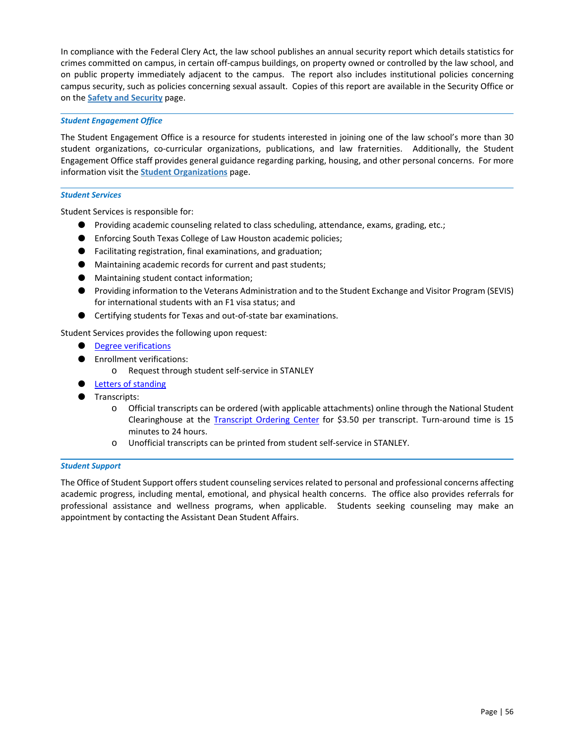In compliance with the Federal Clery Act, the law school publishes an annual security report which details statistics for crimes committed on campus, in certain off-campus buildings, on property owned or controlled by the law school, and on public property immediately adjacent to the campus. The report also includes institutional policies concerning campus security, such as policies concerning sexual assault. Copies of this report are available in the Security Office or on the **Safety and Security** page.

---

### *Student Engagement Office*

The Student Engagement Office is a resource for students interested in joining one of the law school's more than 30 student organizations, co-curricular organizations, publications, and law fraternities. Additionally, the Student Engagement Office staff provides general guidance regarding parking, housing, and other personal concerns. For more information visit the **Student Organizations** page.

---

### *Student Services*

Student Services is responsible for:

- Providing academic counseling related to class scheduling, attendance, exams, grading, etc.;
- Enforcing South Texas College of Law Houston academic policies;
- Facilitating registration, final examinations, and graduation;
- Maintaining academic records for current and past students;
- Maintaining student contact information;
- Providing information to the Veterans Administration and to the Student Exchange and Visitor Program (SEVIS) for international students with an F1 visa status; and
- Certifying students for Texas and out-of-state bar examinations.

Student Services provides the following upon request:

- Degree verifications
- Enrollment verifications:
  - Request through student self-service in STANLEY
- Letters of standing
- Transcripts:
  - Official transcripts can be ordered (with applicable attachments) online through the National Student Clearinghouse at the Transcript Ordering Center for $3.50 per transcript. Turn-around time is 15 minutes to 24 hours.
  - Unofficial transcripts can be printed from student self-service in STANLEY.

---

### *Student Support*

The Office of Student Support offers student counseling services related to personal and professional concerns affecting academic progress, including mental, emotional, and physical health concerns. The office also provides referrals for professional assistance and wellness programs, when applicable. Students seeking counseling may make an appointment by contacting the Assistant Dean Student Affairs.